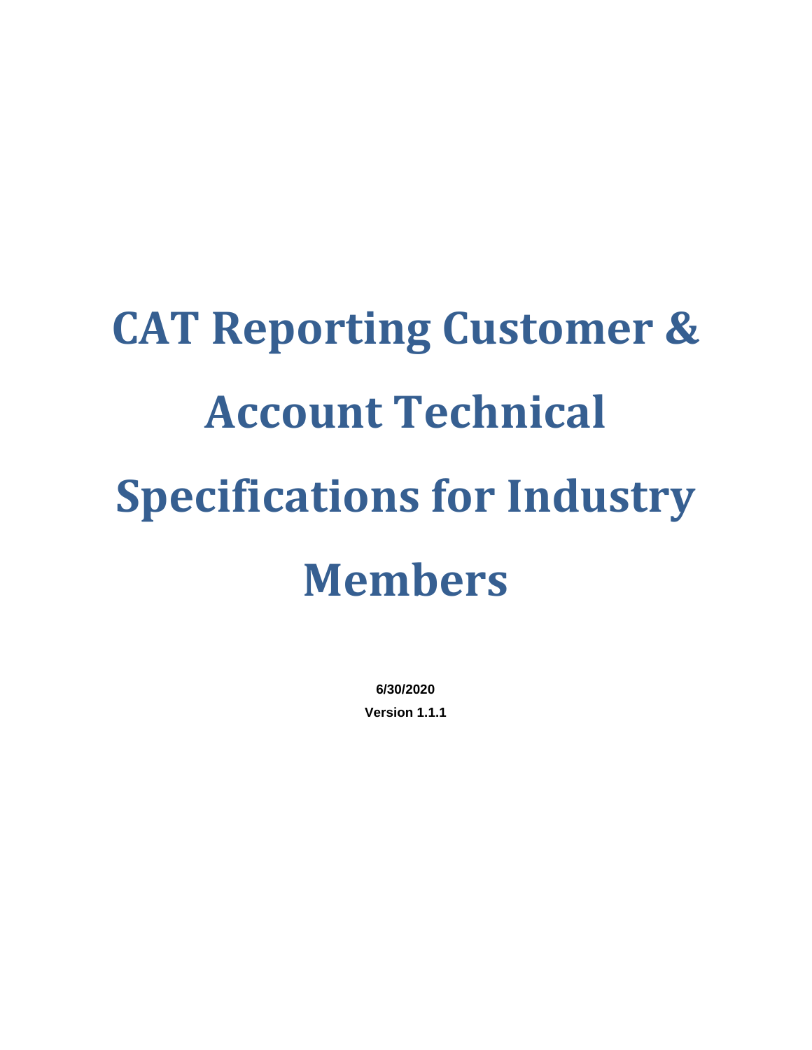# CAT Reporting Customer & Account Technical Specifications for Industry Members

**6/30/2020**

**Version 1.1.1**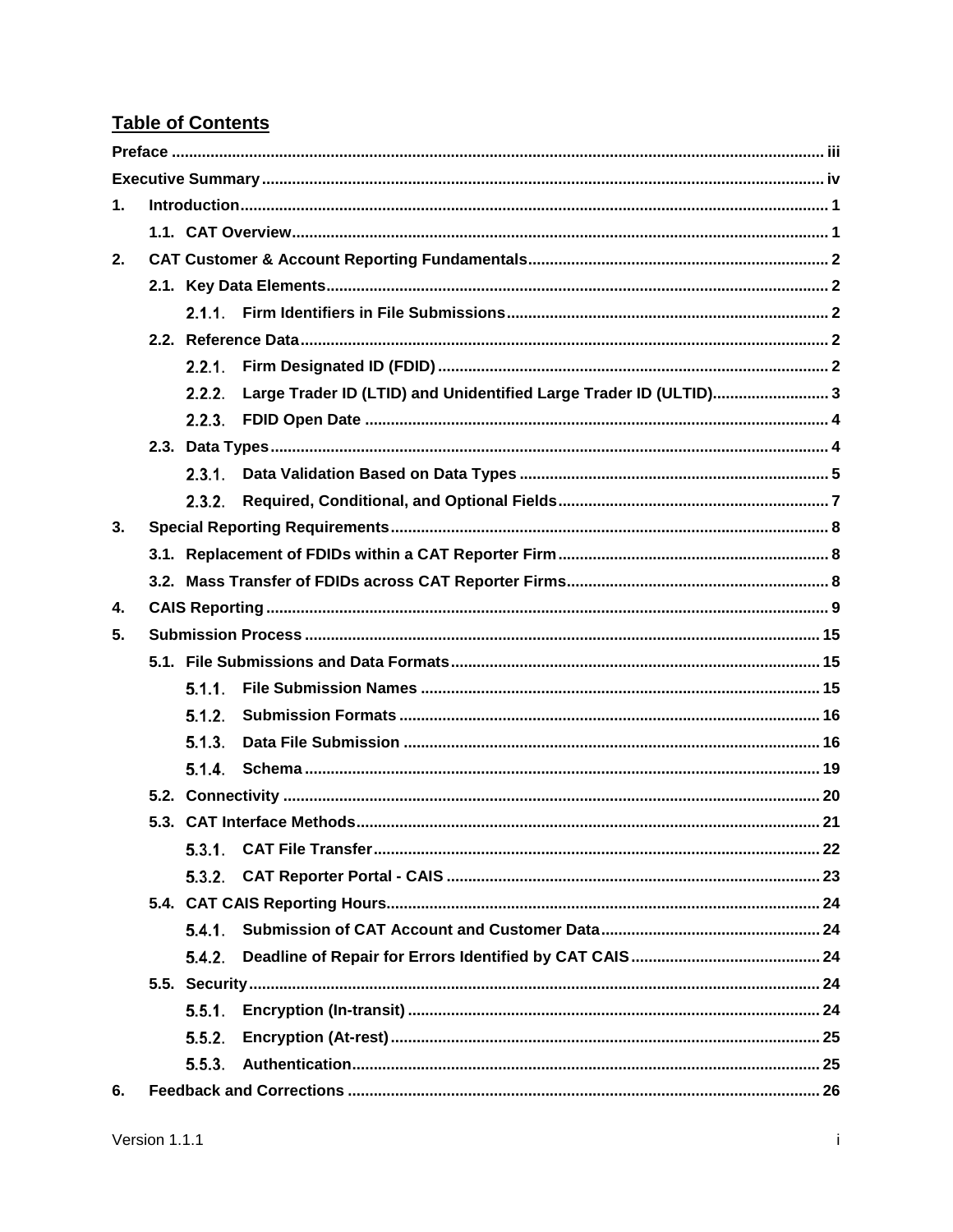## Table of Contents

- **Preface** ... iii
- **Executive Summary** ... iv
- **1. Introduction** ... 1
  - **1.1. CAT Overview** ... 1
- **2. CAT Customer & Account Reporting Fundamentals** ... 2
  - **2.1. Key Data Elements** ... 2
    - **2.1.1. Firm Identifiers in File Submissions** ... 2
  - **2.2. Reference Data** ... 2
    - **2.2.1. Firm Designated ID (FDID)** ... 2
    - **2.2.2. Large Trader ID (LTID) and Unidentified Large Trader ID (ULTID)** ... 3
    - **2.2.3. FDID Open Date** ... 4
  - **2.3. Data Types** ... 4
    - **2.3.1. Data Validation Based on Data Types** ... 5
    - **2.3.2. Required, Conditional, and Optional Fields** ... 7
- **3. Special Reporting Requirements** ... 8
  - **3.1. Replacement of FDIDs within a CAT Reporter Firm** ... 8
  - **3.2. Mass Transfer of FDIDs across CAT Reporter Firms** ... 8
- **4. CAIS Reporting** ... 9
- **5. Submission Process** ... 15
  - **5.1. File Submissions and Data Formats** ... 15
    - **5.1.1. File Submission Names** ... 15
    - **5.1.2. Submission Formats** ... 16
    - **5.1.3. Data File Submission** ... 16
    - **5.1.4. Schema** ... 19
  - **5.2. Connectivity** ... 20
  - **5.3. CAT Interface Methods** ... 21
    - **5.3.1. CAT File Transfer** ... 22
    - **5.3.2. CAT Reporter Portal - CAIS** ... 23
  - **5.4. CAT CAIS Reporting Hours** ... 24
    - **5.4.1. Submission of CAT Account and Customer Data** ... 24
    - **5.4.2. Deadline of Repair for Errors Identified by CAT CAIS** ... 24
  - **5.5. Security** ... 24
    - **5.5.1. Encryption (In-transit)** ... 24
    - **5.5.2. Encryption (At-rest)** ... 25
    - **5.5.3. Authentication** ... 25
- **6. Feedback and Corrections** ... 26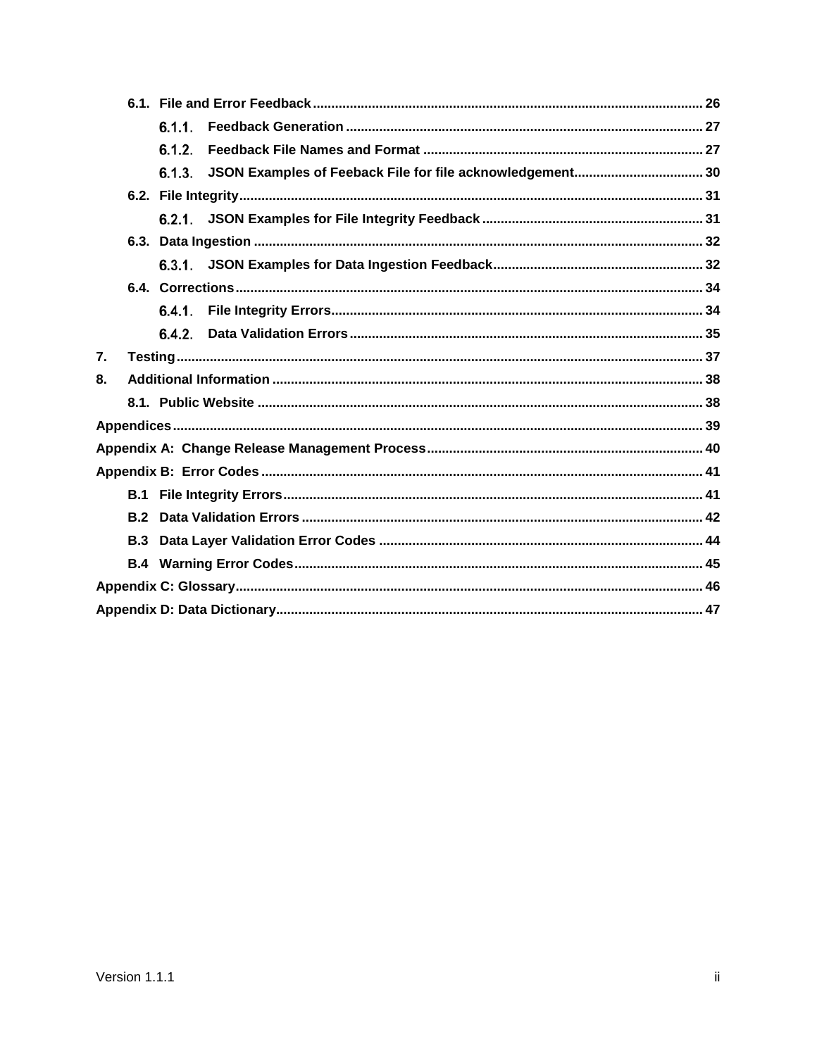- 6.1. File and Error Feedback ........ 26
  - 6.1.1. Feedback Generation ........ 27
  - 6.1.2. Feedback File Names and Format ........ 27
  - 6.1.3. JSON Examples of Feeback File for file acknowledgement ........ 30
- 6.2. File Integrity ........ 31
  - 6.2.1. JSON Examples for File Integrity Feedback ........ 31
- 6.3. Data Ingestion ........ 32
  - 6.3.1. JSON Examples for Data Ingestion Feedback ........ 32
- 6.4. Corrections ........ 34
  - 6.4.1. File Integrity Errors ........ 34
  - 6.4.2. Data Validation Errors ........ 35

7. Testing ........ 37

8. Additional Information ........ 38
   - 8.1. Public Website ........ 38

Appendices ........ 39

Appendix A: Change Release Management Process ........ 40

Appendix B: Error Codes ........ 41
- B.1 File Integrity Errors ........ 41
- B.2 Data Validation Errors ........ 42
- B.3 Data Layer Validation Error Codes ........ 44
- B.4 Warning Error Codes ........ 45

Appendix C: Glossary ........ 46

Appendix D: Data Dictionary ........ 47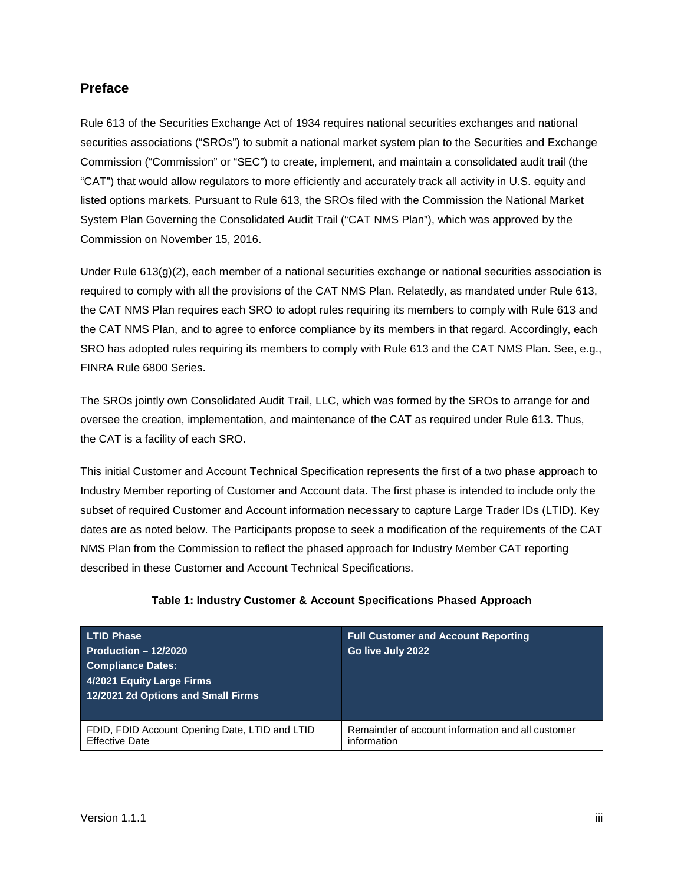## Preface

Rule 613 of the Securities Exchange Act of 1934 requires national securities exchanges and national securities associations ("SROs") to submit a national market system plan to the Securities and Exchange Commission ("Commission" or "SEC") to create, implement, and maintain a consolidated audit trail (the "CAT") that would allow regulators to more efficiently and accurately track all activity in U.S. equity and listed options markets. Pursuant to Rule 613, the SROs filed with the Commission the National Market System Plan Governing the Consolidated Audit Trail ("CAT NMS Plan"), which was approved by the Commission on November 15, 2016.

Under Rule 613(g)(2), each member of a national securities exchange or national securities association is required to comply with all the provisions of the CAT NMS Plan. Relatedly, as mandated under Rule 613, the CAT NMS Plan requires each SRO to adopt rules requiring its members to comply with Rule 613 and the CAT NMS Plan, and to agree to enforce compliance by its members in that regard. Accordingly, each SRO has adopted rules requiring its members to comply with Rule 613 and the CAT NMS Plan. See, e.g., FINRA Rule 6800 Series.

The SROs jointly own Consolidated Audit Trail, LLC, which was formed by the SROs to arrange for and oversee the creation, implementation, and maintenance of the CAT as required under Rule 613. Thus, the CAT is a facility of each SRO.

This initial Customer and Account Technical Specification represents the first of a two phase approach to Industry Member reporting of Customer and Account data. The first phase is intended to include only the subset of required Customer and Account information necessary to capture Large Trader IDs (LTID). Key dates are as noted below. The Participants propose to seek a modification of the requirements of the CAT NMS Plan from the Commission to reflect the phased approach for Industry Member CAT reporting described in these Customer and Account Technical Specifications.

**Table 1: Industry Customer & Account Specifications Phased Approach**

| **LTID Phase**<br>**Production – 12/2020**<br>**Compliance Dates:**<br>**4/2021 Equity Large Firms**<br>**12/2021 2d Options and Small Firms** | **Full Customer and Account Reporting**<br>**Go live July 2022** |
|---|---|
| FDID, FDID Account Opening Date, LTID and LTID Effective Date | Remainder of account information and all customer information |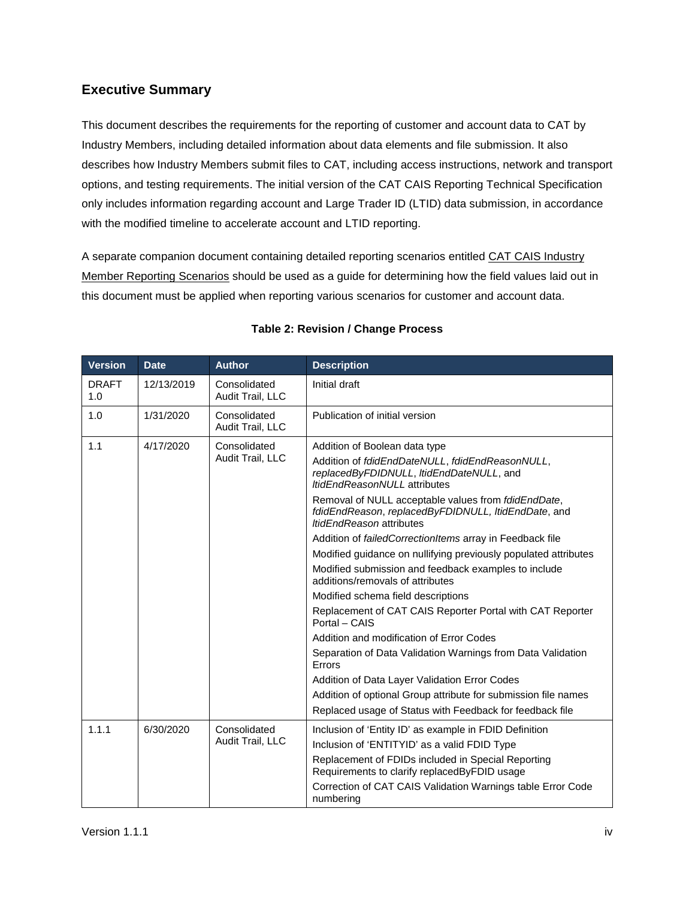## Executive Summary

This document describes the requirements for the reporting of customer and account data to CAT by Industry Members, including detailed information about data elements and file submission. It also describes how Industry Members submit files to CAT, including access instructions, network and transport options, and testing requirements. The initial version of the CAT CAIS Reporting Technical Specification only includes information regarding account and Large Trader ID (LTID) data submission, in accordance with the modified timeline to accelerate account and LTID reporting.

A separate companion document containing detailed reporting scenarios entitled CAT CAIS Industry Member Reporting Scenarios should be used as a guide for determining how the field values laid out in this document must be applied when reporting various scenarios for customer and account data.

**Table 2: Revision / Change Process**

| Version | Date | Author | Description |
|---|---|---|---|
| DRAFT 1.0 | 12/13/2019 | Consolidated Audit Trail, LLC | Initial draft |
| 1.0 | 1/31/2020 | Consolidated Audit Trail, LLC | Publication of initial version |
| 1.1 | 4/17/2020 | Consolidated Audit Trail, LLC | Addition of Boolean data type<br>Addition of *fdidEndDateNULL*, *fdidEndReasonNULL*, *replacedByFDIDNULL*, *ltidEndDateNULL*, and *ltidEndReasonNULL* attributes<br>Removal of NULL acceptable values from *fdidEndDate*, *fdidEndReason*, *replacedByFDIDNULL, ltidEndDate*, and *ltidEndReason* attributes<br>Addition of *failedCorrectionItems* array in Feedback file<br>Modified guidance on nullifying previously populated attributes<br>Modified submission and feedback examples to include additions/removals of attributes<br>Modified schema field descriptions<br>Replacement of CAT CAIS Reporter Portal with CAT Reporter Portal – CAIS<br>Addition and modification of Error Codes<br>Separation of Data Validation Warnings from Data Validation Errors<br>Addition of Data Layer Validation Error Codes<br>Addition of optional Group attribute for submission file names<br>Replaced usage of Status with Feedback for feedback file |
| 1.1.1 | 6/30/2020 | Consolidated Audit Trail, LLC | Inclusion of 'Entity ID' as example in FDID Definition<br>Inclusion of 'ENTITYID' as a valid FDID Type<br>Replacement of FDIDs included in Special Reporting Requirements to clarify replacedByFDID usage<br>Correction of CAT CAIS Validation Warnings table Error Code numbering |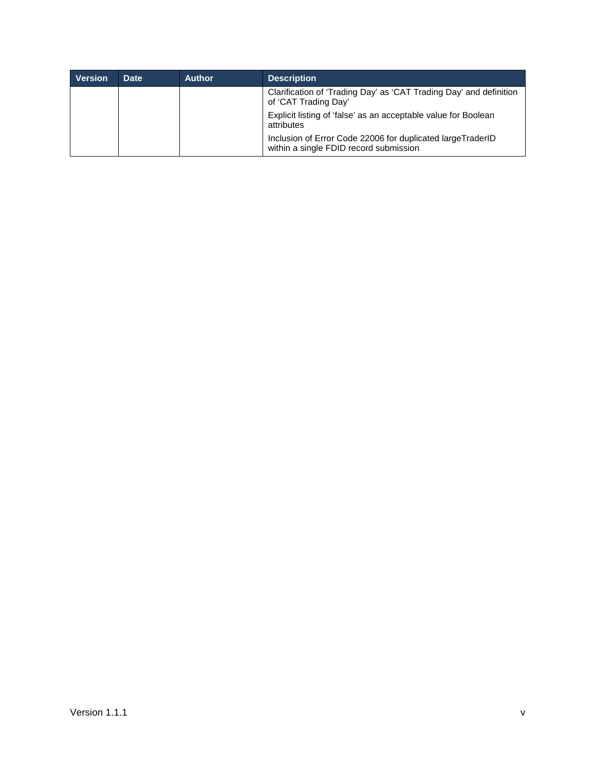| Version | Date | Author | Description |
| --- | --- | --- | --- |
| | | | Clarification of 'Trading Day' as 'CAT Trading Day' and definition of 'CAT Trading Day' |
| | | | Explicit listing of 'false' as an acceptable value for Boolean attributes |
| | | | Inclusion of Error Code 22006 for duplicated largeTraderID within a single FDID record submission |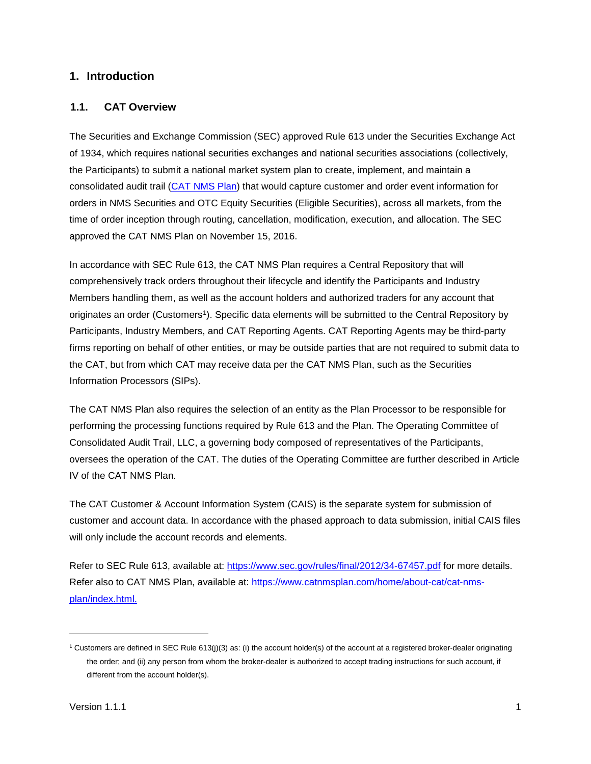# 1. Introduction

## 1.1. CAT Overview

The Securities and Exchange Commission (SEC) approved Rule 613 under the Securities Exchange Act of 1934, which requires national securities exchanges and national securities associations (collectively, the Participants) to submit a national market system plan to create, implement, and maintain a consolidated audit trail ([CAT NMS Plan](https://www.catnmsplan.com/home/about-cat/cat-nms-plan/index.html)) that would capture customer and order event information for orders in NMS Securities and OTC Equity Securities (Eligible Securities), across all markets, from the time of order inception through routing, cancellation, modification, execution, and allocation. The SEC approved the CAT NMS Plan on November 15, 2016.

In accordance with SEC Rule 613, the CAT NMS Plan requires a Central Repository that will comprehensively track orders throughout their lifecycle and identify the Participants and Industry Members handling them, as well as the account holders and authorized traders for any account that originates an order (Customers[1]). Specific data elements will be submitted to the Central Repository by Participants, Industry Members, and CAT Reporting Agents. CAT Reporting Agents may be third-party firms reporting on behalf of other entities, or may be outside parties that are not required to submit data to the CAT, but from which CAT may receive data per the CAT NMS Plan, such as the Securities Information Processors (SIPs).

The CAT NMS Plan also requires the selection of an entity as the Plan Processor to be responsible for performing the processing functions required by Rule 613 and the Plan. The Operating Committee of Consolidated Audit Trail, LLC, a governing body composed of representatives of the Participants, oversees the operation of the CAT. The duties of the Operating Committee are further described in Article IV of the CAT NMS Plan.

The CAT Customer & Account Information System (CAIS) is the separate system for submission of customer and account data. In accordance with the phased approach to data submission, initial CAIS files will only include the account records and elements.

Refer to SEC Rule 613, available at: [https://www.sec.gov/rules/final/2012/34-67457.pdf](https://www.sec.gov/rules/final/2012/34-67457.pdf) for more details. Refer also to CAT NMS Plan, available at: [https://www.catnmsplan.com/home/about-cat/cat-nms-plan/index.html.](https://www.catnmsplan.com/home/about-cat/cat-nms-plan/index.html)

---

[1] Customers are defined in SEC Rule 613(j)(3) as: (i) the account holder(s) of the account at a registered broker-dealer originating the order; and (ii) any person from whom the broker-dealer is authorized to accept trading instructions for such account, if different from the account holder(s).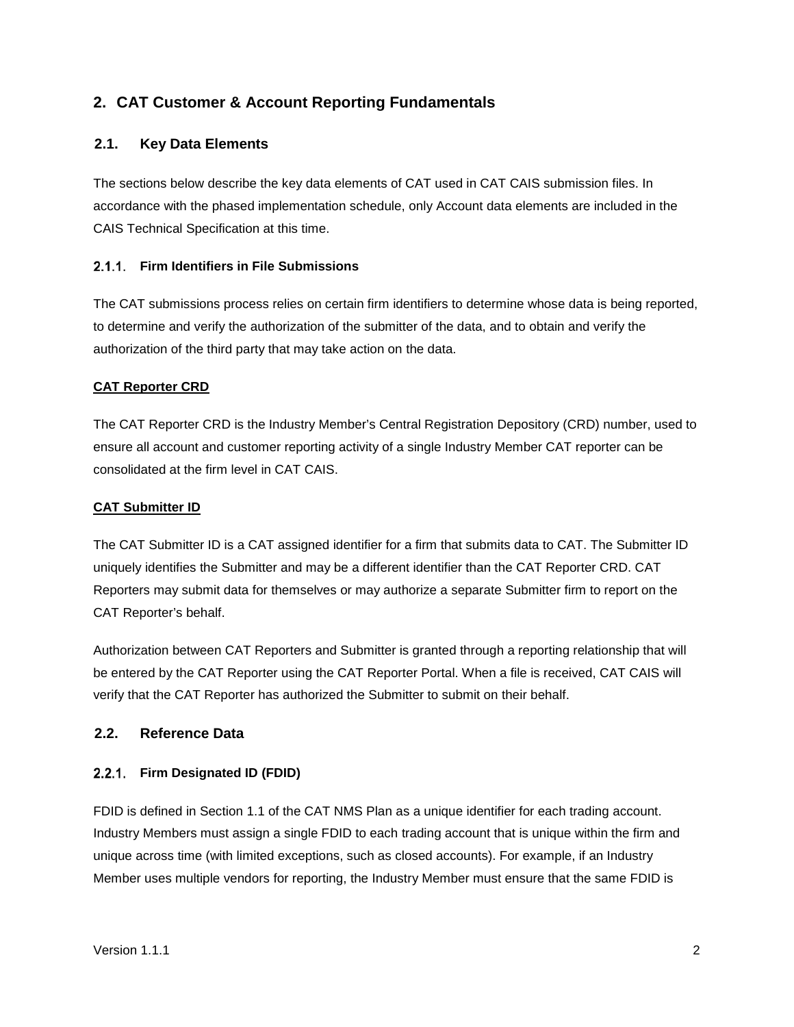# 2. CAT Customer & Account Reporting Fundamentals

## 2.1. Key Data Elements

The sections below describe the key data elements of CAT used in CAT CAIS submission files. In accordance with the phased implementation schedule, only Account data elements are included in the CAIS Technical Specification at this time.

### 2.1.1. Firm Identifiers in File Submissions

The CAT submissions process relies on certain firm identifiers to determine whose data is being reported, to determine and verify the authorization of the submitter of the data, and to obtain and verify the authorization of the third party that may take action on the data.

**CAT Reporter CRD**

The CAT Reporter CRD is the Industry Member's Central Registration Depository (CRD) number, used to ensure all account and customer reporting activity of a single Industry Member CAT reporter can be consolidated at the firm level in CAT CAIS.

**CAT Submitter ID**

The CAT Submitter ID is a CAT assigned identifier for a firm that submits data to CAT. The Submitter ID uniquely identifies the Submitter and may be a different identifier than the CAT Reporter CRD. CAT Reporters may submit data for themselves or may authorize a separate Submitter firm to report on the CAT Reporter's behalf.

Authorization between CAT Reporters and Submitter is granted through a reporting relationship that will be entered by the CAT Reporter using the CAT Reporter Portal. When a file is received, CAT CAIS will verify that the CAT Reporter has authorized the Submitter to submit on their behalf.

## 2.2. Reference Data

### 2.2.1. Firm Designated ID (FDID)

FDID is defined in Section 1.1 of the CAT NMS Plan as a unique identifier for each trading account. Industry Members must assign a single FDID to each trading account that is unique within the firm and unique across time (with limited exceptions, such as closed accounts). For example, if an Industry Member uses multiple vendors for reporting, the Industry Member must ensure that the same FDID is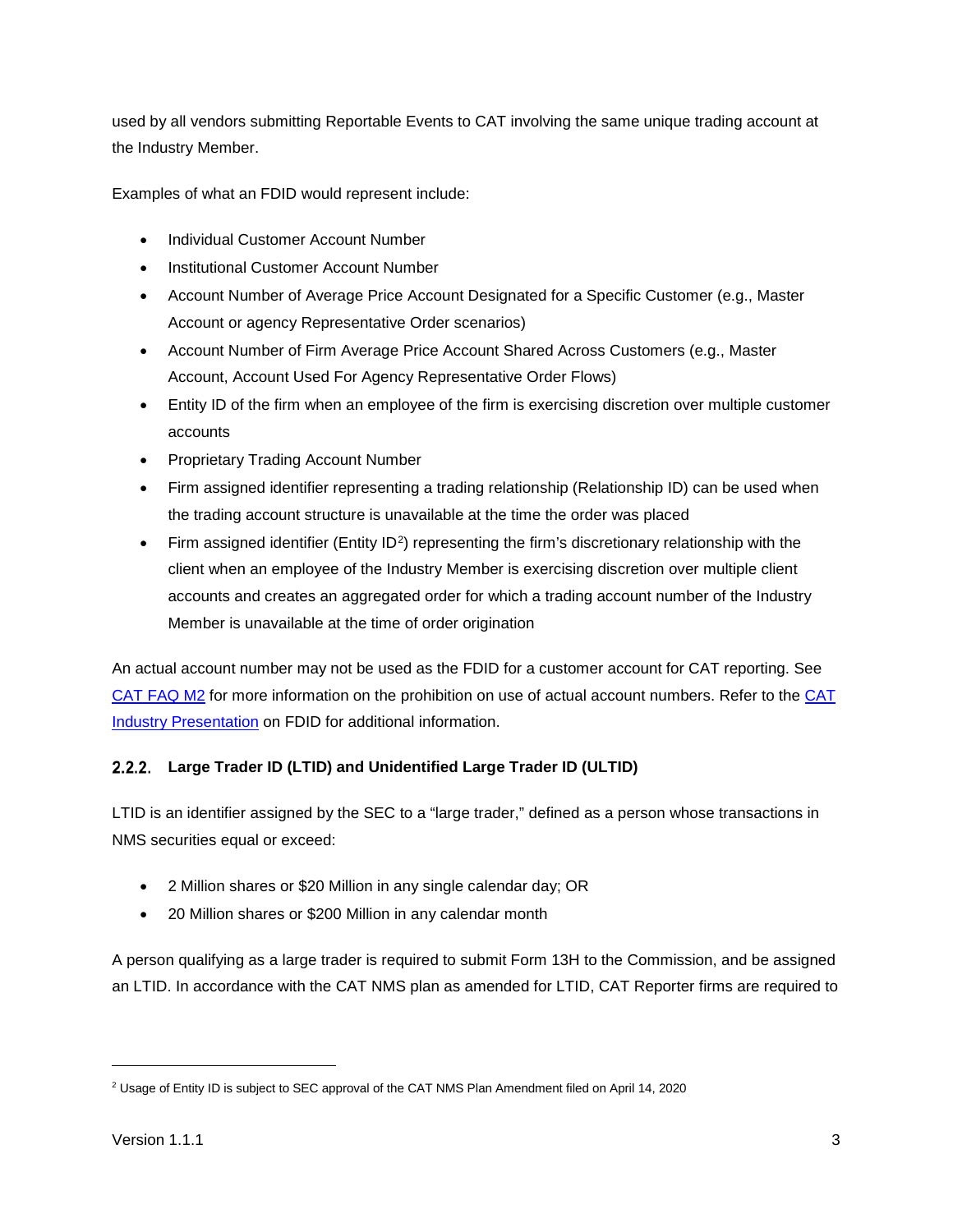used by all vendors submitting Reportable Events to CAT involving the same unique trading account at the Industry Member.

Examples of what an FDID would represent include:

- Individual Customer Account Number
- Institutional Customer Account Number
- Account Number of Average Price Account Designated for a Specific Customer (e.g., Master Account or agency Representative Order scenarios)
- Account Number of Firm Average Price Account Shared Across Customers (e.g., Master Account, Account Used For Agency Representative Order Flows)
- Entity ID of the firm when an employee of the firm is exercising discretion over multiple customer accounts
- Proprietary Trading Account Number
- Firm assigned identifier representing a trading relationship (Relationship ID) can be used when the trading account structure is unavailable at the time the order was placed
- Firm assigned identifier (Entity ID[2]) representing the firm's discretionary relationship with the client when an employee of the Industry Member is exercising discretion over multiple client accounts and creates an aggregated order for which a trading account number of the Industry Member is unavailable at the time of order origination

An actual account number may not be used as the FDID for a customer account for CAT reporting. See CAT FAQ M2 for more information on the prohibition on use of actual account numbers. Refer to the CAT Industry Presentation on FDID for additional information.

### 2.2.2. Large Trader ID (LTID) and Unidentified Large Trader ID (ULTID)

LTID is an identifier assigned by the SEC to a "large trader," defined as a person whose transactions in NMS securities equal or exceed:

- 2 Million shares or $20 Million in any single calendar day; OR
- 20 Million shares or $200 Million in any calendar month

A person qualifying as a large trader is required to submit Form 13H to the Commission, and be assigned an LTID. In accordance with the CAT NMS plan as amended for LTID, CAT Reporter firms are required to

[2] Usage of Entity ID is subject to SEC approval of the CAT NMS Plan Amendment filed on April 14, 2020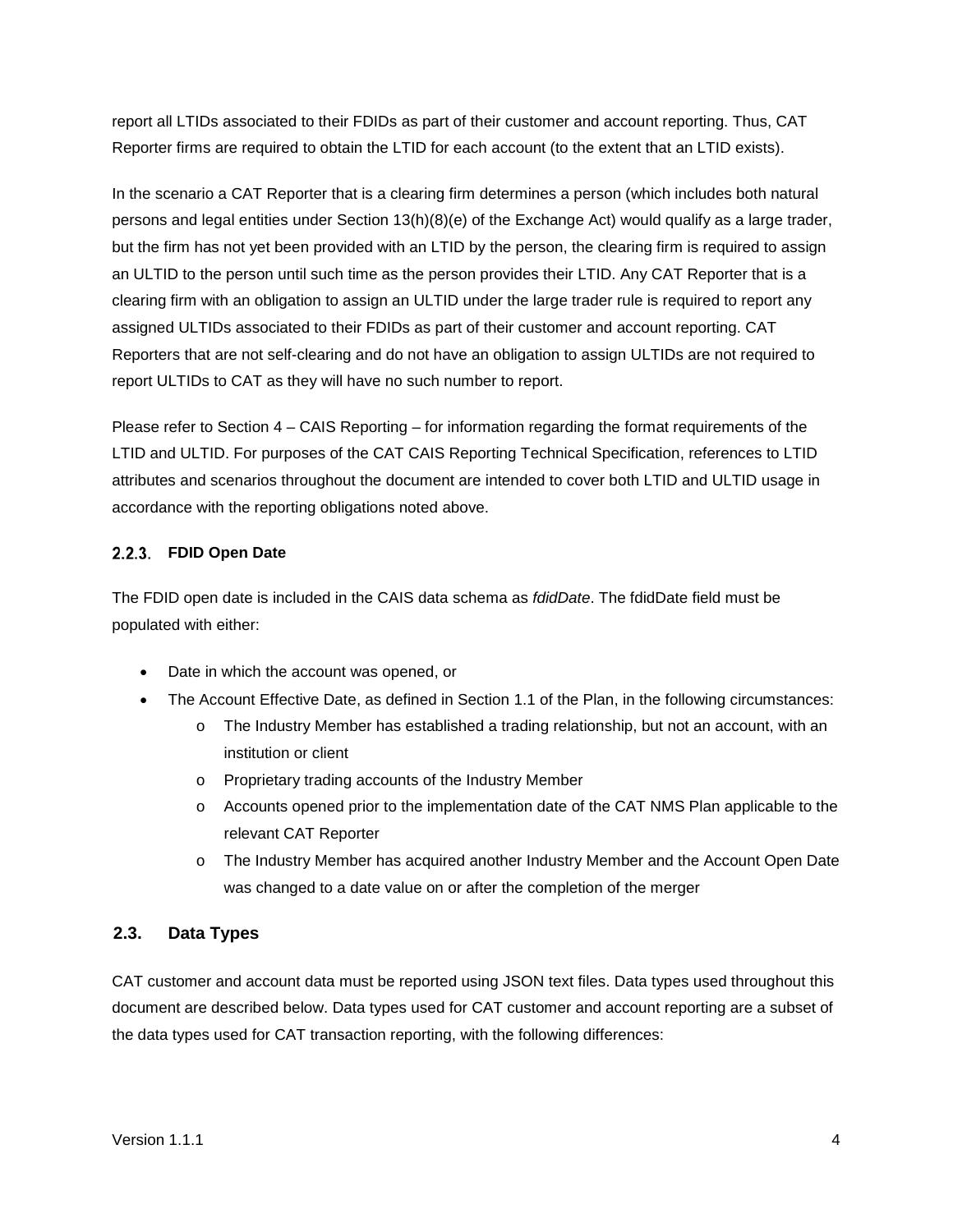report all LTIDs associated to their FDIDs as part of their customer and account reporting. Thus, CAT Reporter firms are required to obtain the LTID for each account (to the extent that an LTID exists).

In the scenario a CAT Reporter that is a clearing firm determines a person (which includes both natural persons and legal entities under Section 13(h)(8)(e) of the Exchange Act) would qualify as a large trader, but the firm has not yet been provided with an LTID by the person, the clearing firm is required to assign an ULTID to the person until such time as the person provides their LTID. Any CAT Reporter that is a clearing firm with an obligation to assign an ULTID under the large trader rule is required to report any assigned ULTIDs associated to their FDIDs as part of their customer and account reporting. CAT Reporters that are not self-clearing and do not have an obligation to assign ULTIDs are not required to report ULTIDs to CAT as they will have no such number to report.

Please refer to Section 4 – CAIS Reporting – for information regarding the format requirements of the LTID and ULTID. For purposes of the CAT CAIS Reporting Technical Specification, references to LTID attributes and scenarios throughout the document are intended to cover both LTID and ULTID usage in accordance with the reporting obligations noted above.

### 2.2.3. FDID Open Date

The FDID open date is included in the CAIS data schema as *fdidDate*. The fdidDate field must be populated with either:

- Date in which the account was opened, or
- The Account Effective Date, as defined in Section 1.1 of the Plan, in the following circumstances:
  - The Industry Member has established a trading relationship, but not an account, with an institution or client
  - Proprietary trading accounts of the Industry Member
  - Accounts opened prior to the implementation date of the CAT NMS Plan applicable to the relevant CAT Reporter
  - The Industry Member has acquired another Industry Member and the Account Open Date was changed to a date value on or after the completion of the merger

## 2.3. Data Types

CAT customer and account data must be reported using JSON text files. Data types used throughout this document are described below. Data types used for CAT customer and account reporting are a subset of the data types used for CAT transaction reporting, with the following differences: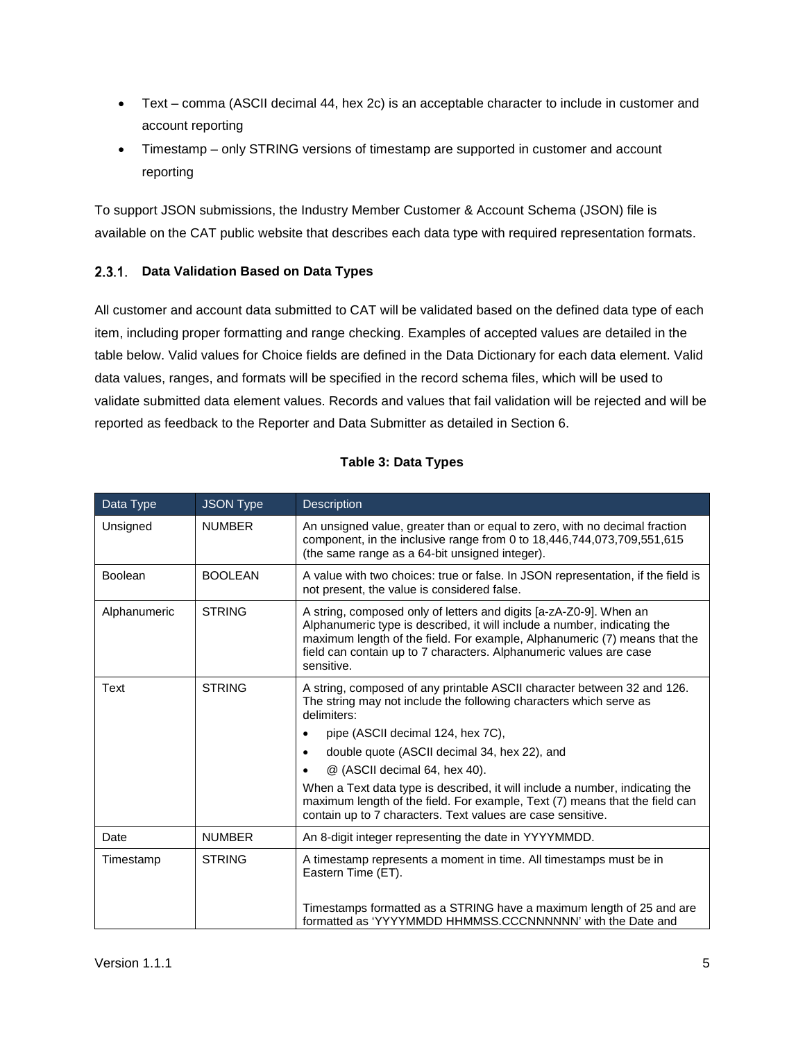- Text – comma (ASCII decimal 44, hex 2c) is an acceptable character to include in customer and account reporting
- Timestamp – only STRING versions of timestamp are supported in customer and account reporting

To support JSON submissions, the Industry Member Customer & Account Schema (JSON) file is available on the CAT public website that describes each data type with required representation formats.

### 2.3.1. Data Validation Based on Data Types

All customer and account data submitted to CAT will be validated based on the defined data type of each item, including proper formatting and range checking. Examples of accepted values are detailed in the table below. Valid values for Choice fields are defined in the Data Dictionary for each data element. Valid data values, ranges, and formats will be specified in the record schema files, which will be used to validate submitted data element values. Records and values that fail validation will be rejected and will be reported as feedback to the Reporter and Data Submitter as detailed in Section 6.

**Table 3: Data Types**

| Data Type | JSON Type | Description |
|---|---|---|
| Unsigned | NUMBER | An unsigned value, greater than or equal to zero, with no decimal fraction component, in the inclusive range from 0 to 18,446,744,073,709,551,615 (the same range as a 64-bit unsigned integer). |
| Boolean | BOOLEAN | A value with two choices: true or false. In JSON representation, if the field is not present, the value is considered false. |
| Alphanumeric | STRING | A string, composed only of letters and digits [a-zA-Z0-9]. When an Alphanumeric type is described, it will include a number, indicating the maximum length of the field. For example, Alphanumeric (7) means that the field can contain up to 7 characters. Alphanumeric values are case sensitive. |
| Text | STRING | A string, composed of any printable ASCII character between 32 and 126. The string may not include the following characters which serve as delimiters:<br>• pipe (ASCII decimal 124, hex 7C),<br>• double quote (ASCII decimal 34, hex 22), and<br>• @ (ASCII decimal 64, hex 40).<br>When a Text data type is described, it will include a number, indicating the maximum length of the field. For example, Text (7) means that the field can contain up to 7 characters. Text values are case sensitive. |
| Date | NUMBER | An 8-digit integer representing the date in YYYYMMDD. |
| Timestamp | STRING | A timestamp represents a moment in time. All timestamps must be in Eastern Time (ET).<br><br>Timestamps formatted as a STRING have a maximum length of 25 and are formatted as 'YYYYMMDD HHMMSS.CCCNNNNNN' with the Date and |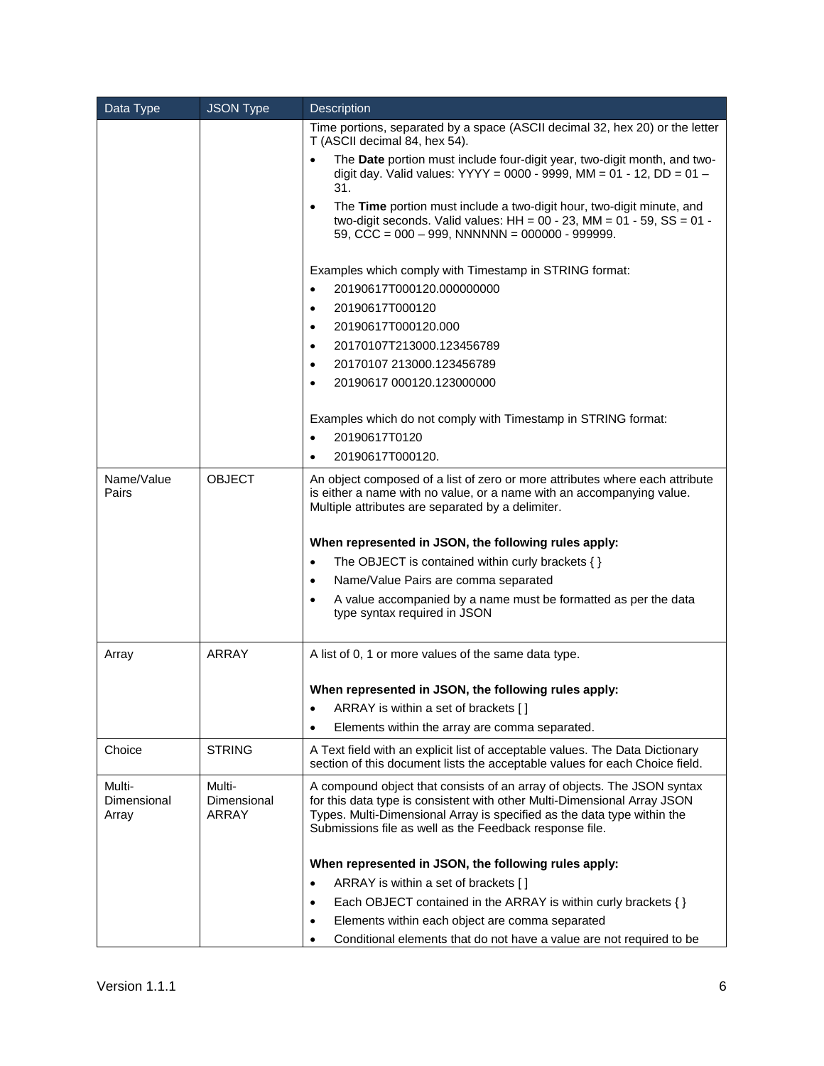| Data Type | JSON Type | Description |
|---|---|---|
| | | Time portions, separated by a space (ASCII decimal 32, hex 20) or the letter T (ASCII decimal 84, hex 54).<br>• The **Date** portion must include four-digit year, two-digit month, and two-digit day. Valid values: YYYY = 0000 - 9999, MM = 01 - 12, DD = 01 – 31.<br>• The **Time** portion must include a two-digit hour, two-digit minute, and two-digit seconds. Valid values: HH = 00 - 23, MM = 01 - 59, SS = 01 - 59, CCC = 000 – 999, NNNNNN = 000000 - 999999.<br><br>Examples which comply with Timestamp in STRING format:<br>• 20190617T000120.000000000<br>• 20190617T000120<br>• 20190617T000120.000<br>• 20170107T213000.123456789<br>• 20170107 213000.123456789<br>• 20190617 000120.123000000<br><br>Examples which do not comply with Timestamp in STRING format:<br>• 20190617T0120<br>• 20190617T000120. |
| Name/Value Pairs | OBJECT | An object composed of a list of zero or more attributes where each attribute is either a name with no value, or a name with an accompanying value. Multiple attributes are separated by a delimiter.<br><br>**When represented in JSON, the following rules apply:**<br>• The OBJECT is contained within curly brackets { }<br>• Name/Value Pairs are comma separated<br>• A value accompanied by a name must be formatted as per the data type syntax required in JSON |
| Array | ARRAY | A list of 0, 1 or more values of the same data type.<br><br>**When represented in JSON, the following rules apply:**<br>• ARRAY is within a set of brackets [ ]<br>• Elements within the array are comma separated. |
| Choice | STRING | A Text field with an explicit list of acceptable values. The Data Dictionary section of this document lists the acceptable values for each Choice field. |
| Multi-Dimensional Array | Multi-Dimensional ARRAY | A compound object that consists of an array of objects. The JSON syntax for this data type is consistent with other Multi-Dimensional Array JSON Types. Multi-Dimensional Array is specified as the data type within the Submissions file as well as the Feedback response file.<br><br>**When represented in JSON, the following rules apply:**<br>• ARRAY is within a set of brackets [ ]<br>• Each OBJECT contained in the ARRAY is within curly brackets { }<br>• Elements within each object are comma separated<br>• Conditional elements that do not have a value are not required to be |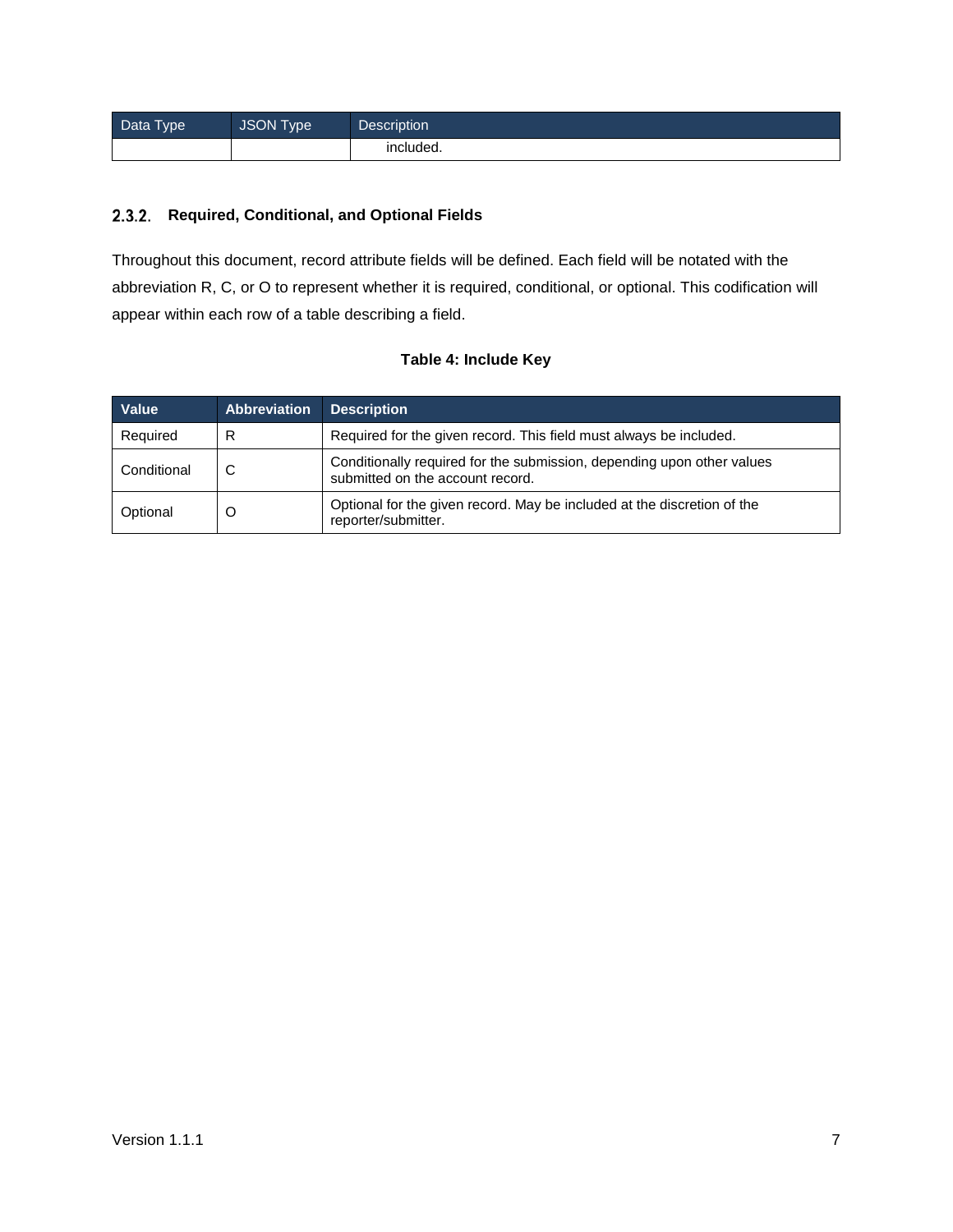| Data Type | JSON Type | Description |
|---|---|---|
| | | included. |

### 2.3.2. Required, Conditional, and Optional Fields

Throughout this document, record attribute fields will be defined. Each field will be notated with the abbreviation R, C, or O to represent whether it is required, conditional, or optional. This codification will appear within each row of a table describing a field.

**Table 4: Include Key**

| Value | Abbreviation | Description |
|---|---|---|
| Required | R | Required for the given record. This field must always be included. |
| Conditional | C | Conditionally required for the submission, depending upon other values submitted on the account record. |
| Optional | O | Optional for the given record. May be included at the discretion of the reporter/submitter. |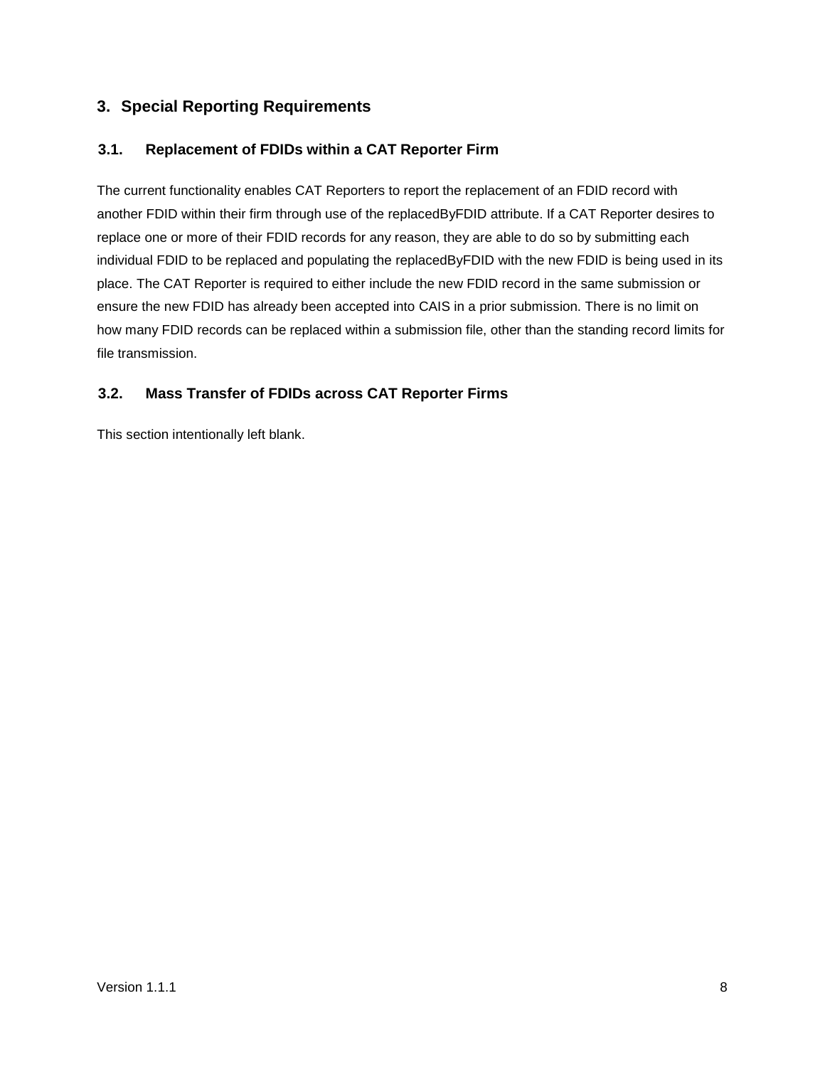# 3. Special Reporting Requirements

## 3.1. Replacement of FDIDs within a CAT Reporter Firm

The current functionality enables CAT Reporters to report the replacement of an FDID record with another FDID within their firm through use of the replacedByFDID attribute. If a CAT Reporter desires to replace one or more of their FDID records for any reason, they are able to do so by submitting each individual FDID to be replaced and populating the replacedByFDID with the new FDID is being used in its place. The CAT Reporter is required to either include the new FDID record in the same submission or ensure the new FDID has already been accepted into CAIS in a prior submission. There is no limit on how many FDID records can be replaced within a submission file, other than the standing record limits for file transmission.

## 3.2. Mass Transfer of FDIDs across CAT Reporter Firms

This section intentionally left blank.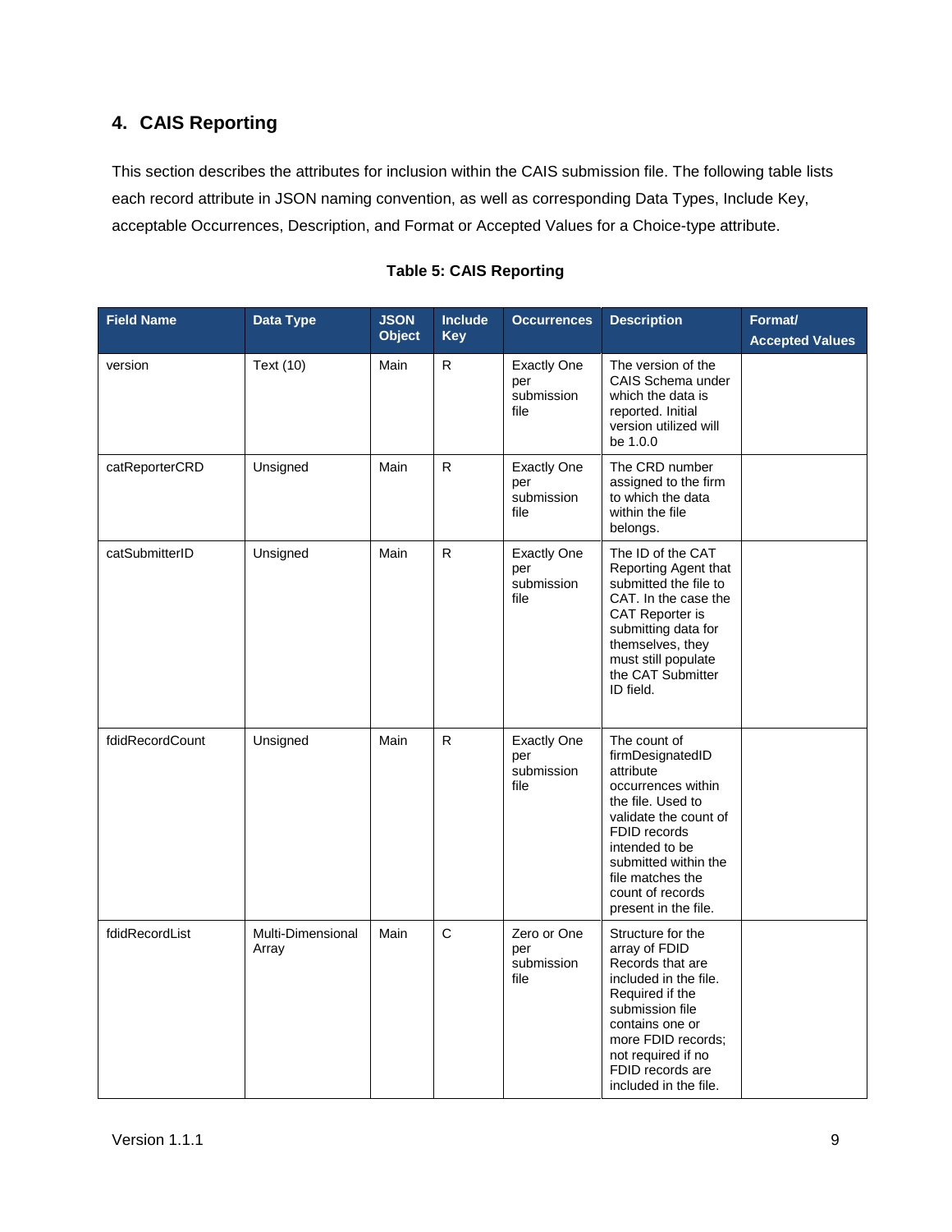# 4. CAIS Reporting

This section describes the attributes for inclusion within the CAIS submission file. The following table lists each record attribute in JSON naming convention, as well as corresponding Data Types, Include Key, acceptable Occurrences, Description, and Format or Accepted Values for a Choice-type attribute.

**Table 5: CAIS Reporting**

| Field Name | Data Type | JSON Object | Include Key | Occurrences | Description | Format/ Accepted Values |
|---|---|---|---|---|---|---|
| version | Text (10) | Main | R | Exactly One per submission file | The version of the CAIS Schema under which the data is reported. Initial version utilized will be 1.0.0 | |
| catReporterCRD | Unsigned | Main | R | Exactly One per submission file | The CRD number assigned to the firm to which the data within the file belongs. | |
| catSubmitterID | Unsigned | Main | R | Exactly One per submission file | The ID of the CAT Reporting Agent that submitted the file to CAT. In the case the CAT Reporter is submitting data for themselves, they must still populate the CAT Submitter ID field. | |
| fdidRecordCount | Unsigned | Main | R | Exactly One per submission file | The count of firmDesignatedID attribute occurrences within the file. Used to validate the count of FDID records intended to be submitted within the file matches the count of records present in the file. | |
| fdidRecordList | Multi-Dimensional Array | Main | C | Zero or One per submission file | Structure for the array of FDID Records that are included in the file. Required if the submission file contains one or more FDID records; not required if no FDID records are included in the file. | |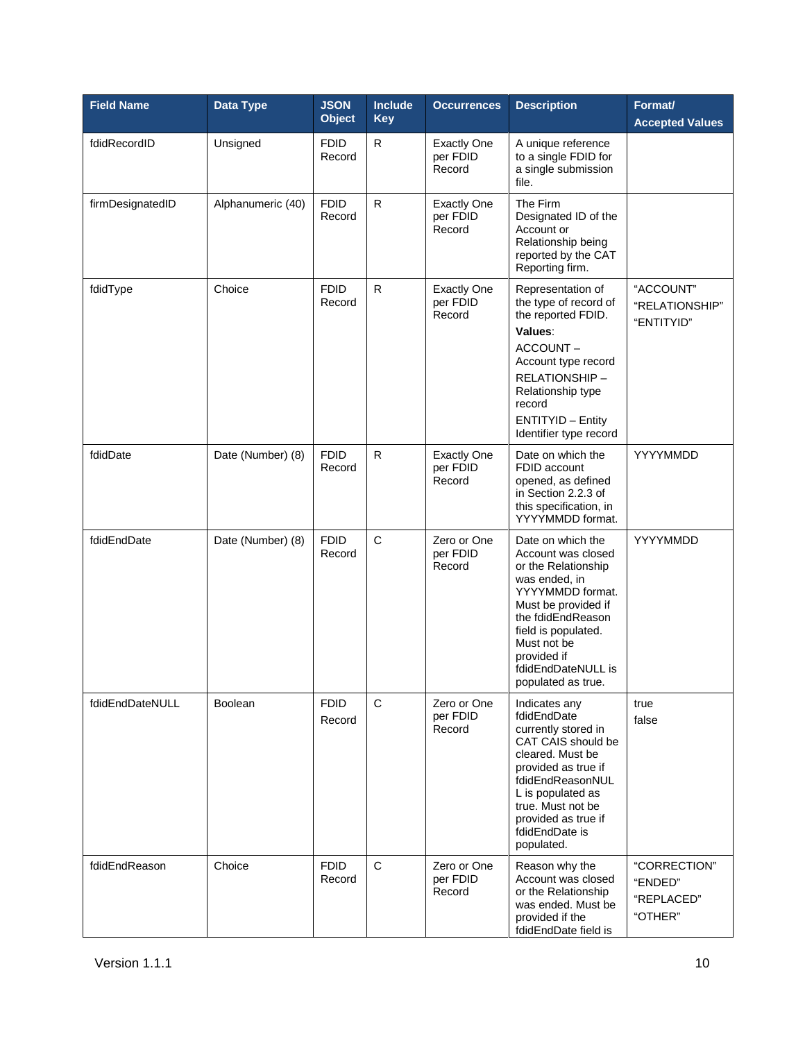| Field Name | Data Type | JSON Object | Include Key | Occurrences | Description | Format/ Accepted Values |
|---|---|---|---|---|---|---|
| fdidRecordID | Unsigned | FDID Record | R | Exactly One per FDID Record | A unique reference to a single FDID for a single submission file. | |
| firmDesignatedID | Alphanumeric (40) | FDID Record | R | Exactly One per FDID Record | The Firm Designated ID of the Account or Relationship being reported by the CAT Reporting firm. | |
| fdidType | Choice | FDID Record | R | Exactly One per FDID Record | Representation of the type of record of the reported FDID. **Values**: ACCOUNT – Account type record RELATIONSHIP – Relationship type record ENTITYID – Entity Identifier type record | "ACCOUNT" "RELATIONSHIP" "ENTITYID" |
| fdidDate | Date (Number) (8) | FDID Record | R | Exactly One per FDID Record | Date on which the FDID account opened, as defined in Section 2.2.3 of this specification, in YYYYMMDD format. | YYYYMMDD |
| fdidEndDate | Date (Number) (8) | FDID Record | C | Zero or One per FDID Record | Date on which the Account was closed or the Relationship was ended, in YYYYMMDD format. Must be provided if the fdidEndReason field is populated. Must not be provided if fdidEndDateNULL is populated as true. | YYYYMMDD |
| fdidEndDateNULL | Boolean | FDID Record | C | Zero or One per FDID Record | Indicates any fdidEndDate currently stored in CAT CAIS should be cleared. Must be provided as true if fdidEndReasonNULL is populated as true. Must not be provided as true if fdidEndDate is populated. | true false |
| fdidEndReason | Choice | FDID Record | C | Zero or One per FDID Record | Reason why the Account was closed or the Relationship was ended. Must be provided if the fdidEndDate field is | "CORRECTION" "ENDED" "REPLACED" "OTHER" |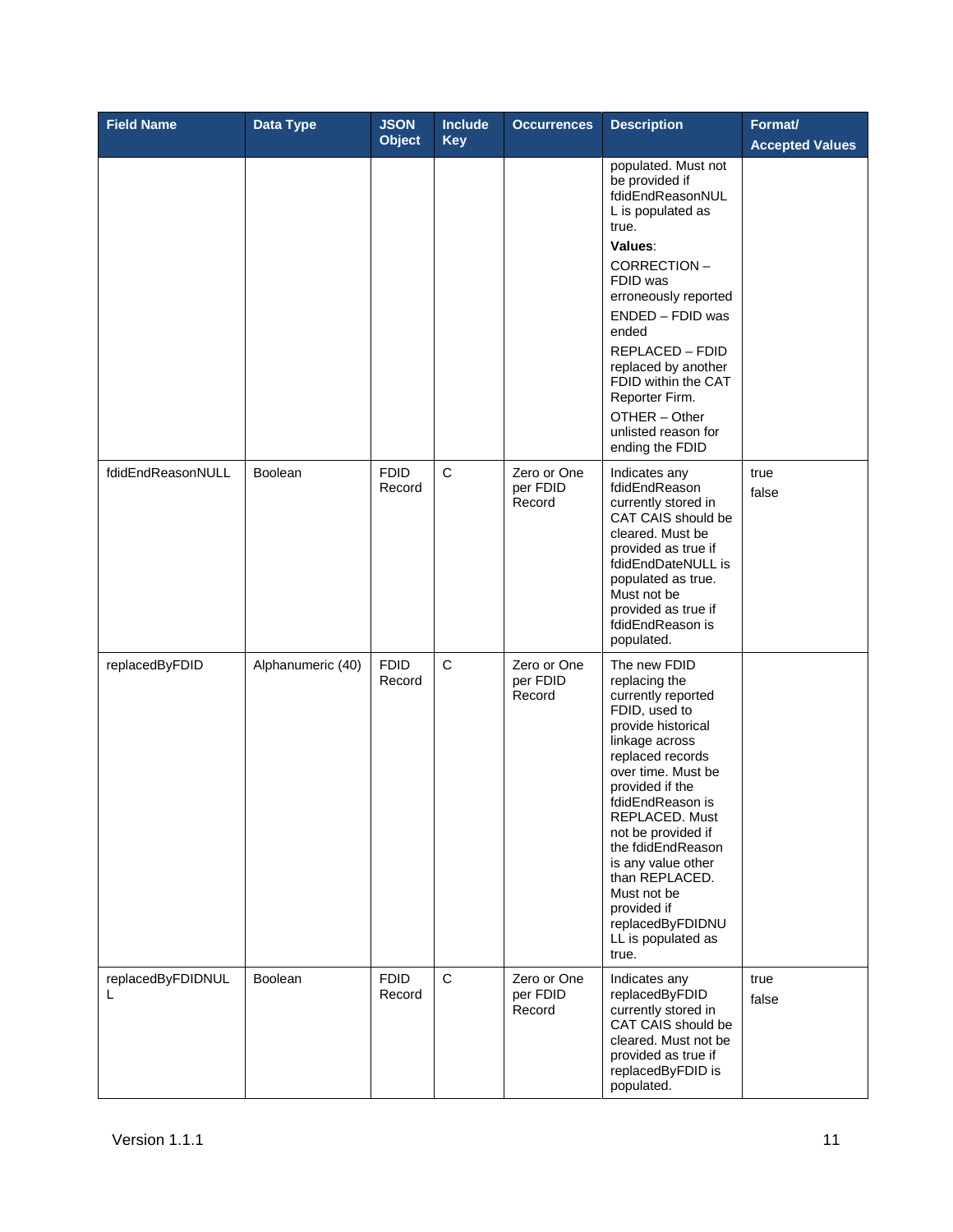| Field Name | Data Type | JSON Object | Include Key | Occurrences | Description | Format/ Accepted Values |
|---|---|---|---|---|---|---|
| | | | | | populated. Must not be provided if fdidEndReasonNULL is populated as true. **Values**: CORRECTION – FDID was erroneously reported ENDED – FDID was ended REPLACED – FDID replaced by another FDID within the CAT Reporter Firm. OTHER – Other unlisted reason for ending the FDID | |
| fdidEndReasonNULL | Boolean | FDID Record | C | Zero or One per FDID Record | Indicates any fdidEndReason currently stored in CAT CAIS should be cleared. Must be provided as true if fdidEndDateNULL is populated as true. Must not be provided as true if fdidEndReason is populated. | true false |
| replacedByFDID | Alphanumeric (40) | FDID Record | C | Zero or One per FDID Record | The new FDID replacing the currently reported FDID, used to provide historical linkage across replaced records over time. Must be provided if the fdidEndReason is REPLACED. Must not be provided if the fdidEndReason is any value other than REPLACED. Must not be provided if replacedByFDIDNULL is populated as true. | |
| replacedByFDIDNULL | Boolean | FDID Record | C | Zero or One per FDID Record | Indicates any replacedByFDID currently stored in CAT CAIS should be cleared. Must not be provided as true if replacedByFDID is populated. | true false |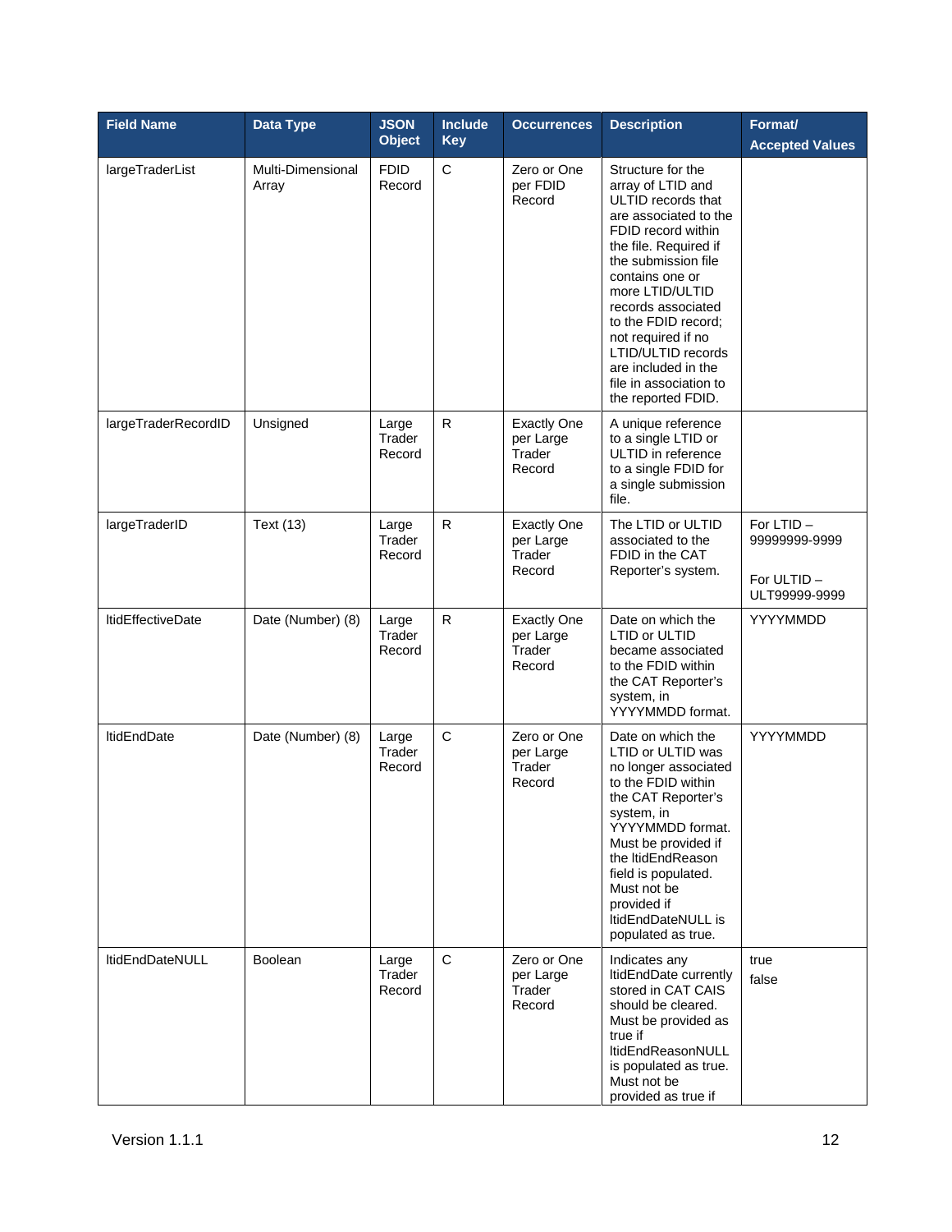| Field Name | Data Type | JSON Object | Include Key | Occurrences | Description | Format/ Accepted Values |
|---|---|---|---|---|---|---|
| largeTraderList | Multi-Dimensional Array | FDID Record | C | Zero or One per FDID Record | Structure for the array of LTID and ULTID records that are associated to the FDID record within the file. Required if the submission file contains one or more LTID/ULTID records associated to the FDID record; not required if no LTID/ULTID records are included in the file in association to the reported FDID. | |
| largeTraderRecordID | Unsigned | Large Trader Record | R | Exactly One per Large Trader Record | A unique reference to a single LTID or ULTID in reference to a single FDID for a single submission file. | |
| largeTraderID | Text (13) | Large Trader Record | R | Exactly One per Large Trader Record | The LTID or ULTID associated to the FDID in the CAT Reporter's system. | For LTID – 99999999-9999<br><br>For ULTID – ULT99999-9999 |
| ltidEffectiveDate | Date (Number) (8) | Large Trader Record | R | Exactly One per Large Trader Record | Date on which the LTID or ULTID became associated to the FDID within the CAT Reporter's system, in YYYYMMDD format. | YYYYMMDD |
| ltidEndDate | Date (Number) (8) | Large Trader Record | C | Zero or One per Large Trader Record | Date on which the LTID or ULTID was no longer associated to the FDID within the CAT Reporter's system, in YYYYMMDD format. Must be provided if the ltidEndReason field is populated. Must not be provided if ltidEndDateNULL is populated as true. | YYYYMMDD |
| ltidEndDateNULL | Boolean | Large Trader Record | C | Zero or One per Large Trader Record | Indicates any ltidEndDate currently stored in CAT CAIS should be cleared. Must be provided as true if ltidEndReasonNULL is populated as true. Must not be provided as true if | true<br>false |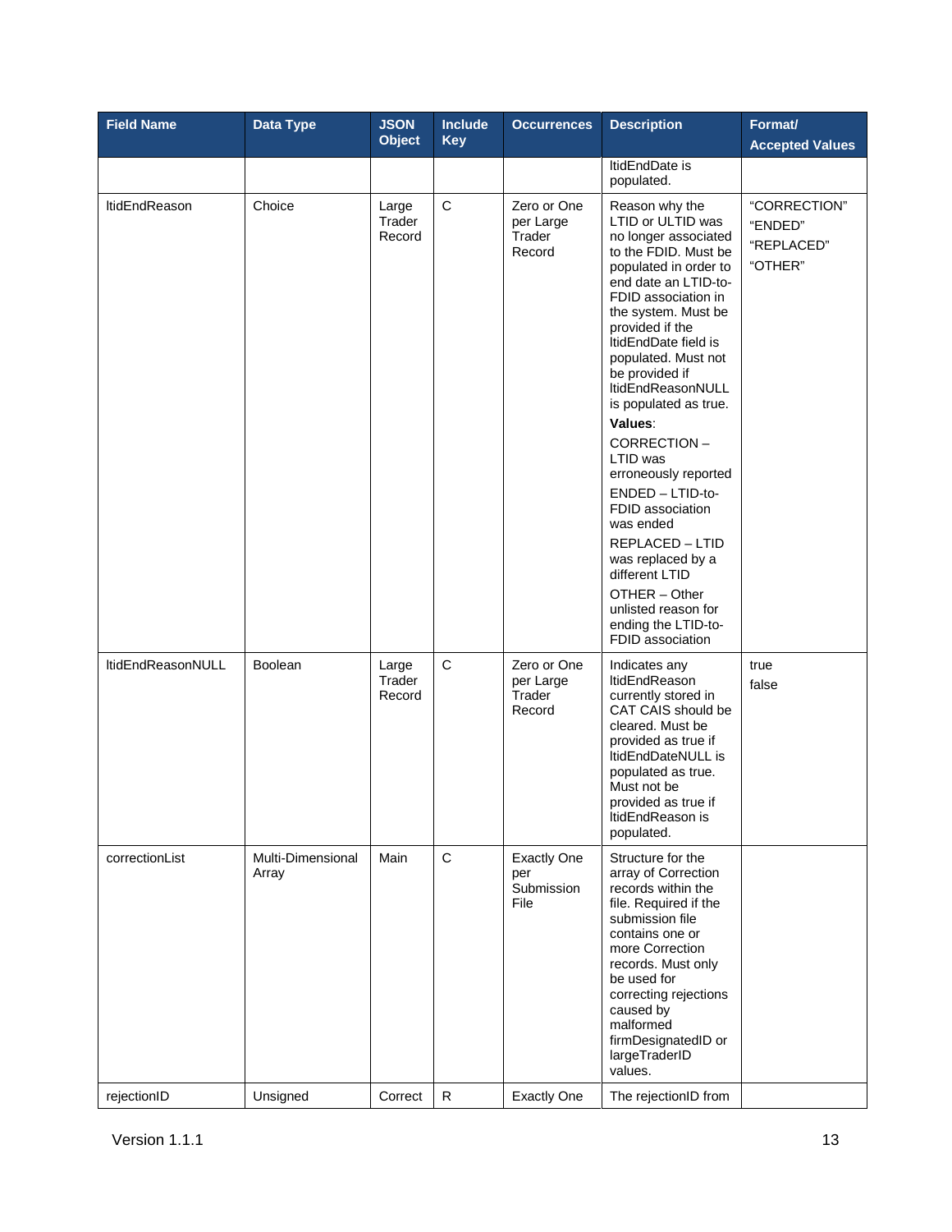| Field Name | Data Type | JSON Object | Include Key | Occurrences | Description | Format/ Accepted Values |
|---|---|---|---|---|---|---|
| | | | | | ltidEndDate is populated. | |
| ltidEndReason | Choice | Large Trader Record | C | Zero or One per Large Trader Record | Reason why the LTID or ULTID was no longer associated to the FDID. Must be populated in order to end date an LTID-to-FDID association in the system. Must be provided if the ltidEndDate field is populated. Must not be provided if ltidEndReasonNULL is populated as true. **Values**: CORRECTION – LTID was erroneously reported ENDED – LTID-to-FDID association was ended REPLACED – LTID was replaced by a different LTID OTHER – Other unlisted reason for ending the LTID-to-FDID association | "CORRECTION" "ENDED" "REPLACED" "OTHER" |
| ltidEndReasonNULL | Boolean | Large Trader Record | C | Zero or One per Large Trader Record | Indicates any ltidEndReason currently stored in CAT CAIS should be cleared. Must be provided as true if ltidEndDateNULL is populated as true. Must not be provided as true if ltidEndReason is populated. | true false |
| correctionList | Multi-Dimensional Array | Main | C | Exactly One per Submission File | Structure for the array of Correction records within the file. Required if the submission file contains one or more Correction records. Must only be used for correcting rejections caused by malformed firmDesignatedID or largeTraderID values. | |
| rejectionID | Unsigned | Correct | R | Exactly One | The rejectionID from | |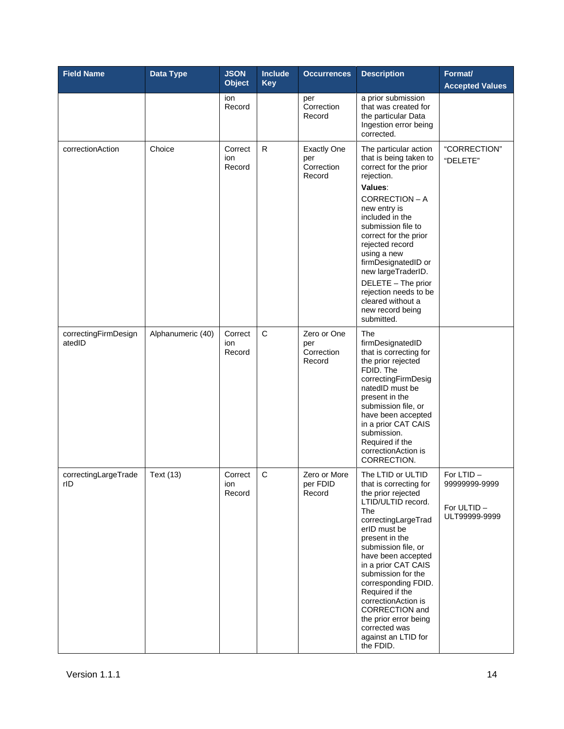| Field Name | Data Type | JSON Object | Include Key | Occurrences | Description | Format/ Accepted Values |
|---|---|---|---|---|---|---|
| | | ion Record | | per Correction Record | a prior submission that was created for the particular Data Ingestion error being corrected. | |
| correctionAction | Choice | Correction Record | R | Exactly One per Correction Record | The particular action that is being taken to correct for the prior rejection. **Values**: CORRECTION – A new entry is included in the submission file to correct for the prior rejected record using a new firmDesignatedID or new largeTraderID. DELETE – The prior rejection needs to be cleared without a new record being submitted. | "CORRECTION" "DELETE" |
| correctingFirmDesignatedID | Alphanumeric (40) | Correction Record | C | Zero or One per Correction Record | The firmDesignatedID that is correcting for the prior rejected FDID. The correctingFirmDesignatedID must be present in the submission file, or have been accepted in a prior CAT CAIS submission. Required if the correctionAction is CORRECTION. | |
| correctingLargeTraderID | Text (13) | Correction Record | C | Zero or More per FDID Record | The LTID or ULTID that is correcting for the prior rejected LTID/ULTID record. The correctingLargeTraderID must be present in the submission file, or have been accepted in a prior CAT CAIS submission for the corresponding FDID. Required if the correctionAction is CORRECTION and the prior error being corrected was against an LTID for the FDID. | For LTID – 99999999-9999<br><br>For ULTID – ULT99999-9999 |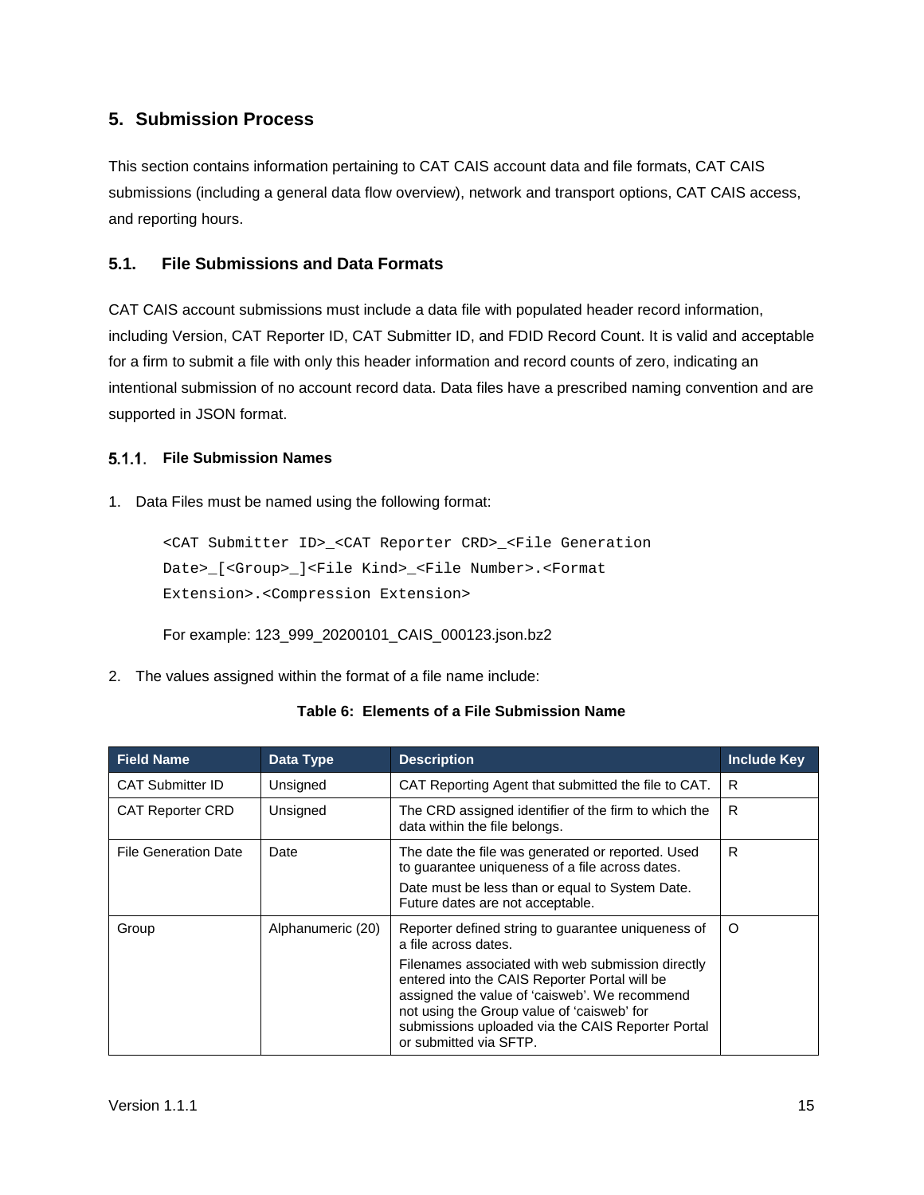# 5. Submission Process

This section contains information pertaining to CAT CAIS account data and file formats, CAT CAIS submissions (including a general data flow overview), network and transport options, CAT CAIS access, and reporting hours.

## 5.1. File Submissions and Data Formats

CAT CAIS account submissions must include a data file with populated header record information, including Version, CAT Reporter ID, CAT Submitter ID, and FDID Record Count. It is valid and acceptable for a firm to submit a file with only this header information and record counts of zero, indicating an intentional submission of no account record data. Data files have a prescribed naming convention and are supported in JSON format.

### 5.1.1. File Submission Names

1. Data Files must be named using the following format:

```
<CAT Submitter ID>_<CAT Reporter CRD>_<File Generation
Date>_[<Group>_]<File Kind>_<File Number>.<Format
Extension>.<Compression Extension>
```

   For example: 123_999_20200101_CAIS_000123.json.bz2

2. The values assigned within the format of a file name include:

**Table 6: Elements of a File Submission Name**

| Field Name | Data Type | Description | Include Key |
|---|---|---|---|
| CAT Submitter ID | Unsigned | CAT Reporting Agent that submitted the file to CAT. | R |
| CAT Reporter CRD | Unsigned | The CRD assigned identifier of the firm to which the data within the file belongs. | R |
| File Generation Date | Date | The date the file was generated or reported. Used to guarantee uniqueness of a file across dates.<br>Date must be less than or equal to System Date. Future dates are not acceptable. | R |
| Group | Alphanumeric (20) | Reporter defined string to guarantee uniqueness of a file across dates.<br>Filenames associated with web submission directly entered into the CAIS Reporter Portal will be assigned the value of 'caisweb'. We recommend not using the Group value of 'caisweb' for submissions uploaded via the CAIS Reporter Portal or submitted via SFTP. | O |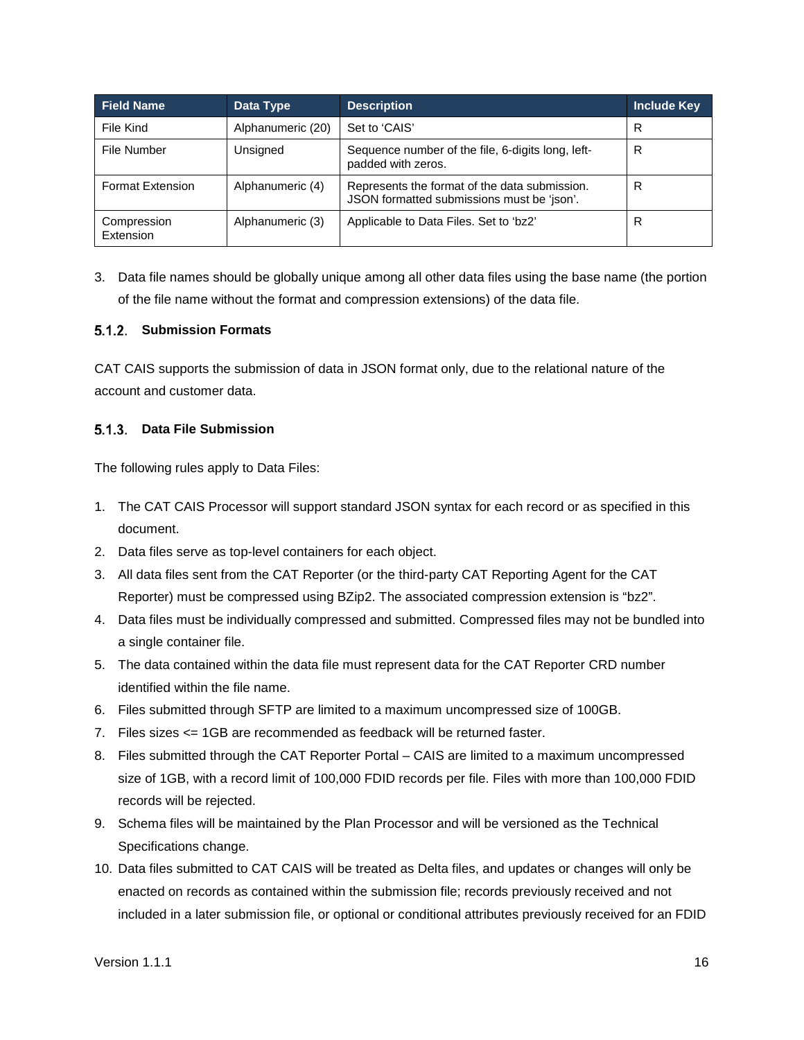| Field Name | Data Type | Description | Include Key |
|---|---|---|---|
| File Kind | Alphanumeric (20) | Set to 'CAIS' | R |
| File Number | Unsigned | Sequence number of the file, 6-digits long, left-padded with zeros. | R |
| Format Extension | Alphanumeric (4) | Represents the format of the data submission. JSON formatted submissions must be 'json'. | R |
| Compression Extension | Alphanumeric (3) | Applicable to Data Files. Set to 'bz2' | R |

3. Data file names should be globally unique among all other data files using the base name (the portion of the file name without the format and compression extensions) of the data file.

### 5.1.2. Submission Formats

CAT CAIS supports the submission of data in JSON format only, due to the relational nature of the account and customer data.

### 5.1.3. Data File Submission

The following rules apply to Data Files:

1. The CAT CAIS Processor will support standard JSON syntax for each record or as specified in this document.
2. Data files serve as top-level containers for each object.
3. All data files sent from the CAT Reporter (or the third-party CAT Reporting Agent for the CAT Reporter) must be compressed using BZip2. The associated compression extension is "bz2".
4. Data files must be individually compressed and submitted. Compressed files may not be bundled into a single container file.
5. The data contained within the data file must represent data for the CAT Reporter CRD number identified within the file name.
6. Files submitted through SFTP are limited to a maximum uncompressed size of 100GB.
7. Files sizes <= 1GB are recommended as feedback will be returned faster.
8. Files submitted through the CAT Reporter Portal – CAIS are limited to a maximum uncompressed size of 1GB, with a record limit of 100,000 FDID records per file. Files with more than 100,000 FDID records will be rejected.
9. Schema files will be maintained by the Plan Processor and will be versioned as the Technical Specifications change.
10. Data files submitted to CAT CAIS will be treated as Delta files, and updates or changes will only be enacted on records as contained within the submission file; records previously received and not included in a later submission file, or optional or conditional attributes previously received for an FDID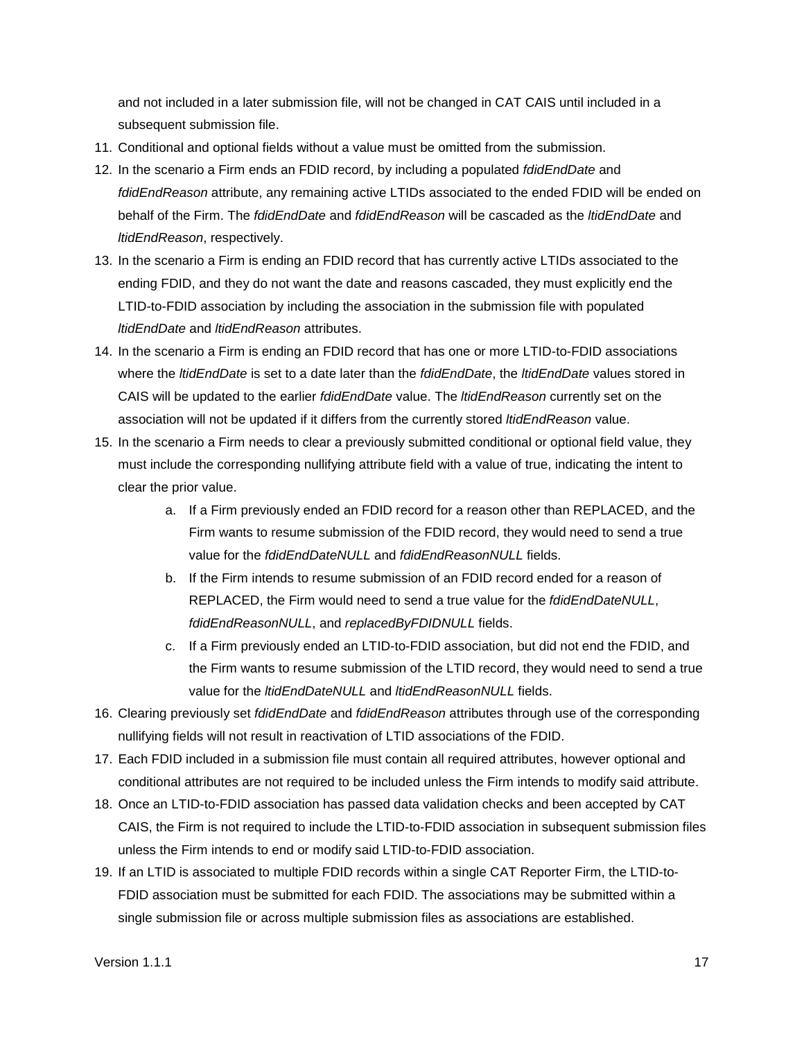and not included in a later submission file, will not be changed in CAT CAIS until included in a subsequent submission file.

11. Conditional and optional fields without a value must be omitted from the submission.
12. In the scenario a Firm ends an FDID record, by including a populated *fdidEndDate* and *fdidEndReason* attribute, any remaining active LTIDs associated to the ended FDID will be ended on behalf of the Firm. The *fdidEndDate* and *fdidEndReason* will be cascaded as the *ltidEndDate* and *ltidEndReason*, respectively.
13. In the scenario a Firm is ending an FDID record that has currently active LTIDs associated to the ending FDID, and they do not want the date and reasons cascaded, they must explicitly end the LTID-to-FDID association by including the association in the submission file with populated *ltidEndDate* and *ltidEndReason* attributes.
14. In the scenario a Firm is ending an FDID record that has one or more LTID-to-FDID associations where the *ltidEndDate* is set to a date later than the *fdidEndDate*, the *ltidEndDate* values stored in CAIS will be updated to the earlier *fdidEndDate* value. The *ltidEndReason* currently set on the association will not be updated if it differs from the currently stored *ltidEndReason* value.
15. In the scenario a Firm needs to clear a previously submitted conditional or optional field value, they must include the corresponding nullifying attribute field with a value of true, indicating the intent to clear the prior value.
    a. If a Firm previously ended an FDID record for a reason other than REPLACED, and the Firm wants to resume submission of the FDID record, they would need to send a true value for the *fdidEndDateNULL* and *fdidEndReasonNULL* fields.
    b. If the Firm intends to resume submission of an FDID record ended for a reason of REPLACED, the Firm would need to send a true value for the *fdidEndDateNULL*, *fdidEndReasonNULL*, and *replacedByFDIDNULL* fields.
    c. If a Firm previously ended an LTID-to-FDID association, but did not end the FDID, and the Firm wants to resume submission of the LTID record, they would need to send a true value for the *ltidEndDateNULL* and *ltidEndReasonNULL* fields.
16. Clearing previously set *fdidEndDate* and *fdidEndReason* attributes through use of the corresponding nullifying fields will not result in reactivation of LTID associations of the FDID.
17. Each FDID included in a submission file must contain all required attributes, however optional and conditional attributes are not required to be included unless the Firm intends to modify said attribute.
18. Once an LTID-to-FDID association has passed data validation checks and been accepted by CAT CAIS, the Firm is not required to include the LTID-to-FDID association in subsequent submission files unless the Firm intends to end or modify said LTID-to-FDID association.
19. If an LTID is associated to multiple FDID records within a single CAT Reporter Firm, the LTID-to-FDID association must be submitted for each FDID. The associations may be submitted within a single submission file or across multiple submission files as associations are established.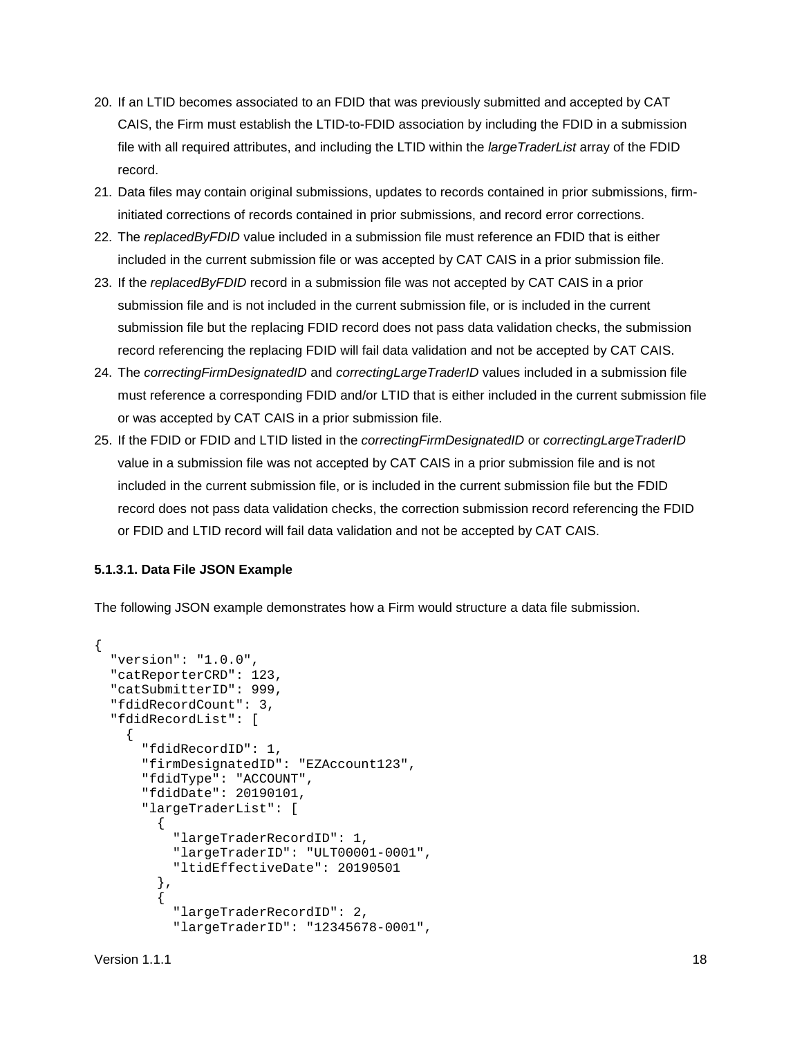20. If an LTID becomes associated to an FDID that was previously submitted and accepted by CAT CAIS, the Firm must establish the LTID-to-FDID association by including the FDID in a submission file with all required attributes, and including the LTID within the *largeTraderList* array of the FDID record.
21. Data files may contain original submissions, updates to records contained in prior submissions, firm-initiated corrections of records contained in prior submissions, and record error corrections.
22. The *replacedByFDID* value included in a submission file must reference an FDID that is either included in the current submission file or was accepted by CAT CAIS in a prior submission file.
23. If the *replacedByFDID* record in a submission file was not accepted by CAT CAIS in a prior submission file and is not included in the current submission file, or is included in the current submission file but the replacing FDID record does not pass data validation checks, the submission record referencing the replacing FDID will fail data validation and not be accepted by CAT CAIS.
24. The *correctingFirmDesignatedID* and *correctingLargeTraderID* values included in a submission file must reference a corresponding FDID and/or LTID that is either included in the current submission file or was accepted by CAT CAIS in a prior submission file.
25. If the FDID or FDID and LTID listed in the *correctingFirmDesignatedID* or *correctingLargeTraderID* value in a submission file was not accepted by CAT CAIS in a prior submission file and is not included in the current submission file, or is included in the current submission file but the FDID record does not pass data validation checks, the correction submission record referencing the FDID or FDID and LTID record will fail data validation and not be accepted by CAT CAIS.

#### 5.1.3.1. Data File JSON Example

The following JSON example demonstrates how a Firm would structure a data file submission.

```
{
  "version": "1.0.0",
  "catReporterCRD": 123,
  "catSubmitterID": 999,
  "fdidRecordCount": 3,
  "fdidRecordList": [
    {
      "fdidRecordID": 1,
      "firmDesignatedID": "EZAccount123",
      "fdidType": "ACCOUNT",
      "fdidDate": 20190101,
      "largeTraderList": [
        {
          "largeTraderRecordID": 1,
          "largeTraderID": "ULT00001-0001",
          "ltidEffectiveDate": 20190501
        },
        {
          "largeTraderRecordID": 2,
          "largeTraderID": "12345678-0001",
```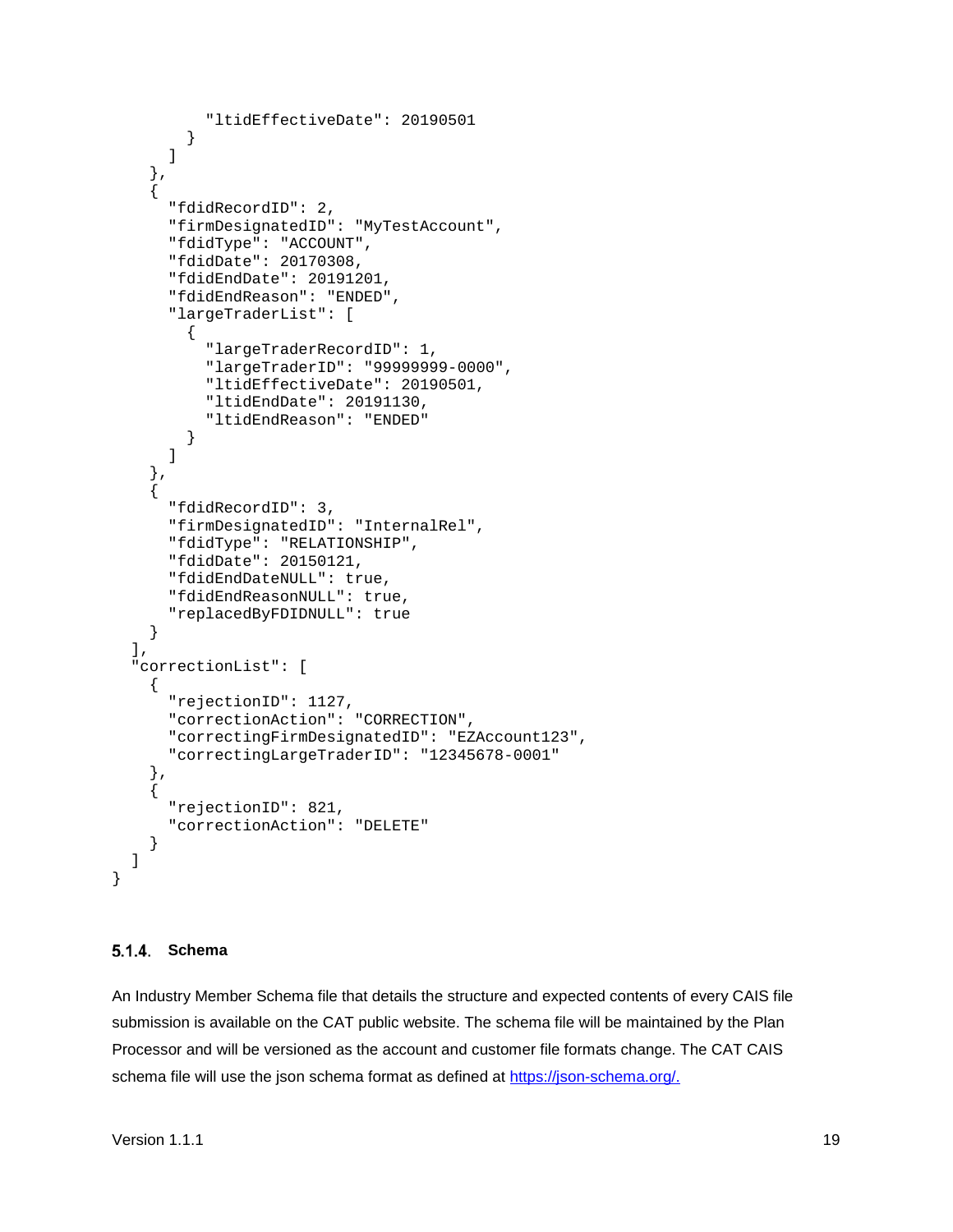```
            "ltidEffectiveDate": 20190501
          }
        ]
      },
      {
        "fdidRecordID": 2,
        "firmDesignatedID": "MyTestAccount",
        "fdidType": "ACCOUNT",
        "fdidDate": 20170308,
        "fdidEndDate": 20191201,
        "fdidEndReason": "ENDED",
        "largeTraderList": [
          {
            "largeTraderRecordID": 1,
            "largeTraderID": "99999999-0000",
            "ltidEffectiveDate": 20190501,
            "ltidEndDate": 20191130,
            "ltidEndReason": "ENDED"
          }
        ]
      },
      {
        "fdidRecordID": 3,
        "firmDesignatedID": "InternalRel",
        "fdidType": "RELATIONSHIP",
        "fdidDate": 20150121,
        "fdidEndDateNULL": true,
        "fdidEndReasonNULL": true,
        "replacedByFDIDNULL": true
      }
    ],
    "correctionList": [
      {
        "rejectionID": 1127,
        "correctionAction": "CORRECTION",
        "correctingFirmDesignatedID": "EZAccount123",
        "correctingLargeTraderID": "12345678-0001"
      },
      {
        "rejectionID": 821,
        "correctionAction": "DELETE"
      }
    ]
}
```

### 5.1.4. Schema

An Industry Member Schema file that details the structure and expected contents of every CAIS file submission is available on the CAT public website. The schema file will be maintained by the Plan Processor and will be versioned as the account and customer file formats change. The CAT CAIS schema file will use the json schema format as defined at https://json-schema.org/.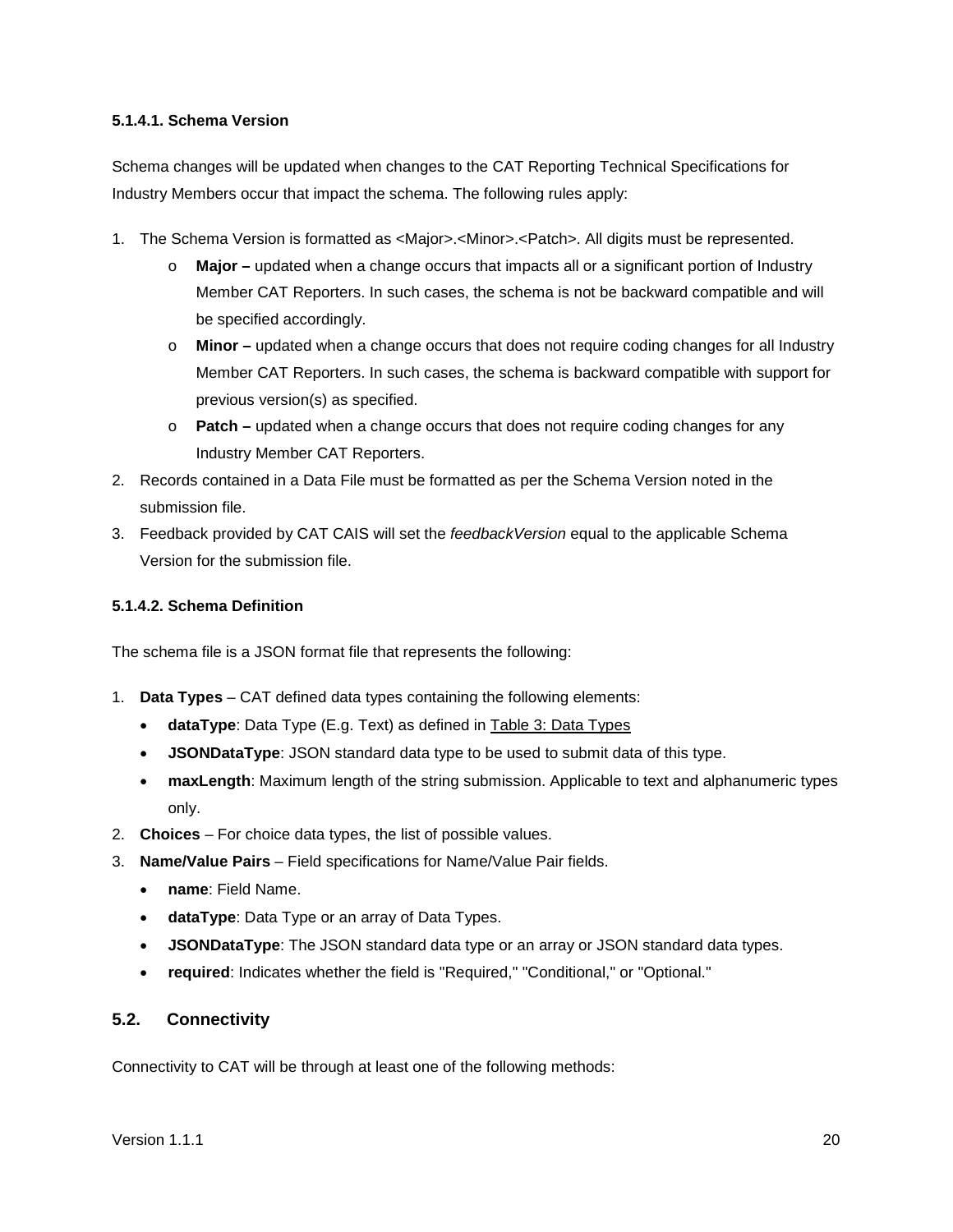#### 5.1.4.1. Schema Version

Schema changes will be updated when changes to the CAT Reporting Technical Specifications for Industry Members occur that impact the schema. The following rules apply:

1. The Schema Version is formatted as <Major>.<Minor>.<Patch>. All digits must be represented.
   - **Major –** updated when a change occurs that impacts all or a significant portion of Industry Member CAT Reporters. In such cases, the schema is not be backward compatible and will be specified accordingly.
   - **Minor –** updated when a change occurs that does not require coding changes for all Industry Member CAT Reporters. In such cases, the schema is backward compatible with support for previous version(s) as specified.
   - **Patch –** updated when a change occurs that does not require coding changes for any Industry Member CAT Reporters.
2. Records contained in a Data File must be formatted as per the Schema Version noted in the submission file.
3. Feedback provided by CAT CAIS will set the *feedbackVersion* equal to the applicable Schema Version for the submission file.

#### 5.1.4.2. Schema Definition

The schema file is a JSON format file that represents the following:

1. **Data Types** – CAT defined data types containing the following elements:
   - **dataType**: Data Type (E.g. Text) as defined in Table 3: Data Types
   - **JSONDataType**: JSON standard data type to be used to submit data of this type.
   - **maxLength**: Maximum length of the string submission. Applicable to text and alphanumeric types only.
2. **Choices** – For choice data types, the list of possible values.
3. **Name/Value Pairs** – Field specifications for Name/Value Pair fields.
   - **name**: Field Name.
   - **dataType**: Data Type or an array of Data Types.
   - **JSONDataType**: The JSON standard data type or an array or JSON standard data types.
   - **required**: Indicates whether the field is "Required," "Conditional," or "Optional."

## 5.2. Connectivity

Connectivity to CAT will be through at least one of the following methods: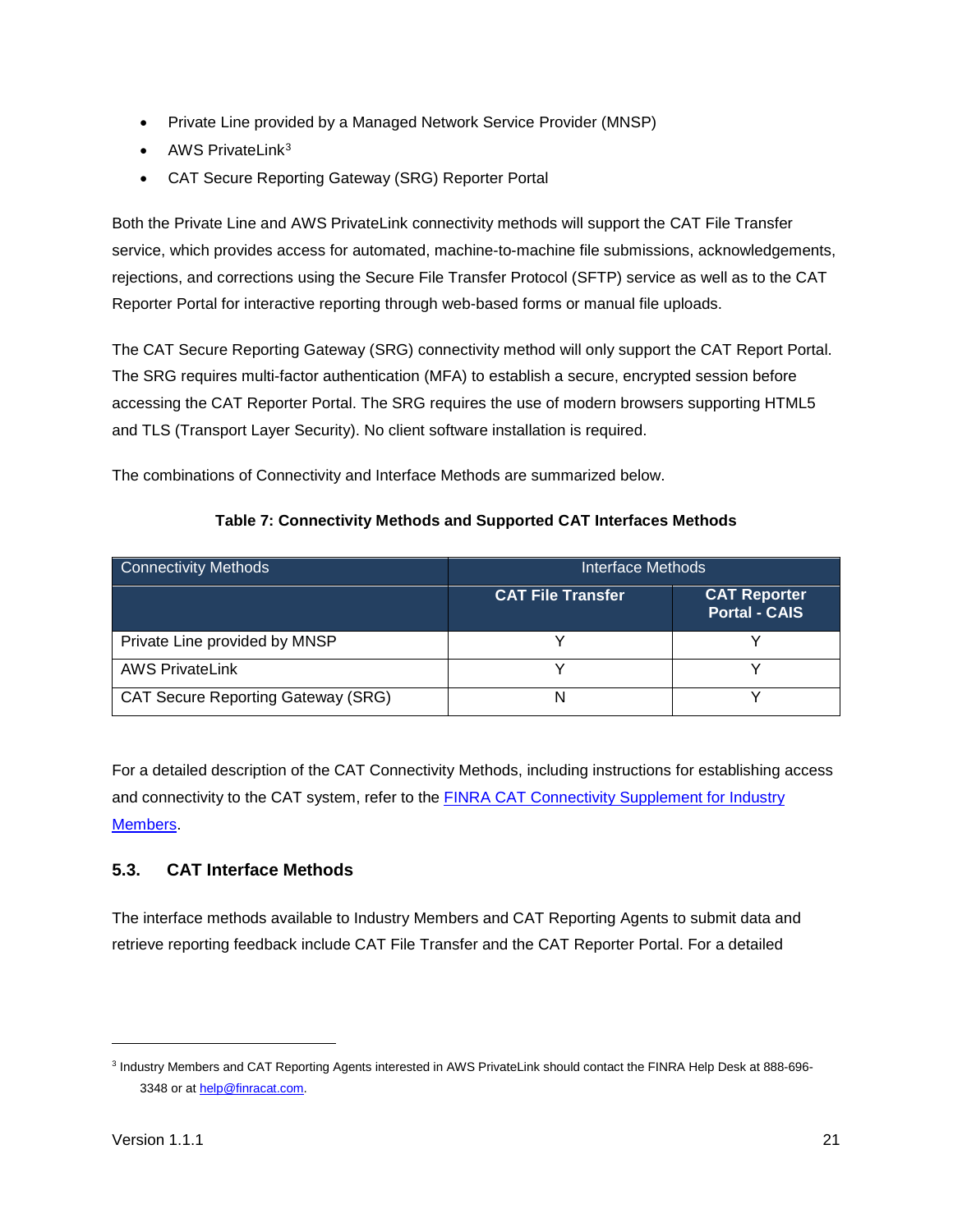- Private Line provided by a Managed Network Service Provider (MNSP)
- AWS PrivateLink[3]
- CAT Secure Reporting Gateway (SRG) Reporter Portal

Both the Private Line and AWS PrivateLink connectivity methods will support the CAT File Transfer service, which provides access for automated, machine-to-machine file submissions, acknowledgements, rejections, and corrections using the Secure File Transfer Protocol (SFTP) service as well as to the CAT Reporter Portal for interactive reporting through web-based forms or manual file uploads.

The CAT Secure Reporting Gateway (SRG) connectivity method will only support the CAT Report Portal. The SRG requires multi-factor authentication (MFA) to establish a secure, encrypted session before accessing the CAT Reporter Portal. The SRG requires the use of modern browsers supporting HTML5 and TLS (Transport Layer Security). No client software installation is required.

The combinations of Connectivity and Interface Methods are summarized below.

**Table 7: Connectivity Methods and Supported CAT Interfaces Methods**

| Connectivity Methods | Interface Methods | |
|---|---|---|
| | **CAT File Transfer** | **CAT Reporter Portal - CAIS** |
| Private Line provided by MNSP | Y | Y |
| AWS PrivateLink | Y | Y |
| CAT Secure Reporting Gateway (SRG) | N | Y |

For a detailed description of the CAT Connectivity Methods, including instructions for establishing access and connectivity to the CAT system, refer to the [FINRA CAT Connectivity Supplement for Industry Members](FINRA CAT Connectivity Supplement for Industry Members).

## 5.3. CAT Interface Methods

The interface methods available to Industry Members and CAT Reporting Agents to submit data and retrieve reporting feedback include CAT File Transfer and the CAT Reporter Portal. For a detailed

[3] Industry Members and CAT Reporting Agents interested in AWS PrivateLink should contact the FINRA Help Desk at 888-696-3348 or at help@finracat.com.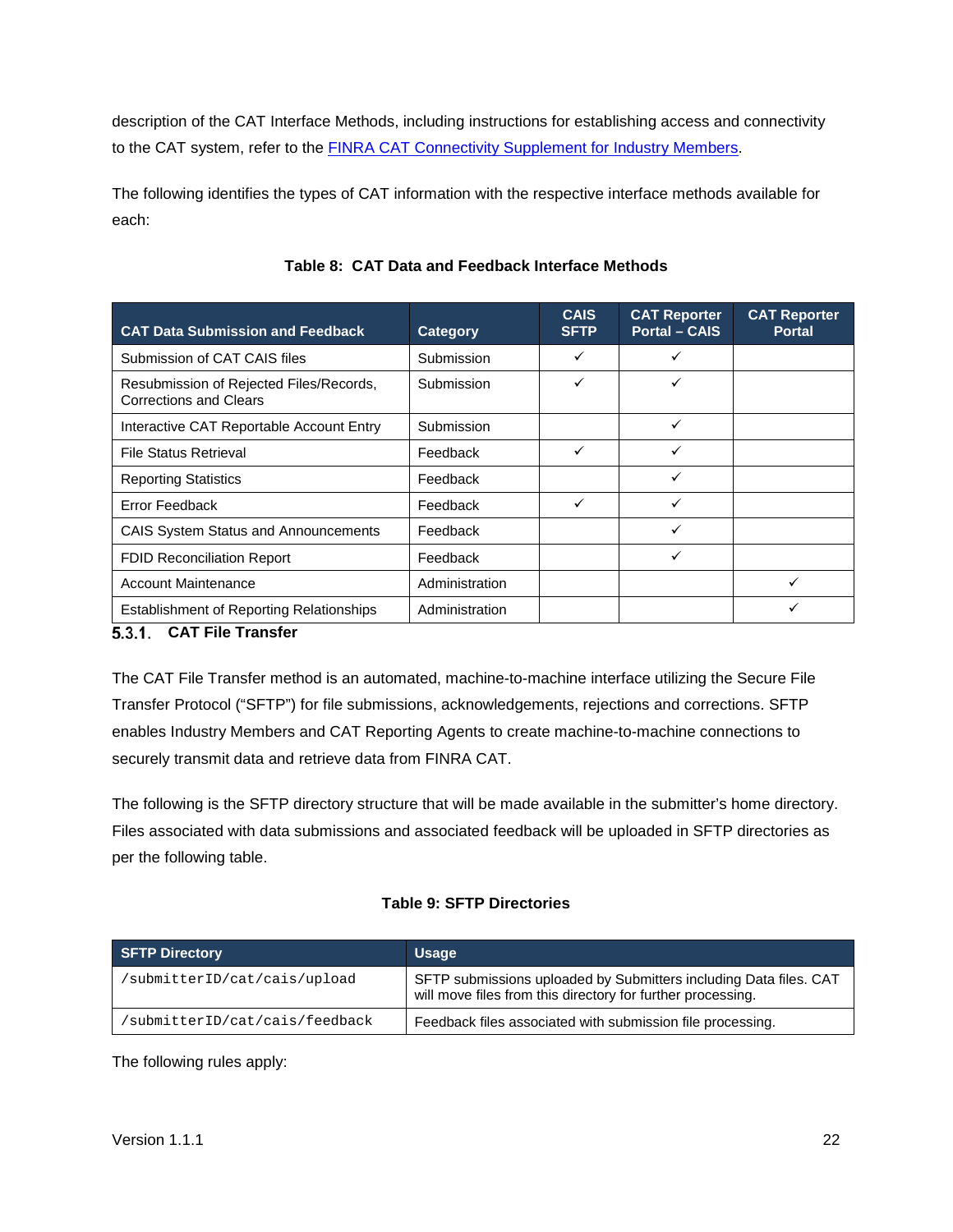description of the CAT Interface Methods, including instructions for establishing access and connectivity to the CAT system, refer to the FINRA CAT Connectivity Supplement for Industry Members.

The following identifies the types of CAT information with the respective interface methods available for each:

**Table 8: CAT Data and Feedback Interface Methods**

| CAT Data Submission and Feedback | Category | CAIS SFTP | CAT Reporter Portal – CAIS | CAT Reporter Portal |
|---|---|---|---|---|
| Submission of CAT CAIS files | Submission | ✓ | ✓ | |
| Resubmission of Rejected Files/Records, Corrections and Clears | Submission | ✓ | ✓ | |
| Interactive CAT Reportable Account Entry | Submission | | ✓ | |
| File Status Retrieval | Feedback | ✓ | ✓ | |
| Reporting Statistics | Feedback | | ✓ | |
| Error Feedback | Feedback | ✓ | ✓ | |
| CAIS System Status and Announcements | Feedback | | ✓ | |
| FDID Reconciliation Report | Feedback | | ✓ | |
| Account Maintenance | Administration | | | ✓ |
| Establishment of Reporting Relationships | Administration | | | ✓ |

### 5.3.1. CAT File Transfer

The CAT File Transfer method is an automated, machine-to-machine interface utilizing the Secure File Transfer Protocol ("SFTP") for file submissions, acknowledgements, rejections and corrections. SFTP enables Industry Members and CAT Reporting Agents to create machine-to-machine connections to securely transmit data and retrieve data from FINRA CAT.

The following is the SFTP directory structure that will be made available in the submitter's home directory. Files associated with data submissions and associated feedback will be uploaded in SFTP directories as per the following table.

**Table 9: SFTP Directories**

| SFTP Directory | Usage |
|---|---|
| `/submitterID/cat/cais/upload` | SFTP submissions uploaded by Submitters including Data files. CAT will move files from this directory for further processing. |
| `/submitterID/cat/cais/feedback` | Feedback files associated with submission file processing. |

The following rules apply: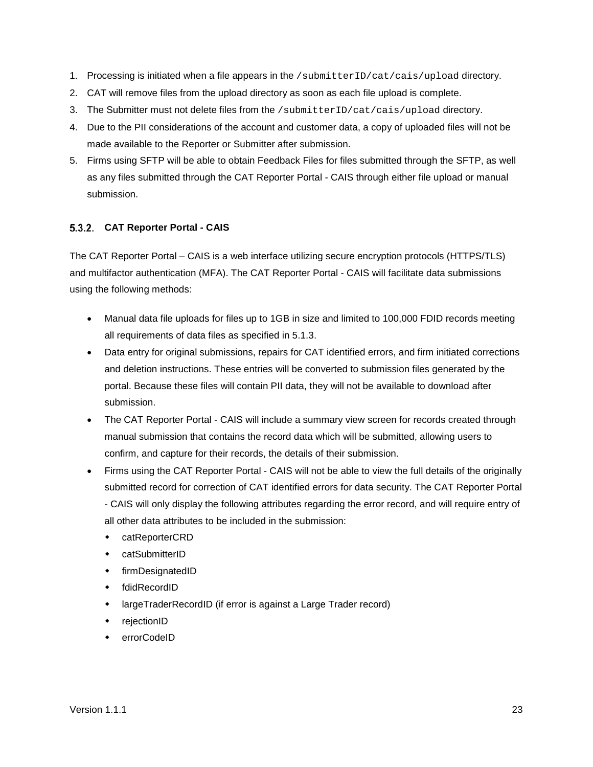1. Processing is initiated when a file appears in the `/submitterID/cat/cais/upload` directory.
2. CAT will remove files from the upload directory as soon as each file upload is complete.
3. The Submitter must not delete files from the `/submitterID/cat/cais/upload` directory.
4. Due to the PII considerations of the account and customer data, a copy of uploaded files will not be made available to the Reporter or Submitter after submission.
5. Firms using SFTP will be able to obtain Feedback Files for files submitted through the SFTP, as well as any files submitted through the CAT Reporter Portal - CAIS through either file upload or manual submission.

### 5.3.2. CAT Reporter Portal - CAIS

The CAT Reporter Portal – CAIS is a web interface utilizing secure encryption protocols (HTTPS/TLS) and multifactor authentication (MFA). The CAT Reporter Portal - CAIS will facilitate data submissions using the following methods:

- Manual data file uploads for files up to 1GB in size and limited to 100,000 FDID records meeting all requirements of data files as specified in 5.1.3.
- Data entry for original submissions, repairs for CAT identified errors, and firm initiated corrections and deletion instructions. These entries will be converted to submission files generated by the portal. Because these files will contain PII data, they will not be available to download after submission.
- The CAT Reporter Portal - CAIS will include a summary view screen for records created through manual submission that contains the record data which will be submitted, allowing users to confirm, and capture for their records, the details of their submission.
- Firms using the CAT Reporter Portal - CAIS will not be able to view the full details of the originally submitted record for correction of CAT identified errors for data security. The CAT Reporter Portal - CAIS will only display the following attributes regarding the error record, and will require entry of all other data attributes to be included in the submission:
  - catReporterCRD
  - catSubmitterID
  - firmDesignatedID
  - fdidRecordID
  - largeTraderRecordID (if error is against a Large Trader record)
  - rejectionID
  - errorCodeID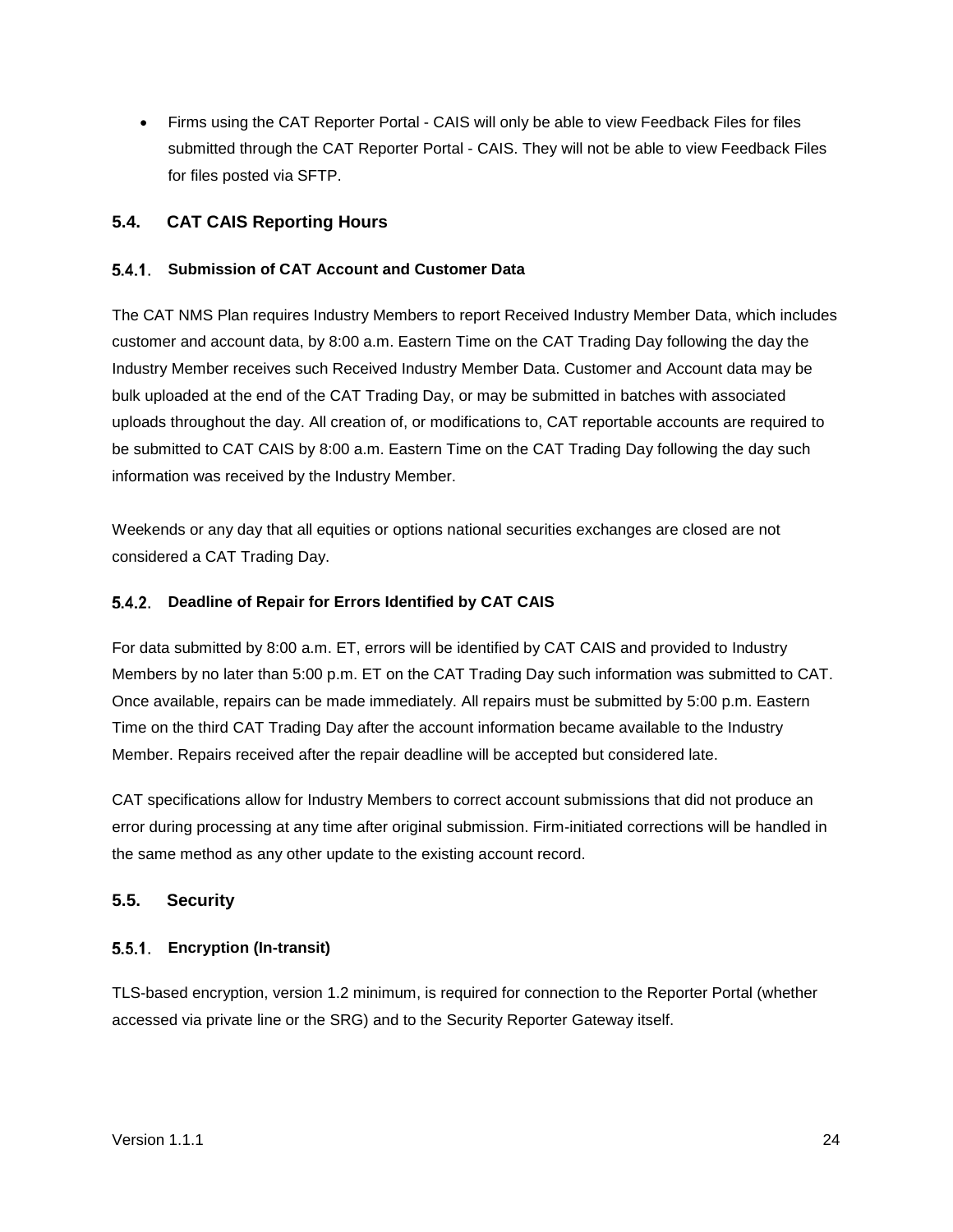- Firms using the CAT Reporter Portal - CAIS will only be able to view Feedback Files for files submitted through the CAT Reporter Portal - CAIS. They will not be able to view Feedback Files for files posted via SFTP.

## 5.4. CAT CAIS Reporting Hours

### 5.4.1. Submission of CAT Account and Customer Data

The CAT NMS Plan requires Industry Members to report Received Industry Member Data, which includes customer and account data, by 8:00 a.m. Eastern Time on the CAT Trading Day following the day the Industry Member receives such Received Industry Member Data. Customer and Account data may be bulk uploaded at the end of the CAT Trading Day, or may be submitted in batches with associated uploads throughout the day. All creation of, or modifications to, CAT reportable accounts are required to be submitted to CAT CAIS by 8:00 a.m. Eastern Time on the CAT Trading Day following the day such information was received by the Industry Member.

Weekends or any day that all equities or options national securities exchanges are closed are not considered a CAT Trading Day.

### 5.4.2. Deadline of Repair for Errors Identified by CAT CAIS

For data submitted by 8:00 a.m. ET, errors will be identified by CAT CAIS and provided to Industry Members by no later than 5:00 p.m. ET on the CAT Trading Day such information was submitted to CAT. Once available, repairs can be made immediately. All repairs must be submitted by 5:00 p.m. Eastern Time on the third CAT Trading Day after the account information became available to the Industry Member. Repairs received after the repair deadline will be accepted but considered late.

CAT specifications allow for Industry Members to correct account submissions that did not produce an error during processing at any time after original submission. Firm-initiated corrections will be handled in the same method as any other update to the existing account record.

## 5.5. Security

### 5.5.1. Encryption (In-transit)

TLS-based encryption, version 1.2 minimum, is required for connection to the Reporter Portal (whether accessed via private line or the SRG) and to the Security Reporter Gateway itself.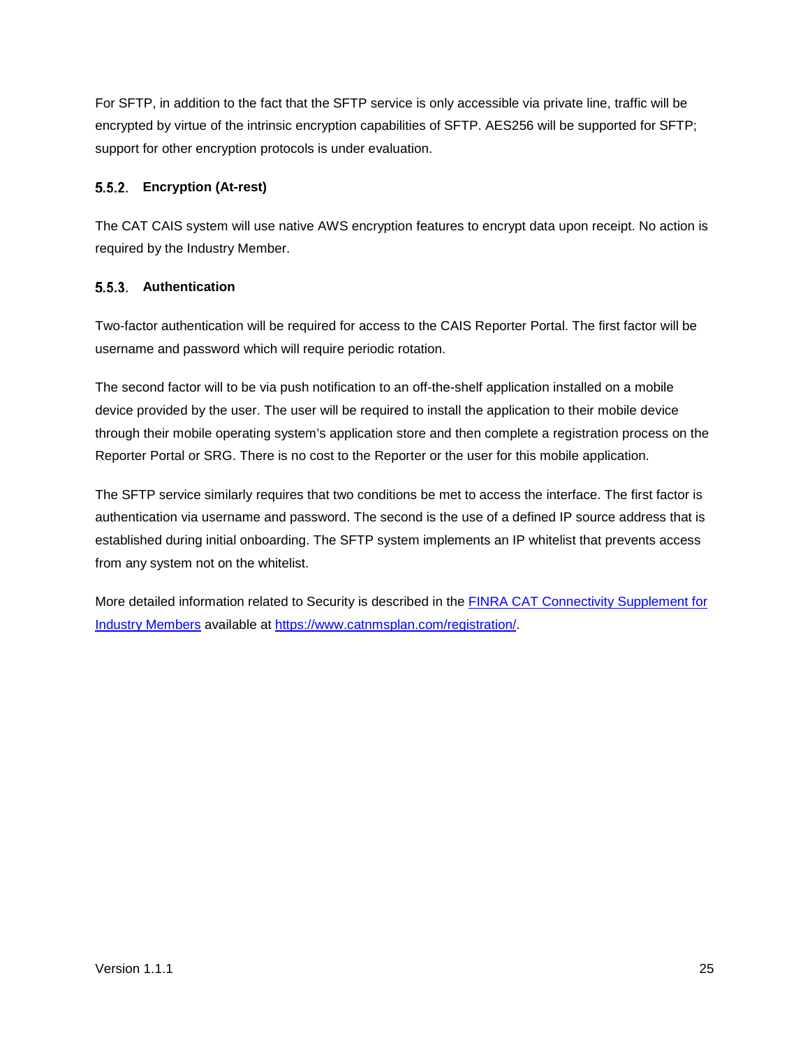For SFTP, in addition to the fact that the SFTP service is only accessible via private line, traffic will be encrypted by virtue of the intrinsic encryption capabilities of SFTP. AES256 will be supported for SFTP; support for other encryption protocols is under evaluation.

### 5.5.2. Encryption (At-rest)

The CAT CAIS system will use native AWS encryption features to encrypt data upon receipt. No action is required by the Industry Member.

### 5.5.3. Authentication

Two-factor authentication will be required for access to the CAIS Reporter Portal. The first factor will be username and password which will require periodic rotation.

The second factor will to be via push notification to an off-the-shelf application installed on a mobile device provided by the user. The user will be required to install the application to their mobile device through their mobile operating system's application store and then complete a registration process on the Reporter Portal or SRG. There is no cost to the Reporter or the user for this mobile application.

The SFTP service similarly requires that two conditions be met to access the interface. The first factor is authentication via username and password. The second is the use of a defined IP source address that is established during initial onboarding. The SFTP system implements an IP whitelist that prevents access from any system not on the whitelist.

More detailed information related to Security is described in the [FINRA CAT Connectivity Supplement for Industry Members](https://www.catnmsplan.com/registration/) available at [https://www.catnmsplan.com/registration/](https://www.catnmsplan.com/registration/).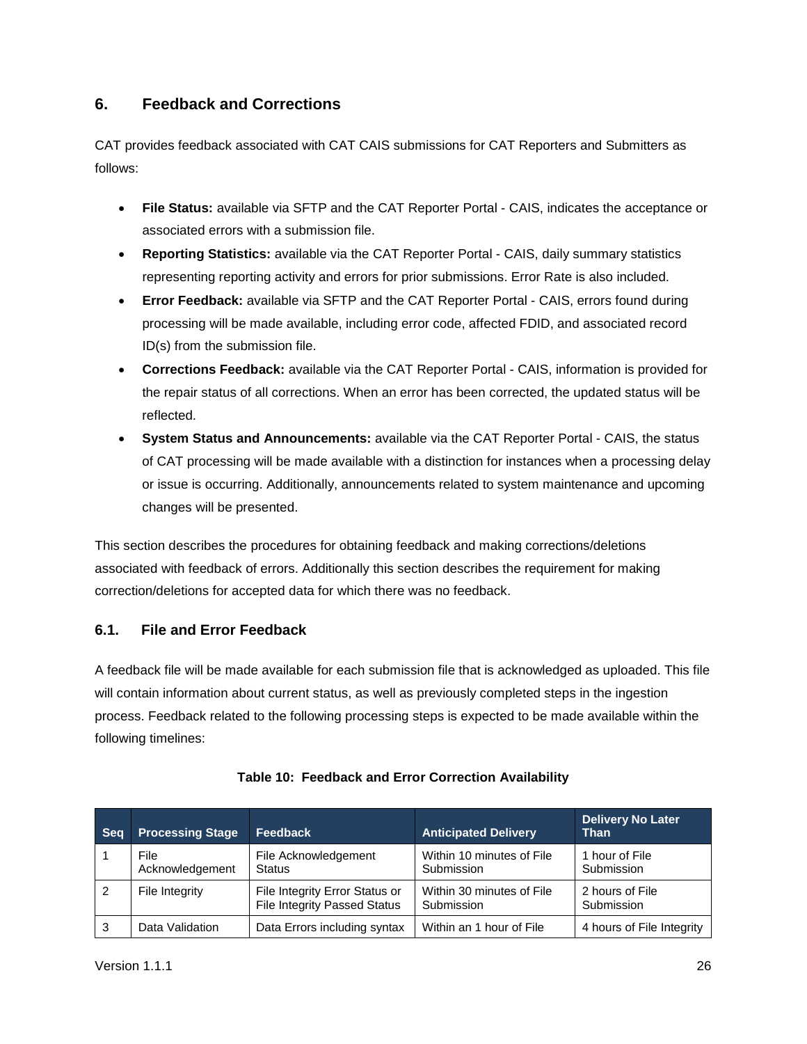## 6. Feedback and Corrections

CAT provides feedback associated with CAT CAIS submissions for CAT Reporters and Submitters as follows:

- **File Status:** available via SFTP and the CAT Reporter Portal - CAIS, indicates the acceptance or associated errors with a submission file.
- **Reporting Statistics:** available via the CAT Reporter Portal - CAIS, daily summary statistics representing reporting activity and errors for prior submissions. Error Rate is also included.
- **Error Feedback:** available via SFTP and the CAT Reporter Portal - CAIS, errors found during processing will be made available, including error code, affected FDID, and associated record ID(s) from the submission file.
- **Corrections Feedback:** available via the CAT Reporter Portal - CAIS, information is provided for the repair status of all corrections. When an error has been corrected, the updated status will be reflected.
- **System Status and Announcements:** available via the CAT Reporter Portal - CAIS, the status of CAT processing will be made available with a distinction for instances when a processing delay or issue is occurring. Additionally, announcements related to system maintenance and upcoming changes will be presented.

This section describes the procedures for obtaining feedback and making corrections/deletions associated with feedback of errors. Additionally this section describes the requirement for making correction/deletions for accepted data for which there was no feedback.

### 6.1. File and Error Feedback

A feedback file will be made available for each submission file that is acknowledged as uploaded. This file will contain information about current status, as well as previously completed steps in the ingestion process. Feedback related to the following processing steps is expected to be made available within the following timelines:

**Table 10: Feedback and Error Correction Availability**

| Seq | Processing Stage | Feedback | Anticipated Delivery | Delivery No Later Than |
|---|---|---|---|---|
| 1 | File Acknowledgement | File Acknowledgement Status | Within 10 minutes of File Submission | 1 hour of File Submission |
| 2 | File Integrity | File Integrity Error Status or File Integrity Passed Status | Within 30 minutes of File Submission | 2 hours of File Submission |
| 3 | Data Validation | Data Errors including syntax | Within an 1 hour of File | 4 hours of File Integrity |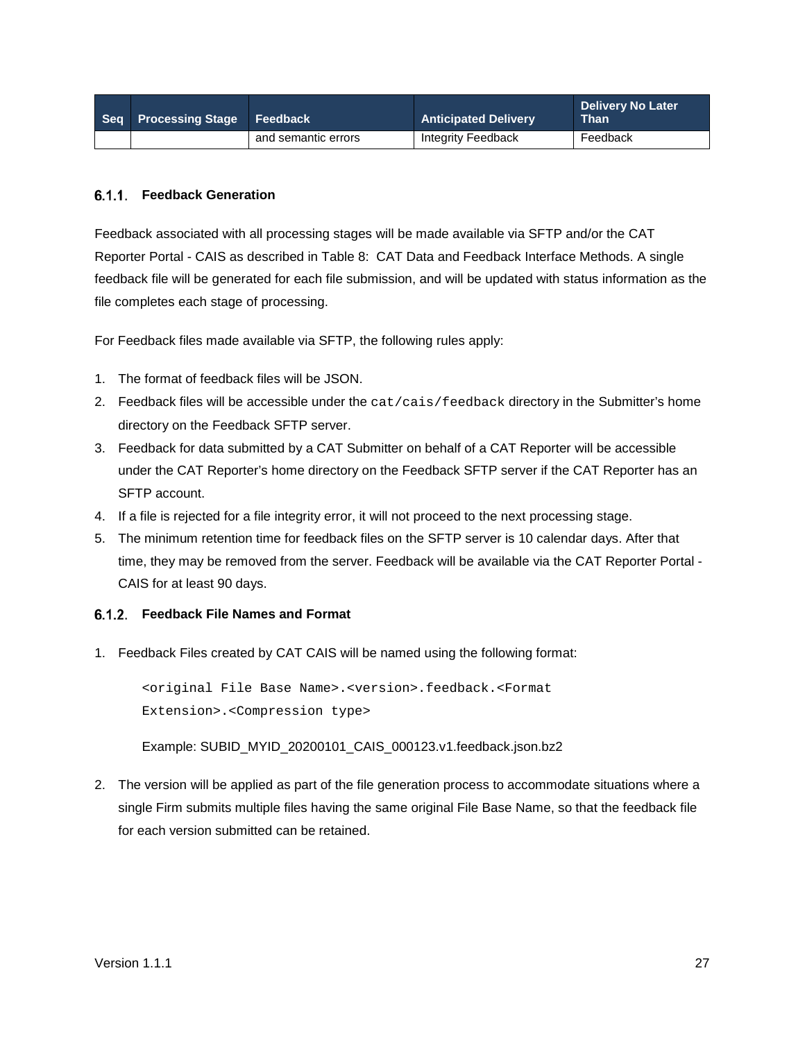| Seq | Processing Stage | Feedback | Anticipated Delivery | Delivery No Later Than |
|---|---|---|---|---|
| | | and semantic errors | Integrity Feedback | Feedback |

### 6.1.1. Feedback Generation

Feedback associated with all processing stages will be made available via SFTP and/or the CAT Reporter Portal - CAIS as described in Table 8: CAT Data and Feedback Interface Methods. A single feedback file will be generated for each file submission, and will be updated with status information as the file completes each stage of processing.

For Feedback files made available via SFTP, the following rules apply:

1. The format of feedback files will be JSON.
2. Feedback files will be accessible under the `cat/cais/feedback` directory in the Submitter's home directory on the Feedback SFTP server.
3. Feedback for data submitted by a CAT Submitter on behalf of a CAT Reporter will be accessible under the CAT Reporter's home directory on the Feedback SFTP server if the CAT Reporter has an SFTP account.
4. If a file is rejected for a file integrity error, it will not proceed to the next processing stage.
5. The minimum retention time for feedback files on the SFTP server is 10 calendar days. After that time, they may be removed from the server. Feedback will be available via the CAT Reporter Portal - CAIS for at least 90 days.

### 6.1.2. Feedback File Names and Format

1. Feedback Files created by CAT CAIS will be named using the following format:

   ```
   <original File Base Name>.<version>.feedback.<Format
   Extension>.<Compression type>
   ```

   Example: SUBID_MYID_20200101_CAIS_000123.v1.feedback.json.bz2

2. The version will be applied as part of the file generation process to accommodate situations where a single Firm submits multiple files having the same original File Base Name, so that the feedback file for each version submitted can be retained.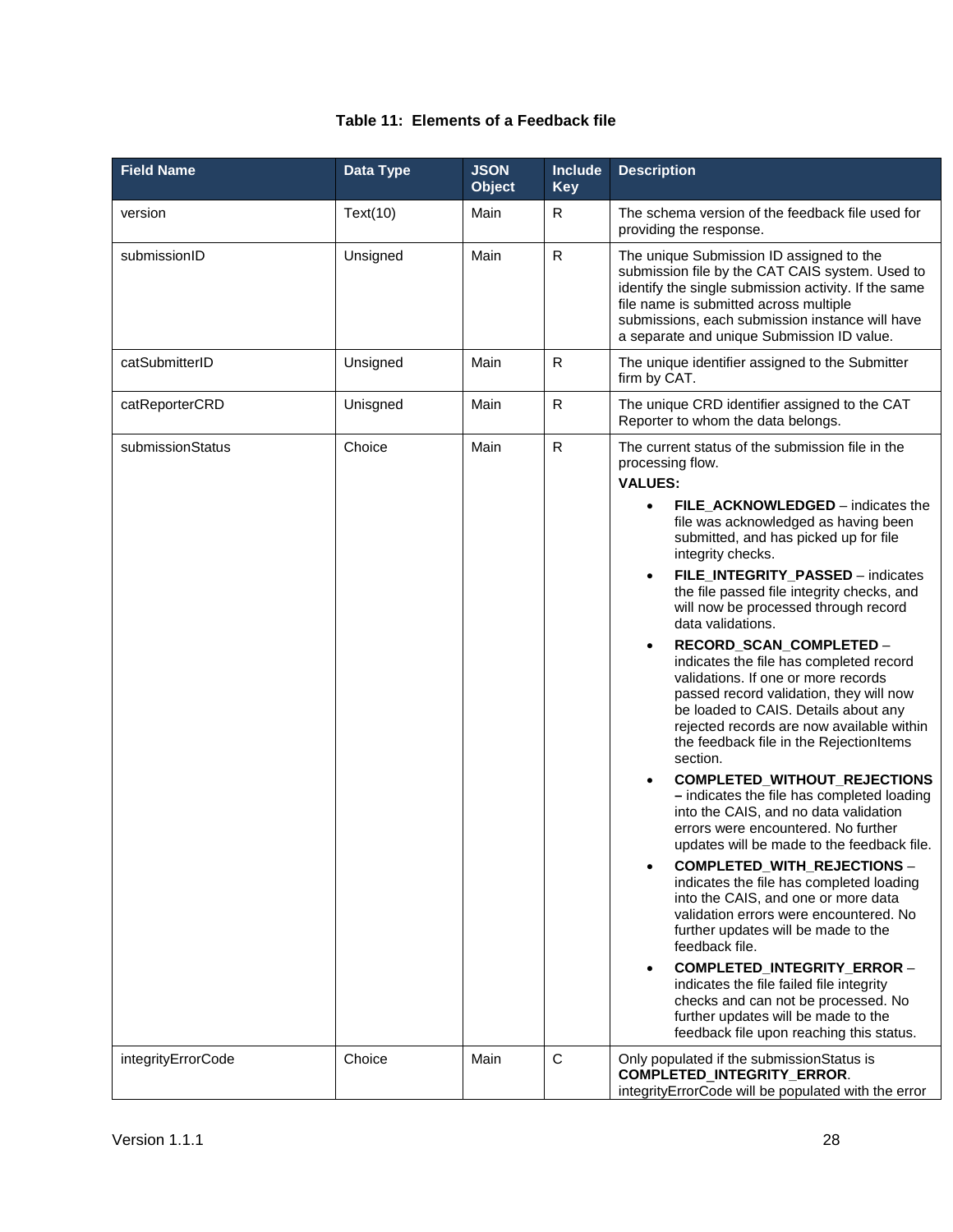**Table 11: Elements of a Feedback file**

| Field Name | Data Type | JSON Object | Include Key | Description |
|---|---|---|---|---|
| version | Text(10) | Main | R | The schema version of the feedback file used for providing the response. |
| submissionID | Unsigned | Main | R | The unique Submission ID assigned to the submission file by the CAT CAIS system. Used to identify the single submission activity. If the same file name is submitted across multiple submissions, each submission instance will have a separate and unique Submission ID value. |
| catSubmitterID | Unsigned | Main | R | The unique identifier assigned to the Submitter firm by CAT. |
| catReporterCRD | Unisgned | Main | R | The unique CRD identifier assigned to the CAT Reporter to whom the data belongs. |
| submissionStatus | Choice | Main | R | The current status of the submission file in the processing flow.<br>**VALUES:**<br>• **FILE_ACKNOWLEDGED** – indicates the file was acknowledged as having been submitted, and has picked up for file integrity checks.<br>• **FILE_INTEGRITY_PASSED** – indicates the file passed file integrity checks, and will now be processed through record data validations.<br>• **RECORD_SCAN_COMPLETED** – indicates the file has completed record validations. If one or more records passed record validation, they will now be loaded to CAIS. Details about any rejected records are now available within the feedback file in the RejectionItems section.<br>• **COMPLETED_WITHOUT_REJECTIONS –** indicates the file has completed loading into the CAIS, and no data validation errors were encountered. No further updates will be made to the feedback file.<br>• **COMPLETED_WITH_REJECTIONS** – indicates the file has completed loading into the CAIS, and one or more data validation errors were encountered. No further updates will be made to the feedback file.<br>• **COMPLETED_INTEGRITY_ERROR** – indicates the file failed file integrity checks and can not be processed. No further updates will be made to the feedback file upon reaching this status. |
| integrityErrorCode | Choice | Main | C | Only populated if the submissionStatus is **COMPLETED_INTEGRITY_ERROR**. integrityErrorCode will be populated with the error |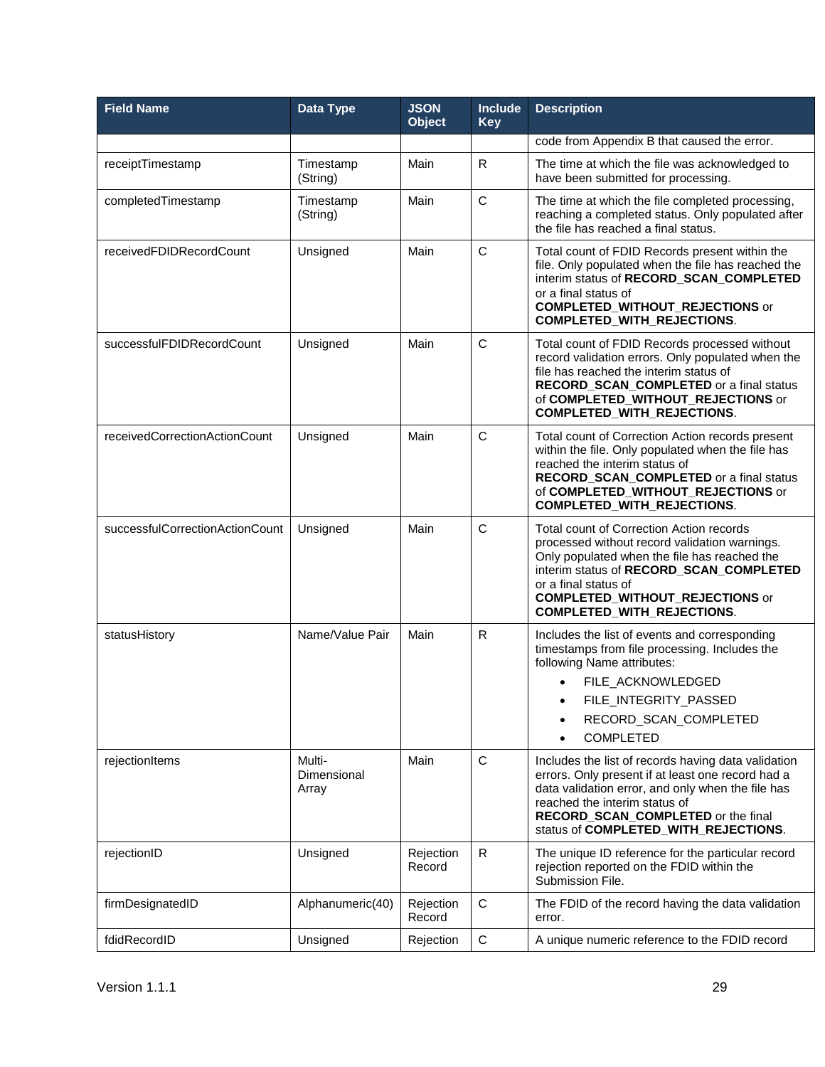| Field Name | Data Type | JSON Object | Include Key | Description |
|---|---|---|---|---|
| | | | | code from Appendix B that caused the error. |
| receiptTimestamp | Timestamp (String) | Main | R | The time at which the file was acknowledged to have been submitted for processing. |
| completedTimestamp | Timestamp (String) | Main | C | The time at which the file completed processing, reaching a completed status. Only populated after the file has reached a final status. |
| receivedFDIDRecordCount | Unsigned | Main | C | Total count of FDID Records present within the file. Only populated when the file has reached the interim status of **RECORD_SCAN_COMPLETED** or a final status of **COMPLETED_WITHOUT_REJECTIONS** or **COMPLETED_WITH_REJECTIONS**. |
| successfulFDIDRecordCount | Unsigned | Main | C | Total count of FDID Records processed without record validation errors. Only populated when the file has reached the interim status of **RECORD_SCAN_COMPLETED** or a final status of **COMPLETED_WITHOUT_REJECTIONS** or **COMPLETED_WITH_REJECTIONS**. |
| receivedCorrectionActionCount | Unsigned | Main | C | Total count of Correction Action records present within the file. Only populated when the file has reached the interim status of **RECORD_SCAN_COMPLETED** or a final status of **COMPLETED_WITHOUT_REJECTIONS** or **COMPLETED_WITH_REJECTIONS**. |
| successfulCorrectionActionCount | Unsigned | Main | C | Total count of Correction Action records processed without record validation warnings. Only populated when the file has reached the interim status of **RECORD_SCAN_COMPLETED** or a final status of **COMPLETED_WITHOUT_REJECTIONS** or **COMPLETED_WITH_REJECTIONS**. |
| statusHistory | Name/Value Pair | Main | R | Includes the list of events and corresponding timestamps from file processing. Includes the following Name attributes: <br>• FILE_ACKNOWLEDGED <br>• FILE_INTEGRITY_PASSED <br>• RECORD_SCAN_COMPLETED <br>• COMPLETED |
| rejectionItems | Multi-Dimensional Array | Main | C | Includes the list of records having data validation errors. Only present if at least one record had a data validation error, and only when the file has reached the interim status of **RECORD_SCAN_COMPLETED** or the final status of **COMPLETED_WITH_REJECTIONS**. |
| rejectionID | Unsigned | Rejection Record | R | The unique ID reference for the particular record rejection reported on the FDID within the Submission File. |
| firmDesignatedID | Alphanumeric(40) | Rejection Record | C | The FDID of the record having the data validation error. |
| fdidRecordID | Unsigned | Rejection | C | A unique numeric reference to the FDID record |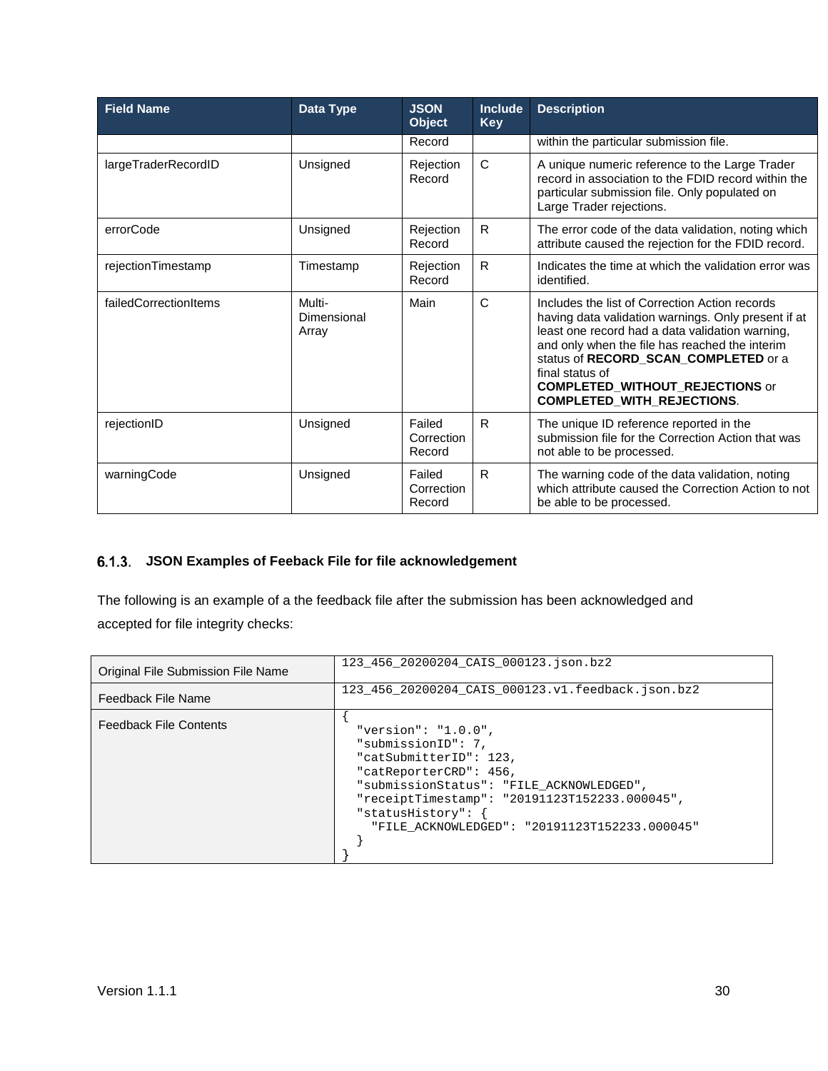| Field Name | Data Type | JSON Object | Include Key | Description |
|---|---|---|---|---|
| | | Record | | within the particular submission file. |
| largeTraderRecordID | Unsigned | Rejection Record | C | A unique numeric reference to the Large Trader record in association to the FDID record within the particular submission file. Only populated on Large Trader rejections. |
| errorCode | Unsigned | Rejection Record | R | The error code of the data validation, noting which attribute caused the rejection for the FDID record. |
| rejectionTimestamp | Timestamp | Rejection Record | R | Indicates the time at which the validation error was identified. |
| failedCorrectionItems | Multi-Dimensional Array | Main | C | Includes the list of Correction Action records having data validation warnings. Only present if at least one record had a data validation warning, and only when the file has reached the interim status of **RECORD_SCAN_COMPLETED** or a final status of **COMPLETED_WITHOUT_REJECTIONS** or **COMPLETED_WITH_REJECTIONS**. |
| rejectionID | Unsigned | Failed Correction Record | R | The unique ID reference reported in the submission file for the Correction Action that was not able to be processed. |
| warningCode | Unsigned | Failed Correction Record | R | The warning code of the data validation, noting which attribute caused the Correction Action to not be able to be processed. |

### 6.1.3. JSON Examples of Feeback File for file acknowledgement

The following is an example of a the feedback file after the submission has been acknowledged and accepted for file integrity checks:

| | |
|---|---|
| Original File Submission File Name | 123_456_20200204_CAIS_000123.json.bz2 |
| Feedback File Name | 123_456_20200204_CAIS_000123.v1.feedback.json.bz2 |
| Feedback File Contents | `{ "version": "1.0.0", "submissionID": 7, "catSubmitterID": 123, "catReporterCRD": 456, "submissionStatus": "FILE_ACKNOWLEDGED", "receiptTimestamp": "20191123T152233.000045", "statusHistory": { "FILE_ACKNOWLEDGED": "20191123T152233.000045" } }` |

```
{
  "version": "1.0.0",
  "submissionID": 7,
  "catSubmitterID": 123,
  "catReporterCRD": 456,
  "submissionStatus": "FILE_ACKNOWLEDGED",
  "receiptTimestamp": "20191123T152233.000045",
  "statusHistory": {
    "FILE_ACKNOWLEDGED": "20191123T152233.000045"
  }
}
```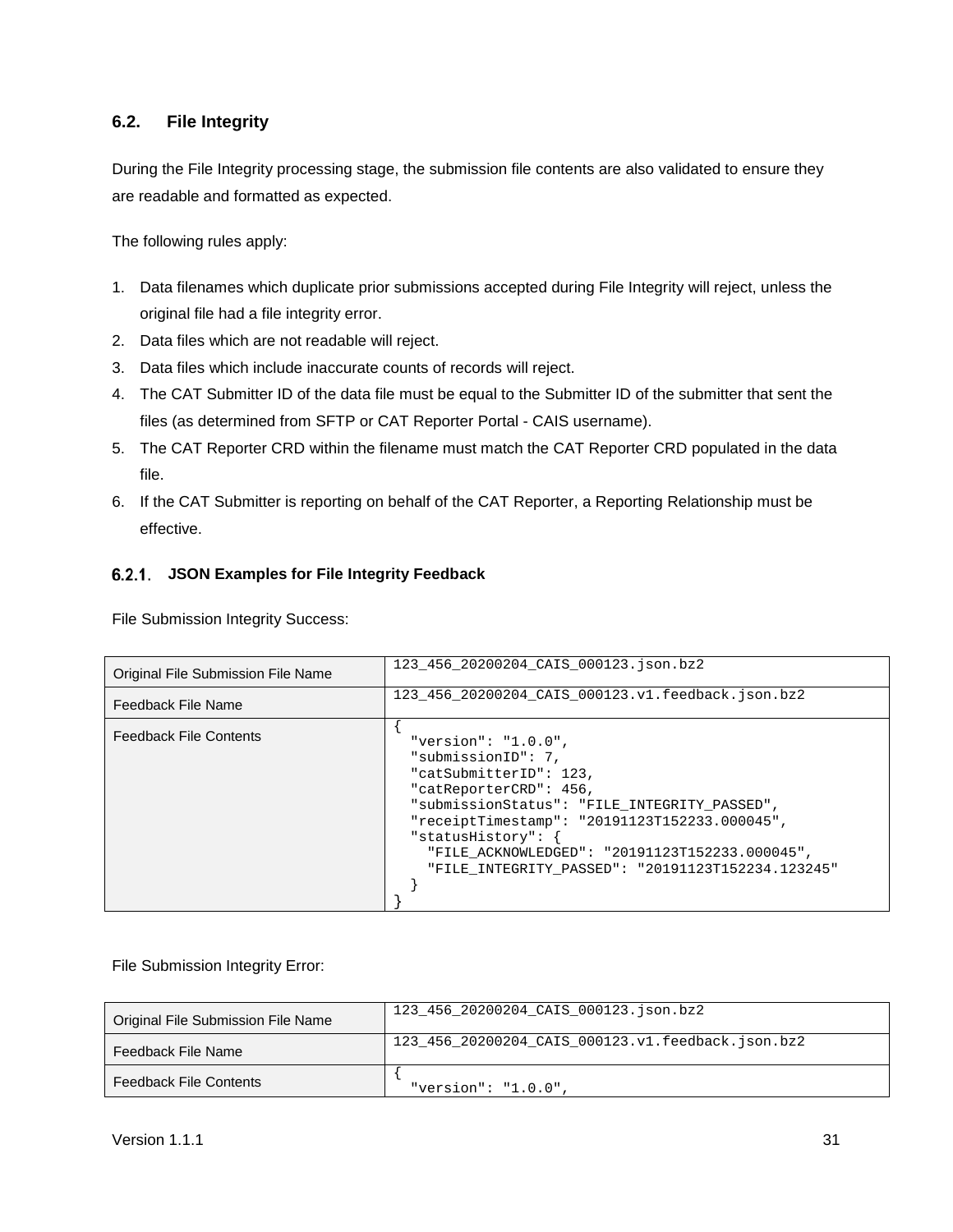## 6.2. File Integrity

During the File Integrity processing stage, the submission file contents are also validated to ensure they are readable and formatted as expected.

The following rules apply:

1. Data filenames which duplicate prior submissions accepted during File Integrity will reject, unless the original file had a file integrity error.
2. Data files which are not readable will reject.
3. Data files which include inaccurate counts of records will reject.
4. The CAT Submitter ID of the data file must be equal to the Submitter ID of the submitter that sent the files (as determined from SFTP or CAT Reporter Portal - CAIS username).
5. The CAT Reporter CRD within the filename must match the CAT Reporter CRD populated in the data file.
6. If the CAT Submitter is reporting on behalf of the CAT Reporter, a Reporting Relationship must be effective.

### 6.2.1. JSON Examples for File Integrity Feedback

File Submission Integrity Success:

| Original File Submission File Name | 123_456_20200204_CAIS_000123.json.bz2 |
|---|---|
| Feedback File Name | 123_456_20200204_CAIS_000123.v1.feedback.json.bz2 |
| Feedback File Contents | `{ "version": "1.0.0", "submissionID": 7, "catSubmitterID": 123, "catReporterCRD": 456, "submissionStatus": "FILE_INTEGRITY_PASSED", "receiptTimestamp": "20191123T152233.000045", "statusHistory": { "FILE_ACKNOWLEDGED": "20191123T152233.000045", "FILE_INTEGRITY_PASSED": "20191123T152234.123245" } }` |

File Submission Integrity Error:

| Original File Submission File Name | 123_456_20200204_CAIS_000123.json.bz2 |
|---|---|
| Feedback File Name | 123_456_20200204_CAIS_000123.v1.feedback.json.bz2 |
| Feedback File Contents | `{ "version": "1.0.0",` |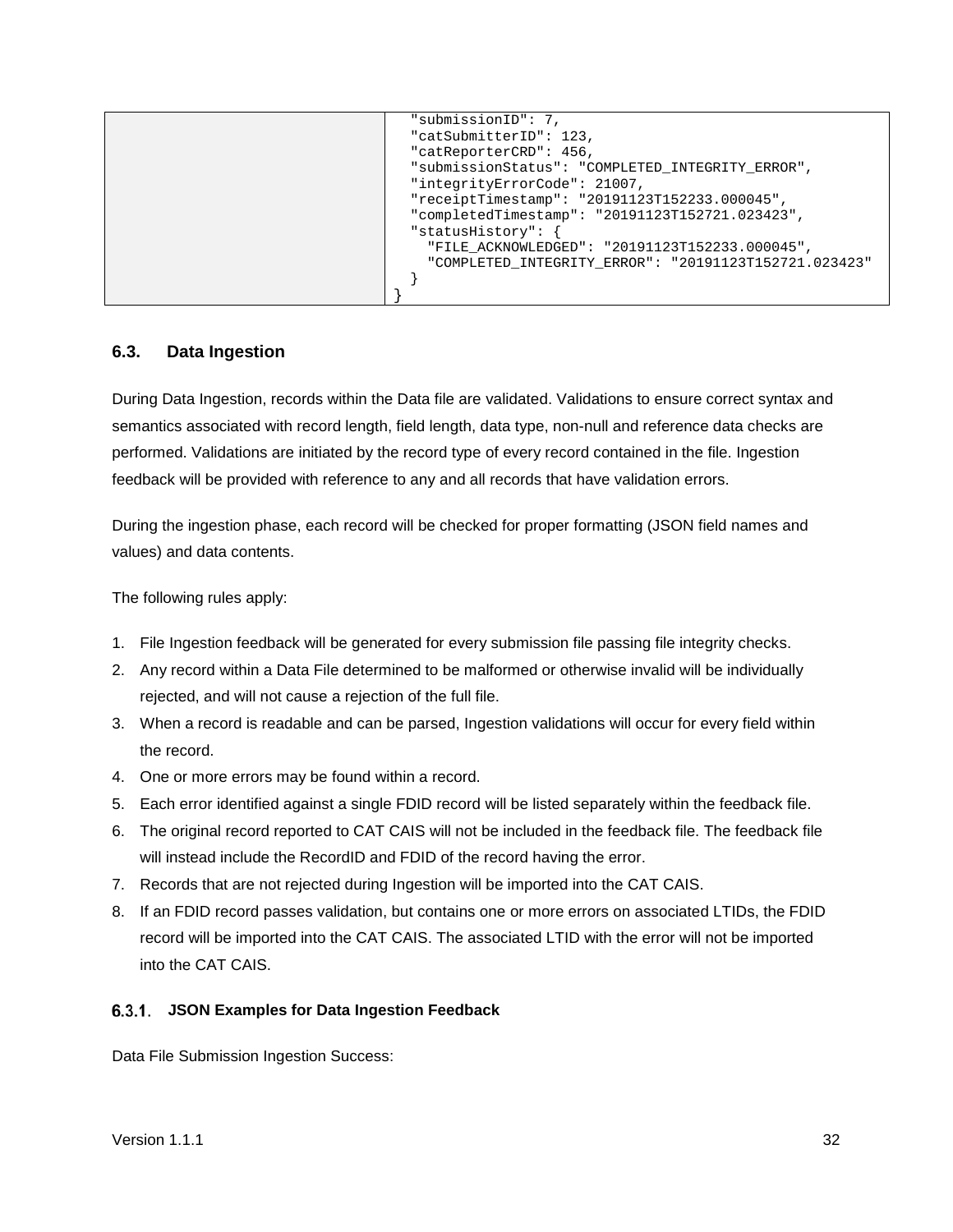| | "submissionID": 7,<br>"catSubmitterID": 123,<br>"catReporterCRD": 456,<br>"submissionStatus": "COMPLETED_INTEGRITY_ERROR",<br>"integrityErrorCode": 21007,<br>"receiptTimestamp": "20191123T152233.000045",<br>"completedTimestamp": "20191123T152721.023423",<br>"statusHistory": {<br>"FILE_ACKNOWLEDGED": "20191123T152233.000045",<br>"COMPLETED_INTEGRITY_ERROR": "20191123T152721.023423"<br>}<br>} |
|---|---|

## 6.3. Data Ingestion

During Data Ingestion, records within the Data file are validated. Validations to ensure correct syntax and semantics associated with record length, field length, data type, non-null and reference data checks are performed. Validations are initiated by the record type of every record contained in the file. Ingestion feedback will be provided with reference to any and all records that have validation errors.

During the ingestion phase, each record will be checked for proper formatting (JSON field names and values) and data contents.

The following rules apply:

1. File Ingestion feedback will be generated for every submission file passing file integrity checks.
2. Any record within a Data File determined to be malformed or otherwise invalid will be individually rejected, and will not cause a rejection of the full file.
3. When a record is readable and can be parsed, Ingestion validations will occur for every field within the record.
4. One or more errors may be found within a record.
5. Each error identified against a single FDID record will be listed separately within the feedback file.
6. The original record reported to CAT CAIS will not be included in the feedback file. The feedback file will instead include the RecordID and FDID of the record having the error.
7. Records that are not rejected during Ingestion will be imported into the CAT CAIS.
8. If an FDID record passes validation, but contains one or more errors on associated LTIDs, the FDID record will be imported into the CAT CAIS. The associated LTID with the error will not be imported into the CAT CAIS.

### 6.3.1. JSON Examples for Data Ingestion Feedback

Data File Submission Ingestion Success: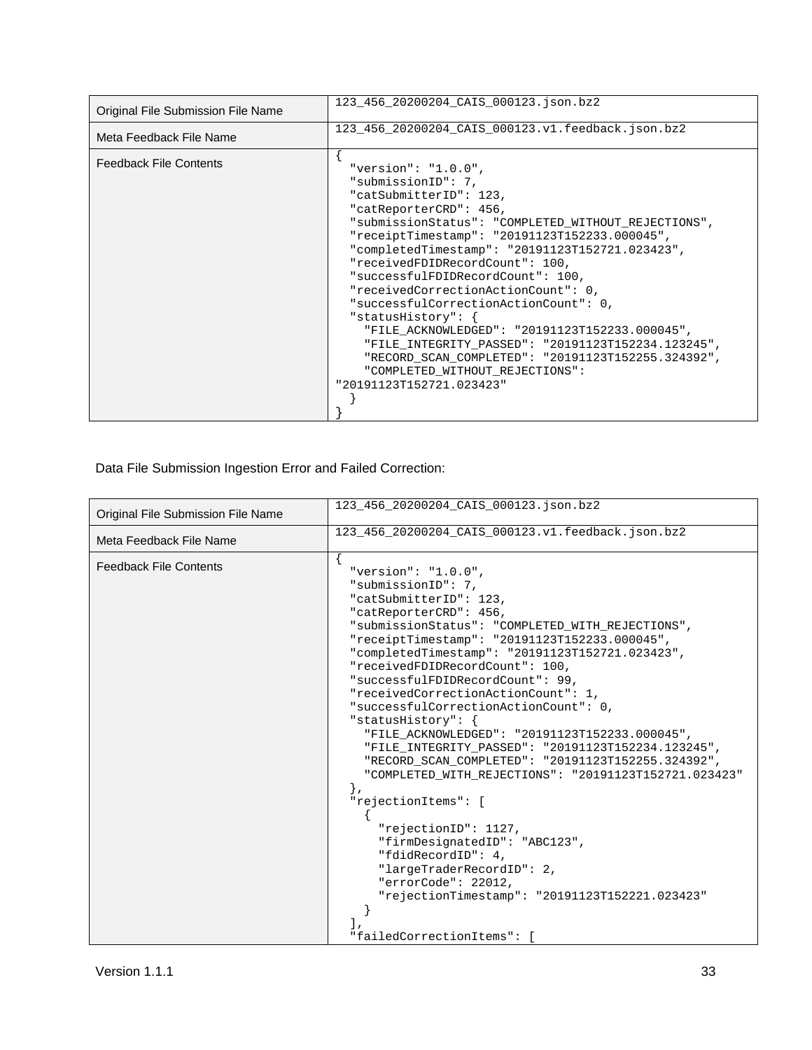<table>
<tr>
<td>Original File Submission File Name</td>
<td><code>123_456_20200204_CAIS_000123.json.bz2</code></td>
</tr>
<tr>
<td>Meta Feedback File Name</td>
<td><code>123_456_20200204_CAIS_000123.v1.feedback.json.bz2</code></td>
</tr>
<tr>
<td>Feedback File Contents</td>
<td>
<pre>
{
  "version": "1.0.0",
  "submissionID": 7,
  "catSubmitterID": 123,
  "catReporterCRD": 456,
  "submissionStatus": "COMPLETED_WITHOUT_REJECTIONS",
  "receiptTimestamp": "20191123T152233.000045",
  "completedTimestamp": "20191123T152721.023423",
  "receivedFDIDRecordCount": 100,
  "successfulFDIDRecordCount": 100,
  "receivedCorrectionActionCount": 0,
  "successfulCorrectionActionCount": 0,
  "statusHistory": {
    "FILE_ACKNOWLEDGED": "20191123T152233.000045",
    "FILE_INTEGRITY_PASSED": "20191123T152234.123245",
    "RECORD_SCAN_COMPLETED": "20191123T152255.324392",
    "COMPLETED_WITHOUT_REJECTIONS":
"20191123T152721.023423"
  }
}
</pre>
</td>
</tr>
</table>

Data File Submission Ingestion Error and Failed Correction:

<table>
<tr>
<td>Original File Submission File Name</td>
<td><code>123_456_20200204_CAIS_000123.json.bz2</code></td>
</tr>
<tr>
<td>Meta Feedback File Name</td>
<td><code>123_456_20200204_CAIS_000123.v1.feedback.json.bz2</code></td>
</tr>
<tr>
<td>Feedback File Contents</td>
<td>
<pre>
{
  "version": "1.0.0",
  "submissionID": 7,
  "catSubmitterID": 123,
  "catReporterCRD": 456,
  "submissionStatus": "COMPLETED_WITH_REJECTIONS",
  "receiptTimestamp": "20191123T152233.000045",
  "completedTimestamp": "20191123T152721.023423",
  "receivedFDIDRecordCount": 100,
  "successfulFDIDRecordCount": 99,
  "receivedCorrectionActionCount": 1,
  "successfulCorrectionActionCount": 0,
  "statusHistory": {
    "FILE_ACKNOWLEDGED": "20191123T152233.000045",
    "FILE_INTEGRITY_PASSED": "20191123T152234.123245",
    "RECORD_SCAN_COMPLETED": "20191123T152255.324392",
    "COMPLETED_WITH_REJECTIONS": "20191123T152721.023423"
  },
  "rejectionItems": [
    {
      "rejectionID": 1127,
      "firmDesignatedID": "ABC123",
      "fdidRecordID": 4,
      "largeTraderRecordID": 2,
      "errorCode": 22012,
      "rejectionTimestamp": "20191123T152221.023423"
    }
  ],
  "failedCorrectionItems": [
</pre>
</td>
</tr>
</table>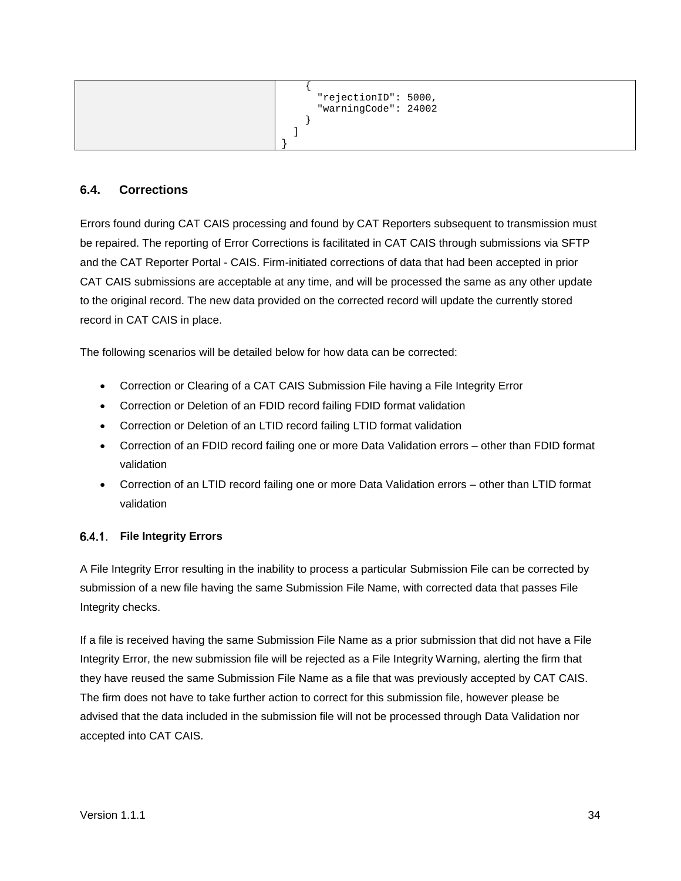|  | ```  {    "rejectionID": 5000,    "warningCode": 24002  }  ] }``` |
|---|---|

## 6.4. Corrections

Errors found during CAT CAIS processing and found by CAT Reporters subsequent to transmission must be repaired. The reporting of Error Corrections is facilitated in CAT CAIS through submissions via SFTP and the CAT Reporter Portal - CAIS. Firm-initiated corrections of data that had been accepted in prior CAT CAIS submissions are acceptable at any time, and will be processed the same as any other update to the original record. The new data provided on the corrected record will update the currently stored record in CAT CAIS in place.

The following scenarios will be detailed below for how data can be corrected:

- Correction or Clearing of a CAT CAIS Submission File having a File Integrity Error
- Correction or Deletion of an FDID record failing FDID format validation
- Correction or Deletion of an LTID record failing LTID format validation
- Correction of an FDID record failing one or more Data Validation errors – other than FDID format validation
- Correction of an LTID record failing one or more Data Validation errors – other than LTID format validation

### 6.4.1. File Integrity Errors

A File Integrity Error resulting in the inability to process a particular Submission File can be corrected by submission of a new file having the same Submission File Name, with corrected data that passes File Integrity checks.

If a file is received having the same Submission File Name as a prior submission that did not have a File Integrity Error, the new submission file will be rejected as a File Integrity Warning, alerting the firm that they have reused the same Submission File Name as a file that was previously accepted by CAT CAIS. The firm does not have to take further action to correct for this submission file, however please be advised that the data included in the submission file will not be processed through Data Validation nor accepted into CAT CAIS.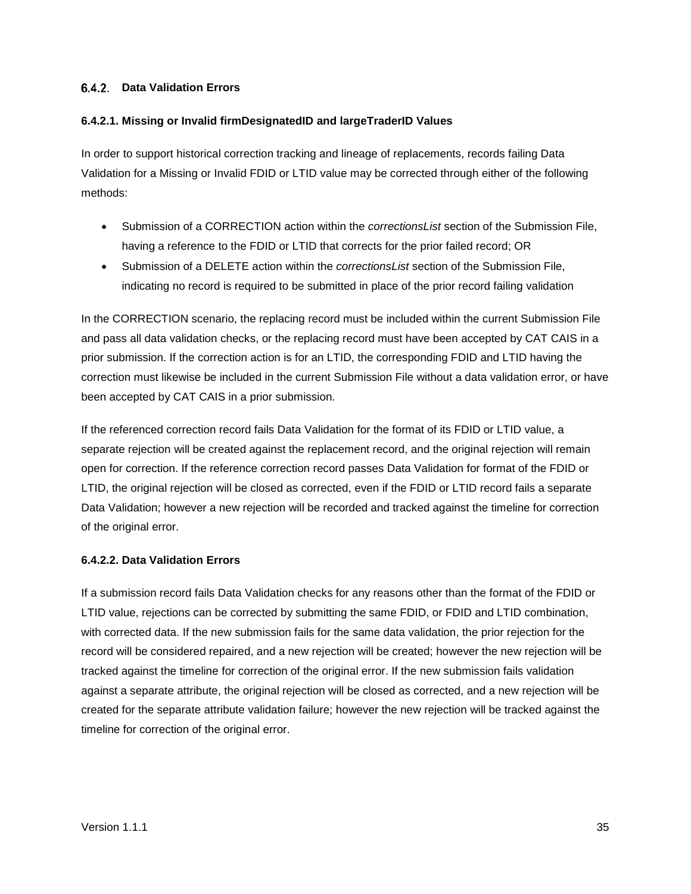### 6.4.2. Data Validation Errors

#### 6.4.2.1. Missing or Invalid firmDesignatedID and largeTraderID Values

In order to support historical correction tracking and lineage of replacements, records failing Data Validation for a Missing or Invalid FDID or LTID value may be corrected through either of the following methods:

- Submission of a CORRECTION action within the *correctionsList* section of the Submission File, having a reference to the FDID or LTID that corrects for the prior failed record; OR
- Submission of a DELETE action within the *correctionsList* section of the Submission File, indicating no record is required to be submitted in place of the prior record failing validation

In the CORRECTION scenario, the replacing record must be included within the current Submission File and pass all data validation checks, or the replacing record must have been accepted by CAT CAIS in a prior submission. If the correction action is for an LTID, the corresponding FDID and LTID having the correction must likewise be included in the current Submission File without a data validation error, or have been accepted by CAT CAIS in a prior submission.

If the referenced correction record fails Data Validation for the format of its FDID or LTID value, a separate rejection will be created against the replacement record, and the original rejection will remain open for correction. If the reference correction record passes Data Validation for format of the FDID or LTID, the original rejection will be closed as corrected, even if the FDID or LTID record fails a separate Data Validation; however a new rejection will be recorded and tracked against the timeline for correction of the original error.

#### 6.4.2.2. Data Validation Errors

If a submission record fails Data Validation checks for any reasons other than the format of the FDID or LTID value, rejections can be corrected by submitting the same FDID, or FDID and LTID combination, with corrected data. If the new submission fails for the same data validation, the prior rejection for the record will be considered repaired, and a new rejection will be created; however the new rejection will be tracked against the timeline for correction of the original error. If the new submission fails validation against a separate attribute, the original rejection will be closed as corrected, and a new rejection will be created for the separate attribute validation failure; however the new rejection will be tracked against the timeline for correction of the original error.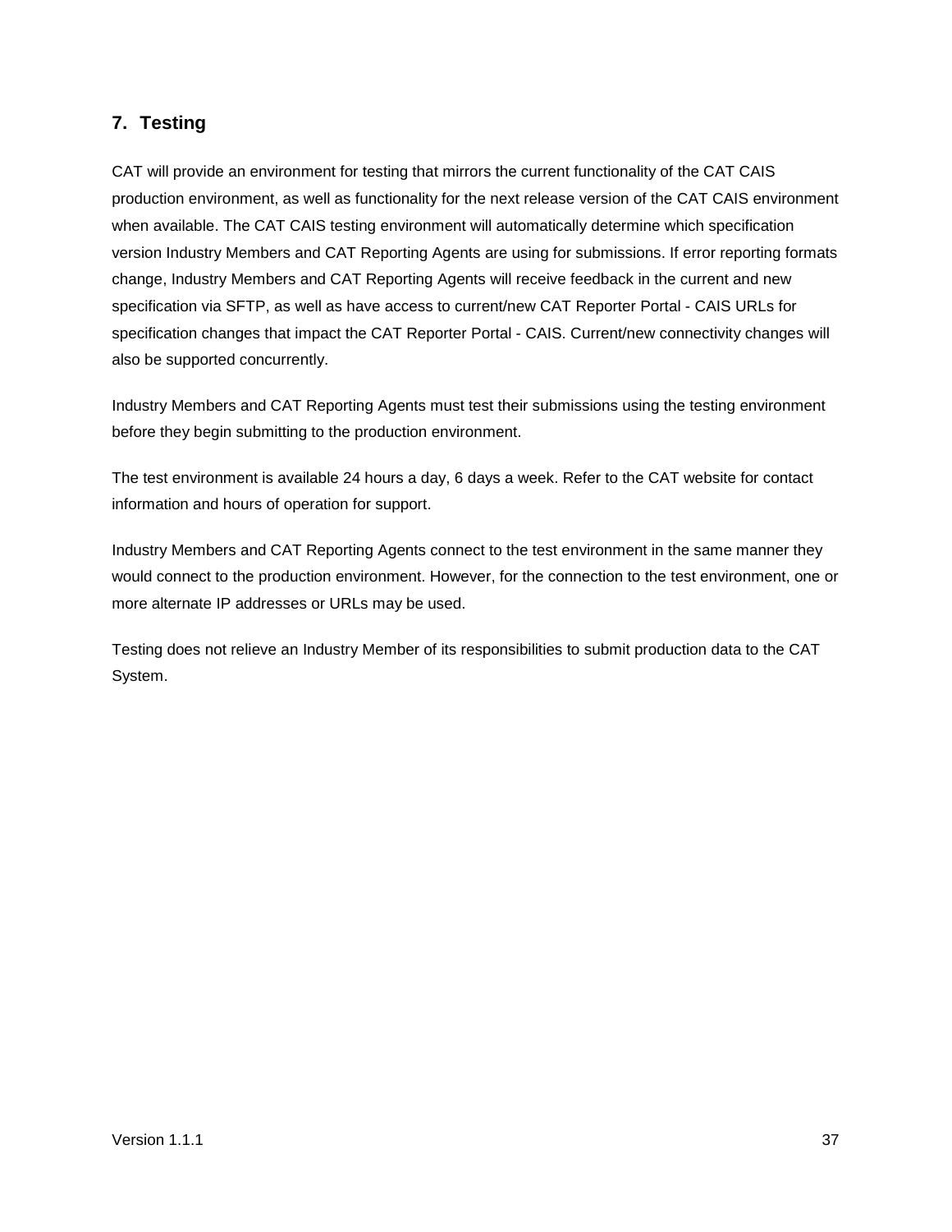## 7. Testing

CAT will provide an environment for testing that mirrors the current functionality of the CAT CAIS production environment, as well as functionality for the next release version of the CAT CAIS environment when available. The CAT CAIS testing environment will automatically determine which specification version Industry Members and CAT Reporting Agents are using for submissions. If error reporting formats change, Industry Members and CAT Reporting Agents will receive feedback in the current and new specification via SFTP, as well as have access to current/new CAT Reporter Portal - CAIS URLs for specification changes that impact the CAT Reporter Portal - CAIS. Current/new connectivity changes will also be supported concurrently.

Industry Members and CAT Reporting Agents must test their submissions using the testing environment before they begin submitting to the production environment.

The test environment is available 24 hours a day, 6 days a week. Refer to the CAT website for contact information and hours of operation for support.

Industry Members and CAT Reporting Agents connect to the test environment in the same manner they would connect to the production environment. However, for the connection to the test environment, one or more alternate IP addresses or URLs may be used.

Testing does not relieve an Industry Member of its responsibilities to submit production data to the CAT System.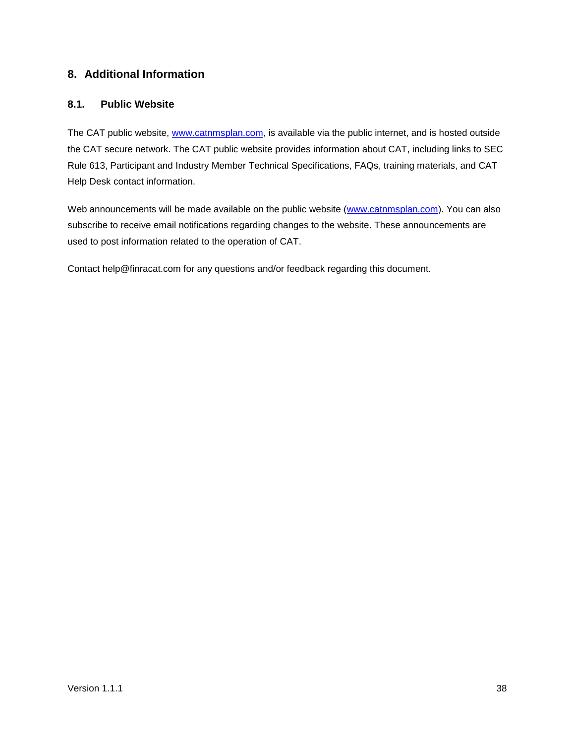## 8. Additional Information

### 8.1. Public Website

The CAT public website, [www.catnmsplan.com](www.catnmsplan.com), is available via the public internet, and is hosted outside the CAT secure network. The CAT public website provides information about CAT, including links to SEC Rule 613, Participant and Industry Member Technical Specifications, FAQs, training materials, and CAT Help Desk contact information.

Web announcements will be made available on the public website ([www.catnmsplan.com](www.catnmsplan.com)). You can also subscribe to receive email notifications regarding changes to the website. These announcements are used to post information related to the operation of CAT.

Contact help@finracat.com for any questions and/or feedback regarding this document.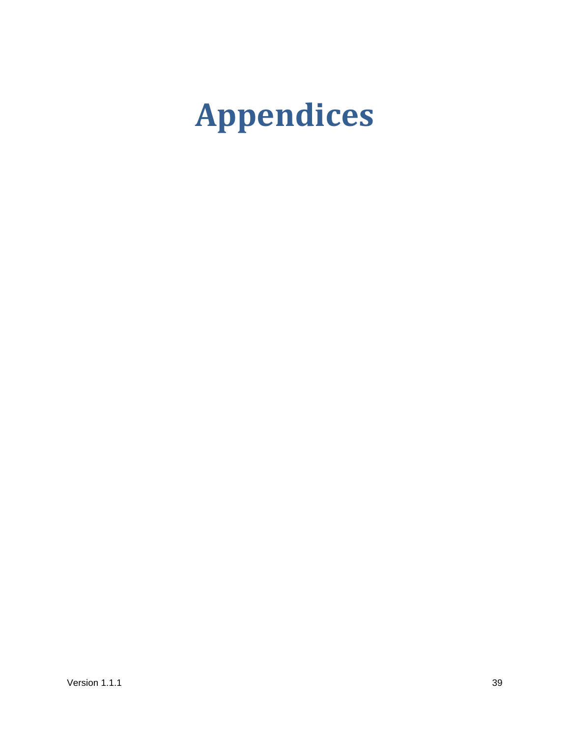# Appendices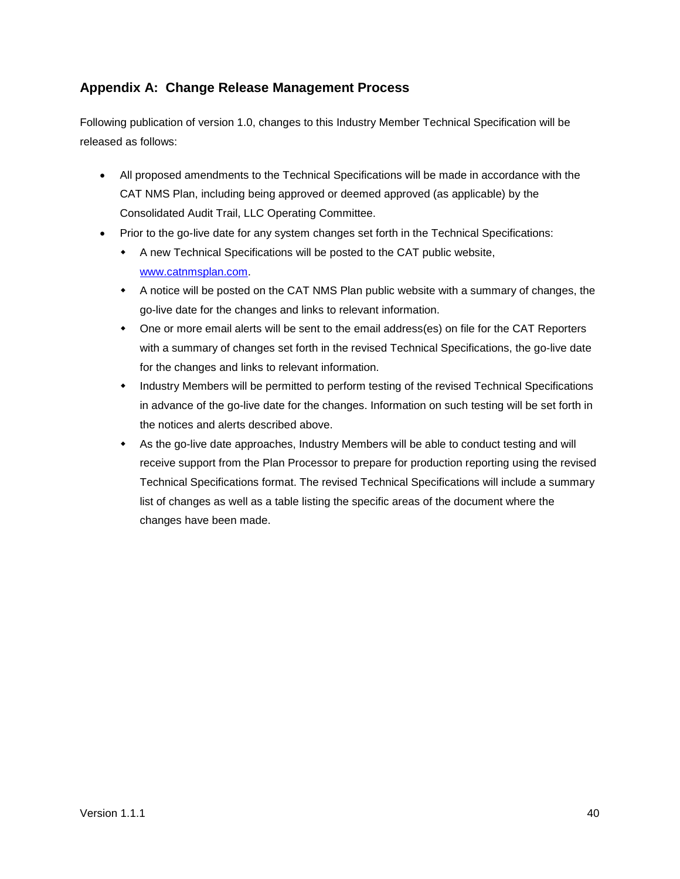## Appendix A: Change Release Management Process

Following publication of version 1.0, changes to this Industry Member Technical Specification will be released as follows:

- All proposed amendments to the Technical Specifications will be made in accordance with the CAT NMS Plan, including being approved or deemed approved (as applicable) by the Consolidated Audit Trail, LLC Operating Committee.
- Prior to the go-live date for any system changes set forth in the Technical Specifications:
  - A new Technical Specifications will be posted to the CAT public website, [www.catnmsplan.com](http://www.catnmsplan.com).
  - A notice will be posted on the CAT NMS Plan public website with a summary of changes, the go-live date for the changes and links to relevant information.
  - One or more email alerts will be sent to the email address(es) on file for the CAT Reporters with a summary of changes set forth in the revised Technical Specifications, the go-live date for the changes and links to relevant information.
  - Industry Members will be permitted to perform testing of the revised Technical Specifications in advance of the go-live date for the changes. Information on such testing will be set forth in the notices and alerts described above.
  - As the go-live date approaches, Industry Members will be able to conduct testing and will receive support from the Plan Processor to prepare for production reporting using the revised Technical Specifications format. The revised Technical Specifications will include a summary list of changes as well as a table listing the specific areas of the document where the changes have been made.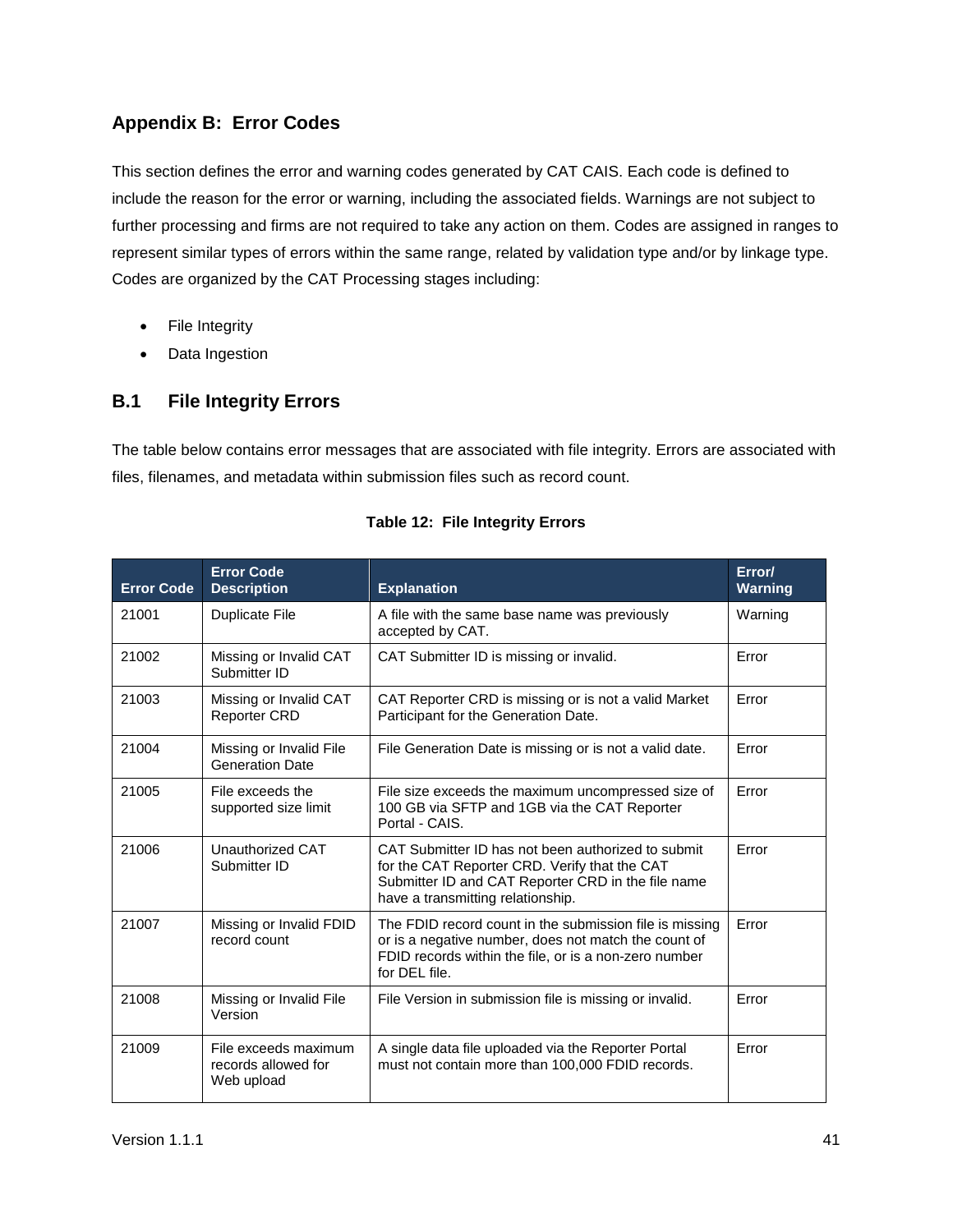## Appendix B: Error Codes

This section defines the error and warning codes generated by CAT CAIS. Each code is defined to include the reason for the error or warning, including the associated fields. Warnings are not subject to further processing and firms are not required to take any action on them. Codes are assigned in ranges to represent similar types of errors within the same range, related by validation type and/or by linkage type. Codes are organized by the CAT Processing stages including:

- File Integrity
- Data Ingestion

### B.1 File Integrity Errors

The table below contains error messages that are associated with file integrity. Errors are associated with files, filenames, and metadata within submission files such as record count.

**Table 12: File Integrity Errors**

| Error Code | Error Code Description | Explanation | Error/ Warning |
|---|---|---|---|
| 21001 | Duplicate File | A file with the same base name was previously accepted by CAT. | Warning |
| 21002 | Missing or Invalid CAT Submitter ID | CAT Submitter ID is missing or invalid. | Error |
| 21003 | Missing or Invalid CAT Reporter CRD | CAT Reporter CRD is missing or is not a valid Market Participant for the Generation Date. | Error |
| 21004 | Missing or Invalid File Generation Date | File Generation Date is missing or is not a valid date. | Error |
| 21005 | File exceeds the supported size limit | File size exceeds the maximum uncompressed size of 100 GB via SFTP and 1GB via the CAT Reporter Portal - CAIS. | Error |
| 21006 | Unauthorized CAT Submitter ID | CAT Submitter ID has not been authorized to submit for the CAT Reporter CRD. Verify that the CAT Submitter ID and CAT Reporter CRD in the file name have a transmitting relationship. | Error |
| 21007 | Missing or Invalid FDID record count | The FDID record count in the submission file is missing or is a negative number, does not match the count of FDID records within the file, or is a non-zero number for DEL file. | Error |
| 21008 | Missing or Invalid File Version | File Version in submission file is missing or invalid. | Error |
| 21009 | File exceeds maximum records allowed for Web upload | A single data file uploaded via the Reporter Portal must not contain more than 100,000 FDID records. | Error |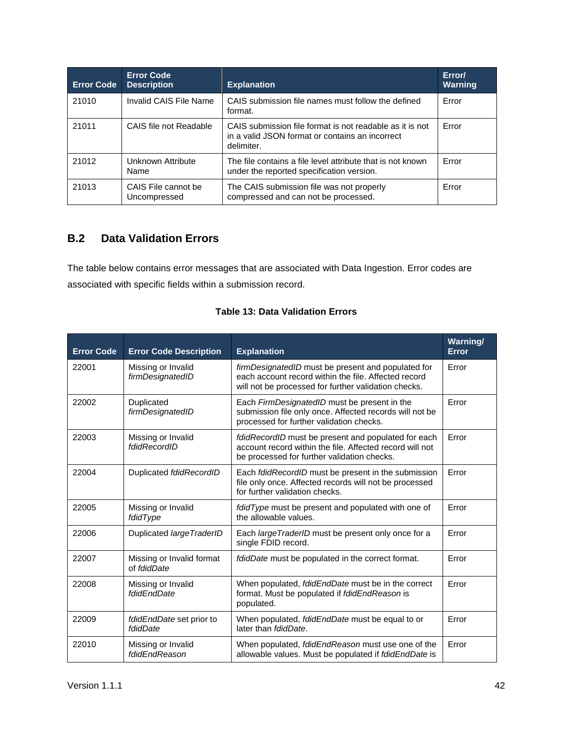| Error Code | Error Code Description | Explanation | Error/ Warning |
| --- | --- | --- | --- |
| 21010 | Invalid CAIS File Name | CAIS submission file names must follow the defined format. | Error |
| 21011 | CAIS file not Readable | CAIS submission file format is not readable as it is not in a valid JSON format or contains an incorrect delimiter. | Error |
| 21012 | Unknown Attribute Name | The file contains a file level attribute that is not known under the reported specification version. | Error |
| 21013 | CAIS File cannot be Uncompressed | The CAIS submission file was not properly compressed and can not be processed. | Error |

## B.2 Data Validation Errors

The table below contains error messages that are associated with Data Ingestion. Error codes are associated with specific fields within a submission record.

**Table 13: Data Validation Errors**

| Error Code | Error Code Description | Explanation | Warning/ Error |
| --- | --- | --- | --- |
| 22001 | Missing or Invalid *firmDesignatedID* | *firmDesignatedID* must be present and populated for each account record within the file. Affected record will not be processed for further validation checks. | Error |
| 22002 | Duplicated *firmDesignatedID* | Each *FirmDesignatedID* must be present in the submission file only once. Affected records will not be processed for further validation checks. | Error |
| 22003 | Missing or Invalid *fdidRecordID* | *fdidRecordID* must be present and populated for each account record within the file. Affected record will not be processed for further validation checks. | Error |
| 22004 | Duplicated *fdidRecordID* | Each *fdidRecordID* must be present in the submission file only once. Affected records will not be processed for further validation checks. | Error |
| 22005 | Missing or Invalid *fdidType* | *fdidType* must be present and populated with one of the allowable values. | Error |
| 22006 | Duplicated *largeTraderID* | Each *largeTraderID* must be present only once for a single FDID record. | Error |
| 22007 | Missing or Invalid format of *fdidDate* | *fdidDate* must be populated in the correct format. | Error |
| 22008 | Missing or Invalid *fdidEndDate* | When populated, *fdidEndDate* must be in the correct format. Must be populated if *fdidEndReason* is populated. | Error |
| 22009 | *fdidEndDate* set prior to *fdidDate* | When populated, *fdidEndDate* must be equal to or later than *fdidDate*. | Error |
| 22010 | Missing or Invalid *fdidEndReason* | When populated, *fdidEndReason* must use one of the allowable values. Must be populated if *fdidEndDate* is | Error |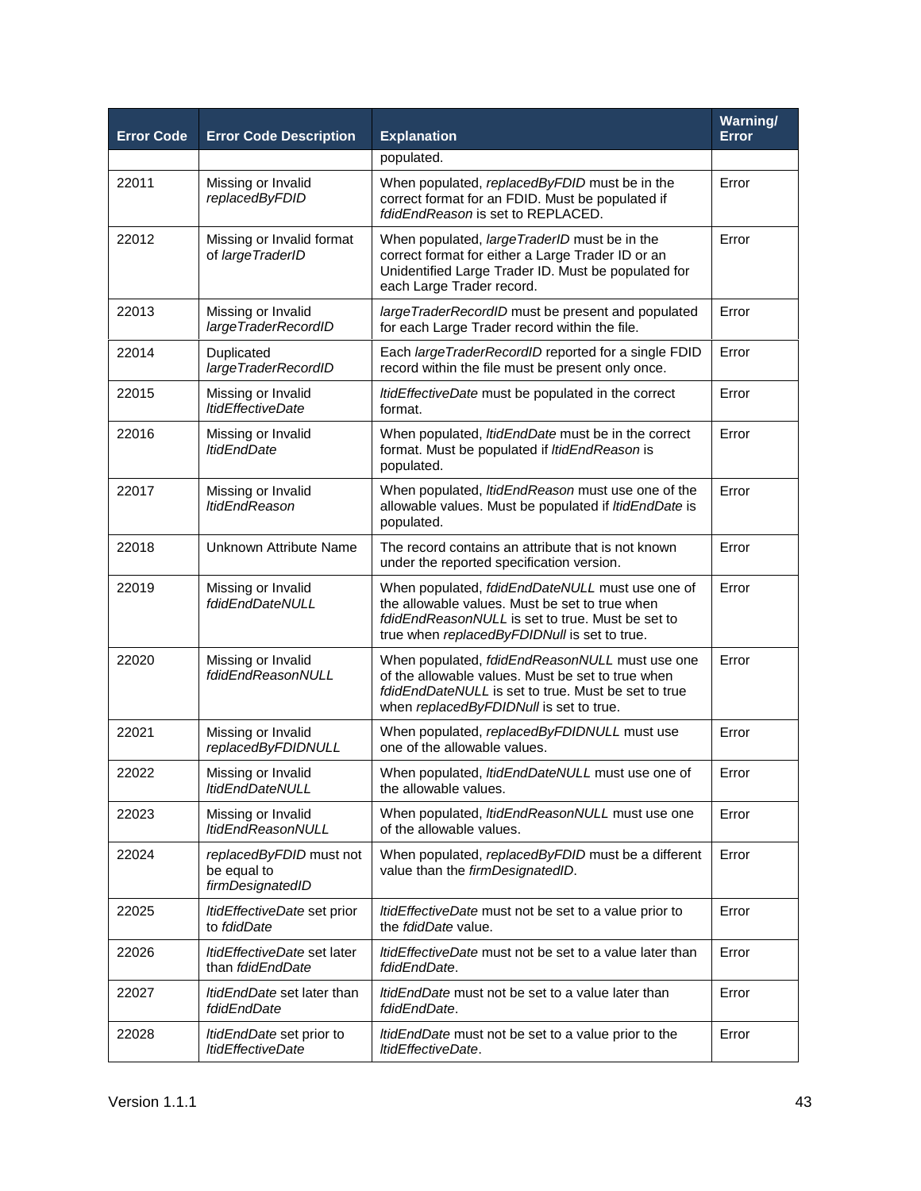| Error Code | Error Code Description | Explanation | Warning/ Error |
|---|---|---|---|
| | | populated. | |
| 22011 | Missing or Invalid *replacedByFDID* | When populated, *replacedByFDID* must be in the correct format for an FDID. Must be populated if *fdidEndReason* is set to REPLACED. | Error |
| 22012 | Missing or Invalid format of *largeTraderID* | When populated, *largeTraderID* must be in the correct format for either a Large Trader ID or an Unidentified Large Trader ID. Must be populated for each Large Trader record. | Error |
| 22013 | Missing or Invalid *largeTraderRecordID* | *largeTraderRecordID* must be present and populated for each Large Trader record within the file. | Error |
| 22014 | Duplicated *largeTraderRecordID* | Each *largeTraderRecordID* reported for a single FDID record within the file must be present only once. | Error |
| 22015 | Missing or Invalid *ltidEffectiveDate* | *ltidEffectiveDate* must be populated in the correct format. | Error |
| 22016 | Missing or Invalid *ltidEndDate* | When populated, *ltidEndDate* must be in the correct format. Must be populated if *ltidEndReason* is populated. | Error |
| 22017 | Missing or Invalid *ltidEndReason* | When populated, *ltidEndReason* must use one of the allowable values. Must be populated if *ltidEndDate* is populated. | Error |
| 22018 | Unknown Attribute Name | The record contains an attribute that is not known under the reported specification version. | Error |
| 22019 | Missing or Invalid *fdidEndDateNULL* | When populated, *fdidEndDateNULL* must use one of the allowable values. Must be set to true when *fdidEndReasonNULL* is set to true. Must be set to true when *replacedByFDIDNull* is set to true. | Error |
| 22020 | Missing or Invalid *fdidEndReasonNULL* | When populated, *fdidEndReasonNULL* must use one of the allowable values. Must be set to true when *fdidEndDateNULL* is set to true. Must be set to true when *replacedByFDIDNull* is set to true. | Error |
| 22021 | Missing or Invalid *replacedByFDIDNULL* | When populated, *replacedByFDIDNULL* must use one of the allowable values. | Error |
| 22022 | Missing or Invalid *ltidEndDateNULL* | When populated, *ltidEndDateNULL* must use one of the allowable values. | Error |
| 22023 | Missing or Invalid *ltidEndReasonNULL* | When populated, *ltidEndReasonNULL* must use one of the allowable values. | Error |
| 22024 | *replacedByFDID* must not be equal to *firmDesignatedID* | When populated, *replacedByFDID* must be a different value than the *firmDesignatedID*. | Error |
| 22025 | *ltidEffectiveDate* set prior to *fdidDate* | *ltidEffectiveDate* must not be set to a value prior to the *fdidDate* value. | Error |
| 22026 | *ltidEffectiveDate* set later than *fdidEndDate* | *ltidEffectiveDate* must not be set to a value later than *fdidEndDate*. | Error |
| 22027 | *ltidEndDate* set later than *fdidEndDate* | *ltidEndDate* must not be set to a value later than *fdidEndDate*. | Error |
| 22028 | *ltidEndDate* set prior to *ltidEffectiveDate* | *ltidEndDate* must not be set to a value prior to the *ltidEffectiveDate*. | Error |

Version 1.1.1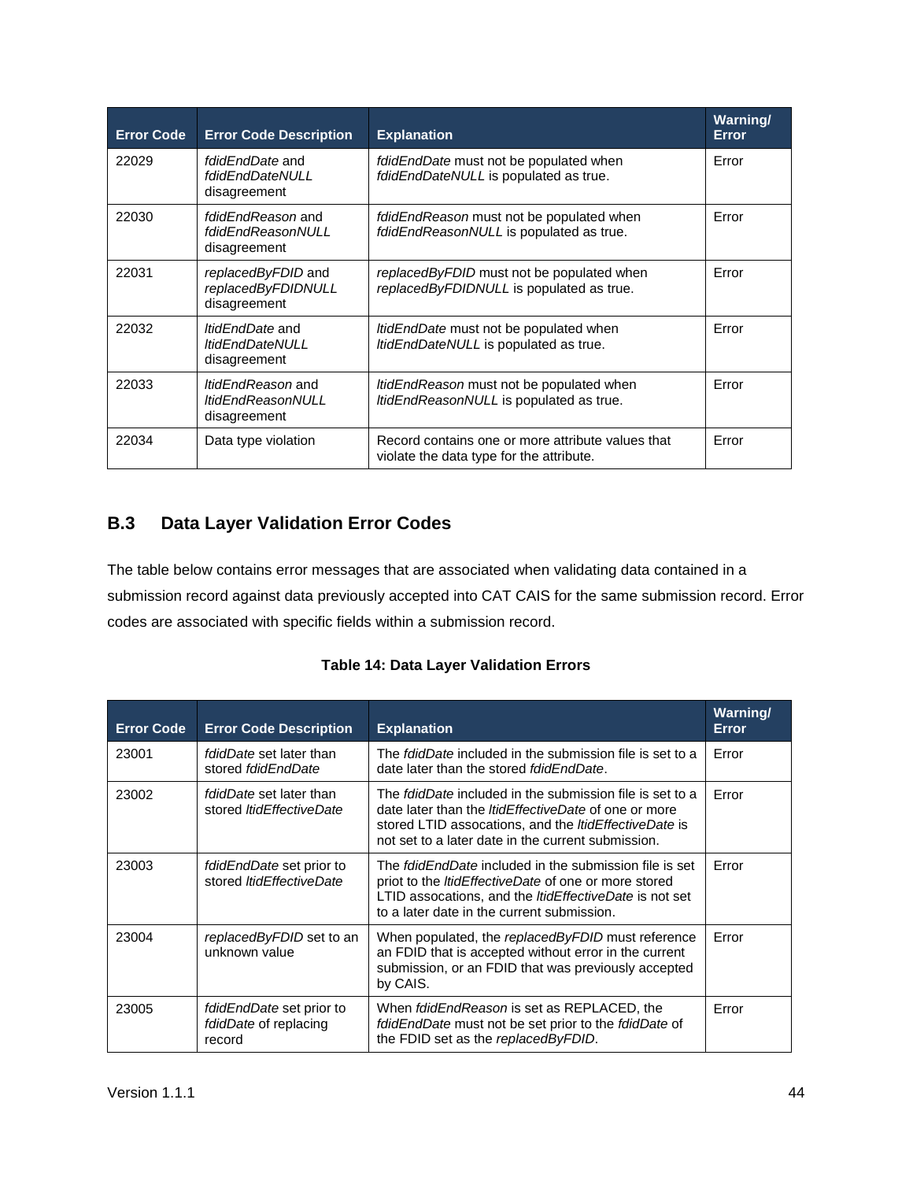| Error Code | Error Code Description | Explanation | Warning/ Error |
|---|---|---|---|
| 22029 | *fdidEndDate* and *fdidEndDateNULL* disagreement | *fdidEndDate* must not be populated when *fdidEndDateNULL* is populated as true. | Error |
| 22030 | *fdidEndReason* and *fdidEndReasonNULL* disagreement | *fdidEndReason* must not be populated when *fdidEndReasonNULL* is populated as true. | Error |
| 22031 | *replacedByFDID* and *replacedByFDIDNULL* disagreement | *replacedByFDID* must not be populated when *replacedByFDIDNULL* is populated as true. | Error |
| 22032 | *ltidEndDate* and *ltidEndDateNULL* disagreement | *ltidEndDate* must not be populated when *ltidEndDateNULL* is populated as true. | Error |
| 22033 | *ltidEndReason* and *ltidEndReasonNULL* disagreement | *ltidEndReason* must not be populated when *ltidEndReasonNULL* is populated as true. | Error |
| 22034 | Data type violation | Record contains one or more attribute values that violate the data type for the attribute. | Error |

## B.3 Data Layer Validation Error Codes

The table below contains error messages that are associated when validating data contained in a submission record against data previously accepted into CAT CAIS for the same submission record. Error codes are associated with specific fields within a submission record.

**Table 14: Data Layer Validation Errors**

| Error Code | Error Code Description | Explanation | Warning/ Error |
|---|---|---|---|
| 23001 | *fdidDate* set later than stored *fdidEndDate* | The *fdidDate* included in the submission file is set to a date later than the stored *fdidEndDate*. | Error |
| 23002 | *fdidDate* set later than stored *ltidEffectiveDate* | The *fdidDate* included in the submission file is set to a date later than the *ltidEffectiveDate* of one or more stored LTID assocations, and the *ltidEffectiveDate* is not set to a later date in the current submission. | Error |
| 23003 | *fdidEndDate* set prior to stored *ltidEffectiveDate* | The *fdidEndDate* included in the submission file is set priot to the *ltidEffectiveDate* of one or more stored LTID assocations, and the *ltidEffectiveDate* is not set to a later date in the current submission. | Error |
| 23004 | *replacedByFDID* set to an unknown value | When populated, the *replacedByFDID* must reference an FDID that is accepted without error in the current submission, or an FDID that was previously accepted by CAIS. | Error |
| 23005 | *fdidEndDate* set prior to *fdidDate* of replacing record | When *fdidEndReason* is set as REPLACED, the *fdidEndDate* must not be set prior to the *fdidDate* of the FDID set as the *replacedByFDID*. | Error |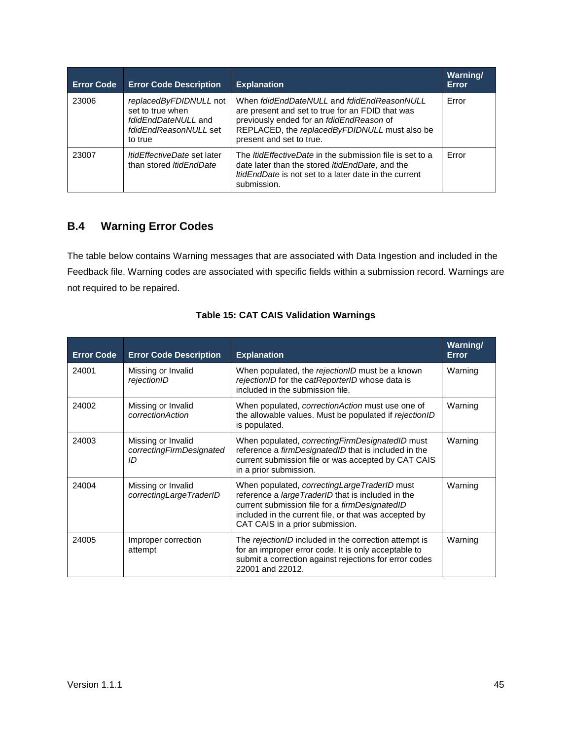| Error Code | Error Code Description | Explanation | Warning/ Error |
|---|---|---|---|
| 23006 | *replacedByFDIDNULL* not set to true when *fdidEndDateNULL* and *fdidEndReasonNULL* set to true | When *fdidEndDateNULL* and *fdidEndReasonNULL* are present and set to true for an FDID that was previously ended for an *fdidEndReason* of REPLACED, the *replacedByFDIDNULL* must also be present and set to true. | Error |
| 23007 | *ltidEffectiveDate* set later than stored *ltidEndDate* | The *ltidEffectiveDate* in the submission file is set to a date later than the stored *ltidEndDate*, and the *ltidEndDate* is not set to a later date in the current submission. | Error |

## B.4 Warning Error Codes

The table below contains Warning messages that are associated with Data Ingestion and included in the Feedback file. Warning codes are associated with specific fields within a submission record. Warnings are not required to be repaired.

**Table 15: CAT CAIS Validation Warnings**

| Error Code | Error Code Description | Explanation | Warning/ Error |
|---|---|---|---|
| 24001 | Missing or Invalid *rejectionID* | When populated, the *rejectionID* must be a known *rejectionID* for the *catReporterID* whose data is included in the submission file. | Warning |
| 24002 | Missing or Invalid *correctionAction* | When populated, *correctionAction* must use one of the allowable values. Must be populated if *rejectionID* is populated. | Warning |
| 24003 | Missing or Invalid *correctingFirmDesignatedID* | When populated, *correctingFirmDesignatedID* must reference a *firmDesignatedID* that is included in the current submission file or was accepted by CAT CAIS in a prior submission. | Warning |
| 24004 | Missing or Invalid *correctingLargeTraderID* | When populated, *correctingLargeTraderID* must reference a *largeTraderID* that is included in the current submission file for a *firmDesignatedID* included in the current file, or that was accepted by CAT CAIS in a prior submission. | Warning |
| 24005 | Improper correction attempt | The *rejectionID* included in the correction attempt is for an improper error code. It is only acceptable to submit a correction against rejections for error codes 22001 and 22012. | Warning |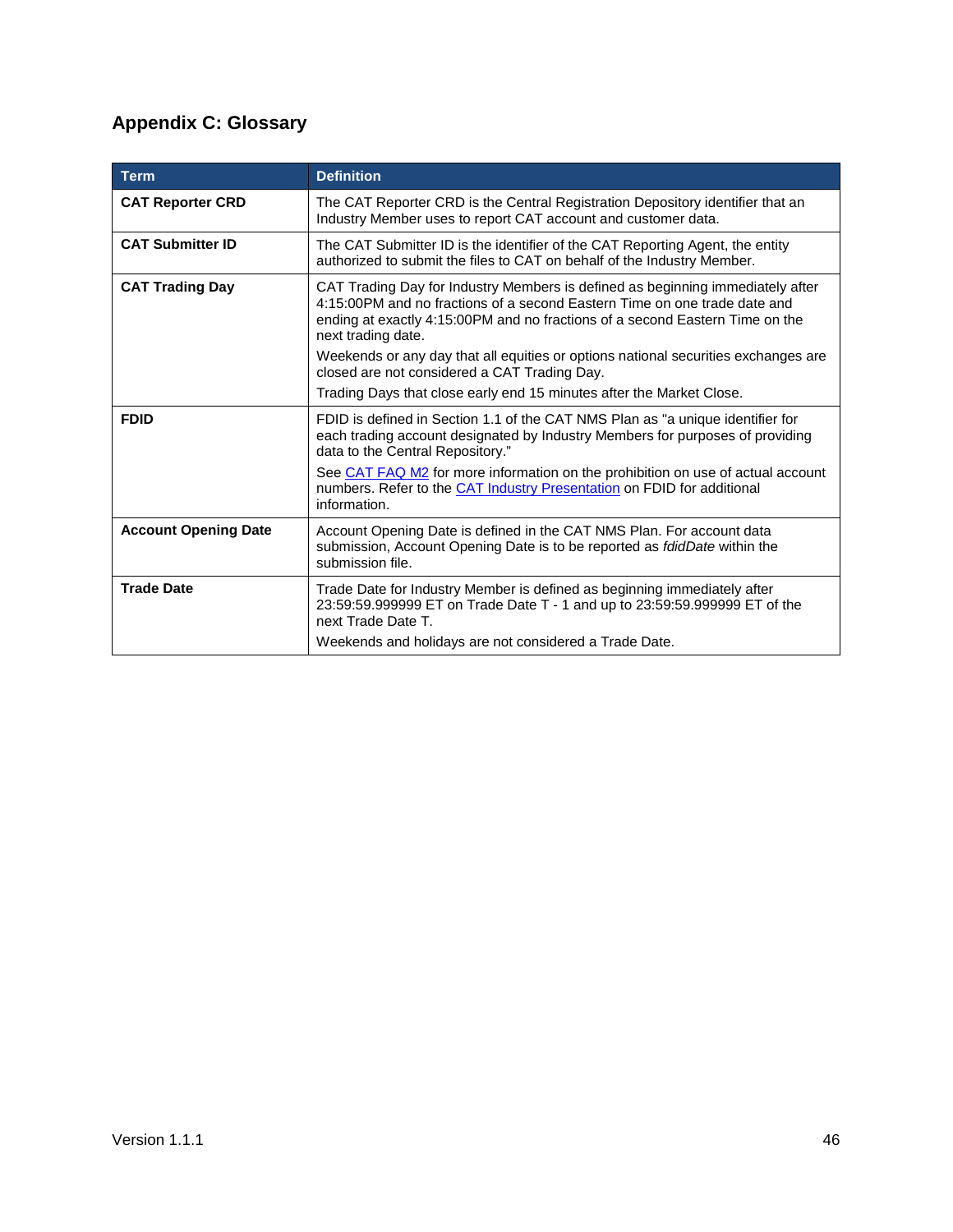## Appendix C: Glossary

| Term | Definition |
| --- | --- |
| **CAT Reporter CRD** | The CAT Reporter CRD is the Central Registration Depository identifier that an Industry Member uses to report CAT account and customer data. |
| **CAT Submitter ID** | The CAT Submitter ID is the identifier of the CAT Reporting Agent, the entity authorized to submit the files to CAT on behalf of the Industry Member. |
| **CAT Trading Day** | CAT Trading Day for Industry Members is defined as beginning immediately after 4:15:00PM and no fractions of a second Eastern Time on one trade date and ending at exactly 4:15:00PM and no fractions of a second Eastern Time on the next trading date.<br>Weekends or any day that all equities or options national securities exchanges are closed are not considered a CAT Trading Day.<br>Trading Days that close early end 15 minutes after the Market Close. |
| **FDID** | FDID is defined in Section 1.1 of the CAT NMS Plan as "a unique identifier for each trading account designated by Industry Members for purposes of providing data to the Central Repository."<br>See CAT FAQ M2 for more information on the prohibition on use of actual account numbers. Refer to the CAT Industry Presentation on FDID for additional information. |
| **Account Opening Date** | Account Opening Date is defined in the CAT NMS Plan. For account data submission, Account Opening Date is to be reported as *fdidDate* within the submission file. |
| **Trade Date** | Trade Date for Industry Member is defined as beginning immediately after 23:59:59.999999 ET on Trade Date T - 1 and up to 23:59:59.999999 ET of the next Trade Date T.<br>Weekends and holidays are not considered a Trade Date. |

Version 1.1.1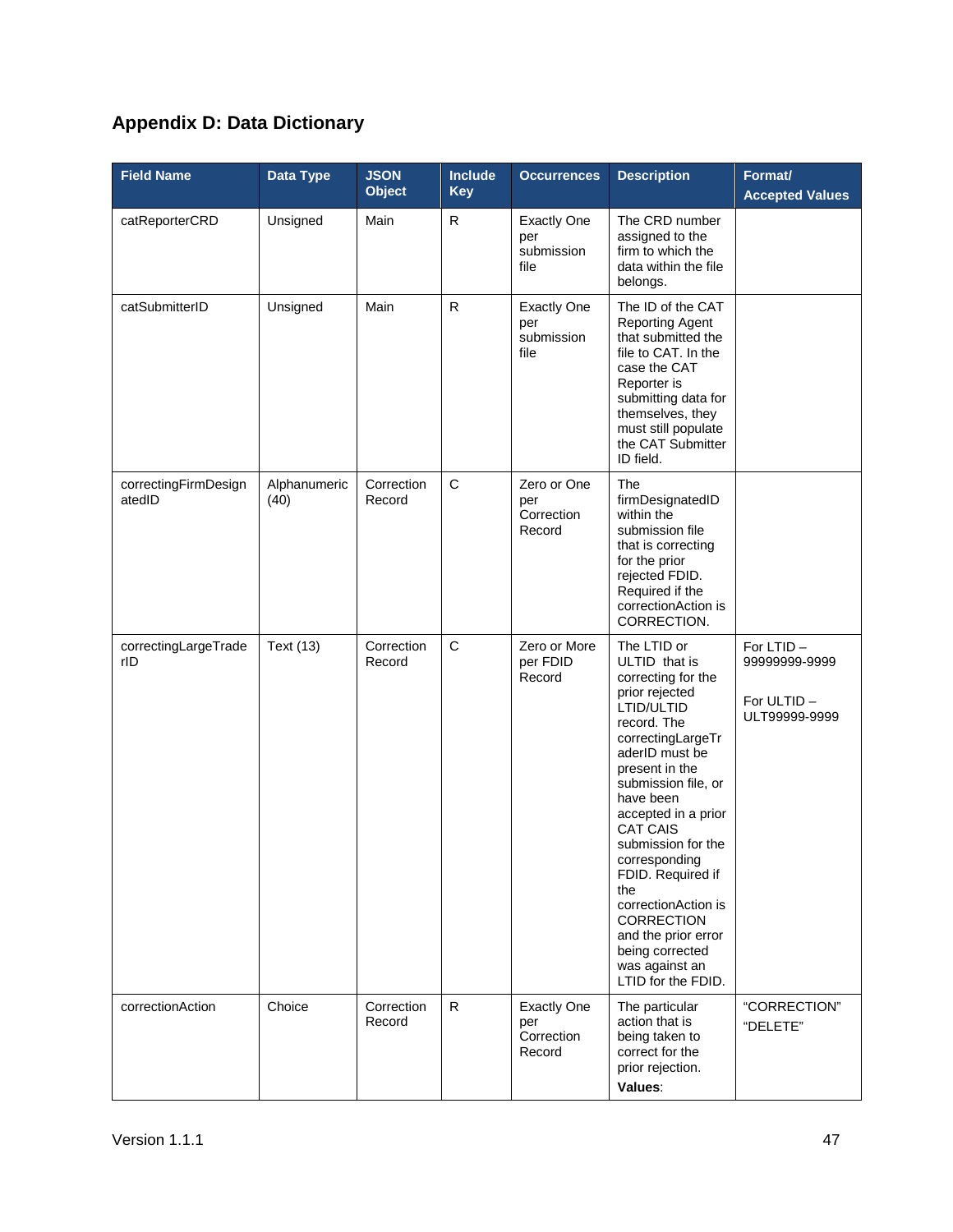# Appendix D: Data Dictionary

| Field Name | Data Type | JSON Object | Include Key | Occurrences | Description | Format/ Accepted Values |
|---|---|---|---|---|---|---|
| catReporterCRD | Unsigned | Main | R | Exactly One per submission file | The CRD number assigned to the firm to which the data within the file belongs. | |
| catSubmitterID | Unsigned | Main | R | Exactly One per submission file | The ID of the CAT Reporting Agent that submitted the file to CAT. In the case the CAT Reporter is submitting data for themselves, they must still populate the CAT Submitter ID field. | |
| correctingFirmDesignatedID | Alphanumeric (40) | Correction Record | C | Zero or One per Correction Record | The firmDesignatedID within the submission file that is correcting for the prior rejected FDID. Required if the correctionAction is CORRECTION. | |
| correctingLargeTraderID | Text (13) | Correction Record | C | Zero or More per FDID Record | The LTID or ULTID that is correcting for the prior rejected LTID/ULTID record. The correctingLargeTraderID must be present in the submission file, or have been accepted in a prior CAT CAIS submission for the corresponding FDID. Required if the correctionAction is CORRECTION and the prior error being corrected was against an LTID for the FDID. | For LTID – 99999999-9999<br><br>For ULTID – ULT99999-9999 |
| correctionAction | Choice | Correction Record | R | Exactly One per Correction Record | The particular action that is being taken to correct for the prior rejection.<br>**Values**: | "CORRECTION"<br>"DELETE" |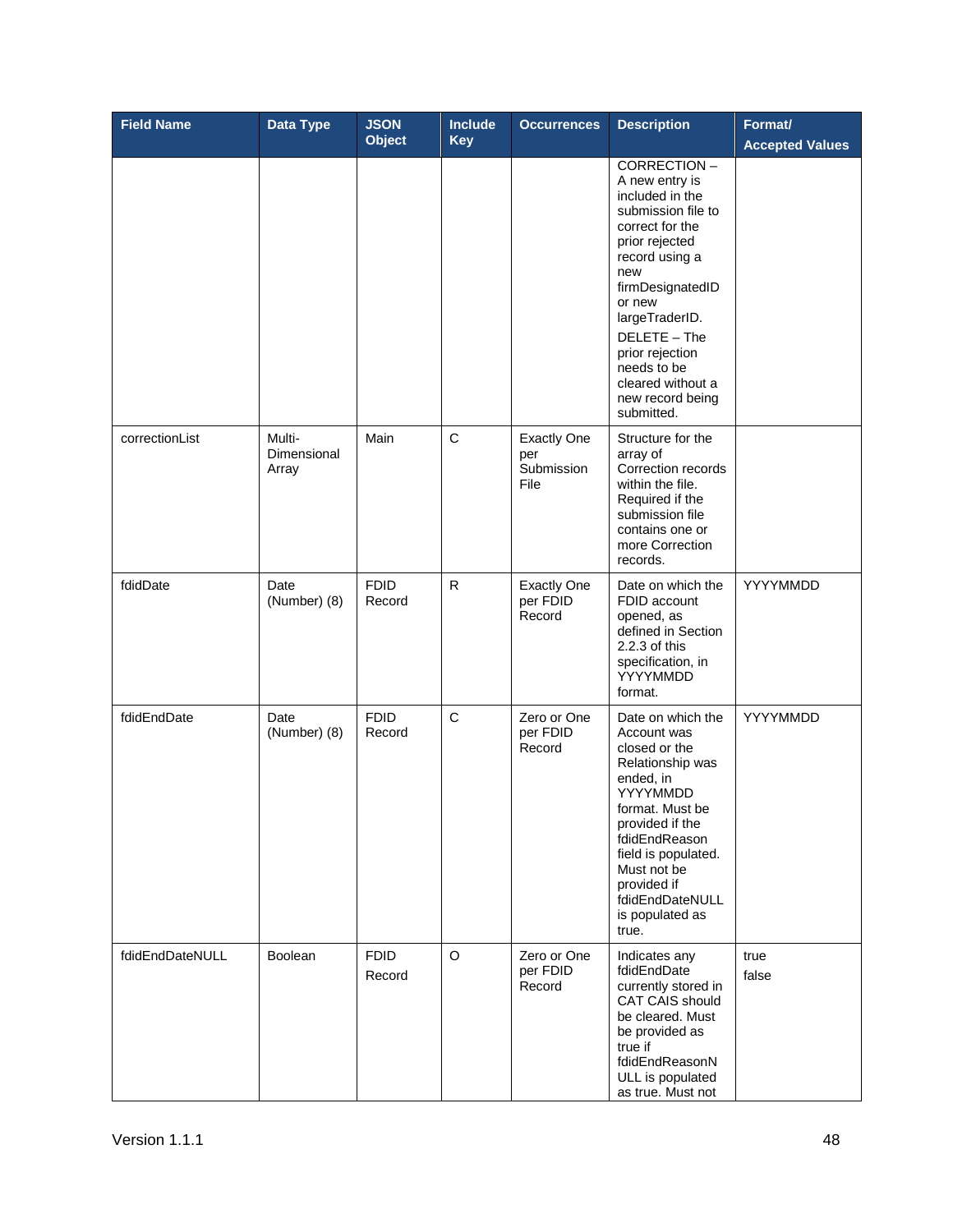| Field Name | Data Type | JSON Object | Include Key | Occurrences | Description | Format/ Accepted Values |
| --- | --- | --- | --- | --- | --- | --- |
| | | | | | CORRECTION – A new entry is included in the submission file to correct for the prior rejected record using a new firmDesignatedID or new largeTraderID. DELETE – The prior rejection needs to be cleared without a new record being submitted. | |
| correctionList | Multi-Dimensional Array | Main | C | Exactly One per Submission File | Structure for the array of Correction records within the file. Required if the submission file contains one or more Correction records. | |
| fdidDate | Date (Number) (8) | FDID Record | R | Exactly One per FDID Record | Date on which the FDID account opened, as defined in Section 2.2.3 of this specification, in YYYYMMDD format. | YYYYMMDD |
| fdidEndDate | Date (Number) (8) | FDID Record | C | Zero or One per FDID Record | Date on which the Account was closed or the Relationship was ended, in YYYYMMDD format. Must be provided if the fdidEndReason field is populated. Must not be provided if fdidEndDateNULL is populated as true. | YYYYMMDD |
| fdidEndDateNULL | Boolean | FDID Record | O | Zero or One per FDID Record | Indicates any fdidEndDate currently stored in CAT CAIS should be cleared. Must be provided as true if fdidEndReasonNULL is populated as true. Must not | true<br>false |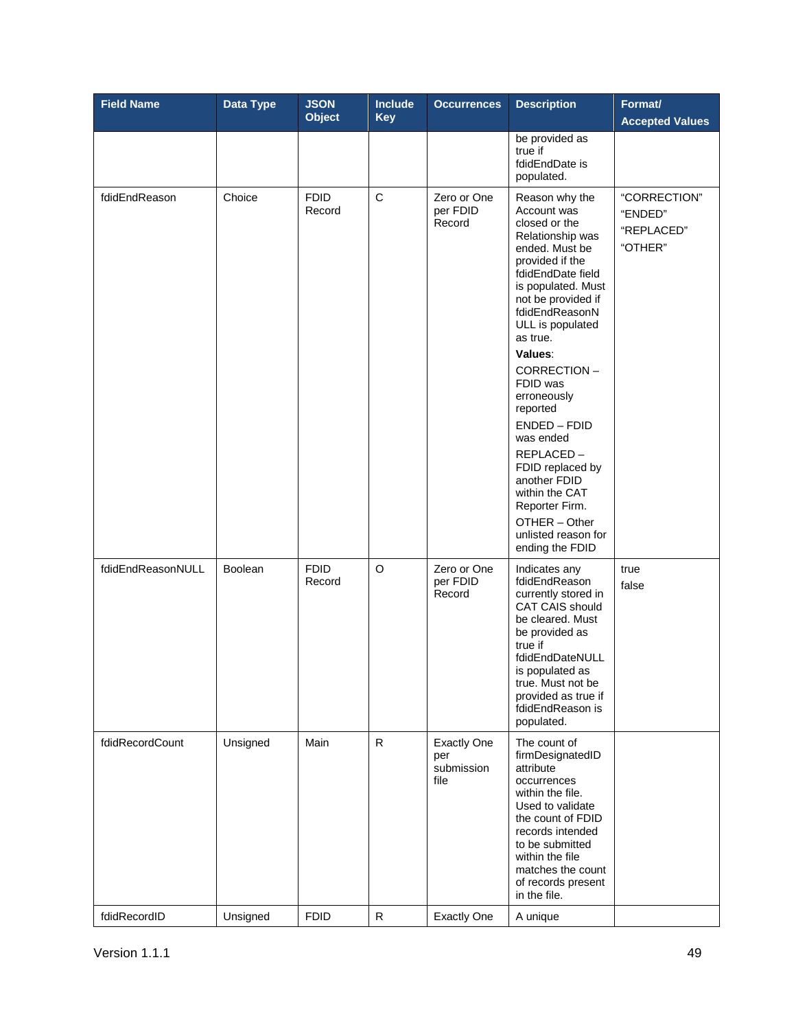| Field Name | Data Type | JSON Object | Include Key | Occurrences | Description | Format/ Accepted Values |
|---|---|---|---|---|---|---|
| | | | | | be provided as true if fdidEndDate is populated. | |
| fdidEndReason | Choice | FDID Record | C | Zero or One per FDID Record | Reason why the Account was closed or the Relationship was ended. Must be provided if the fdidEndDate field is populated. Must not be provided if fdidEndReasonNULL is populated as true.<br>**Values**:<br>CORRECTION – FDID was erroneously reported<br>ENDED – FDID was ended<br>REPLACED – FDID replaced by another FDID within the CAT Reporter Firm.<br>OTHER – Other unlisted reason for ending the FDID | "CORRECTION"<br>"ENDED"<br>"REPLACED"<br>"OTHER" |
| fdidEndReasonNULL | Boolean | FDID Record | O | Zero or One per FDID Record | Indicates any fdidEndReason currently stored in CAT CAIS should be cleared. Must be provided as true if fdidEndDateNULL is populated as true. Must not be provided as true if fdidEndReason is populated. | true<br>false |
| fdidRecordCount | Unsigned | Main | R | Exactly One per submission file | The count of firmDesignatedID attribute occurrences within the file. Used to validate the count of FDID records intended to be submitted within the file matches the count of records present in the file. | |
| fdidRecordID | Unsigned | FDID | R | Exactly One | A unique | |

Version 1.1.1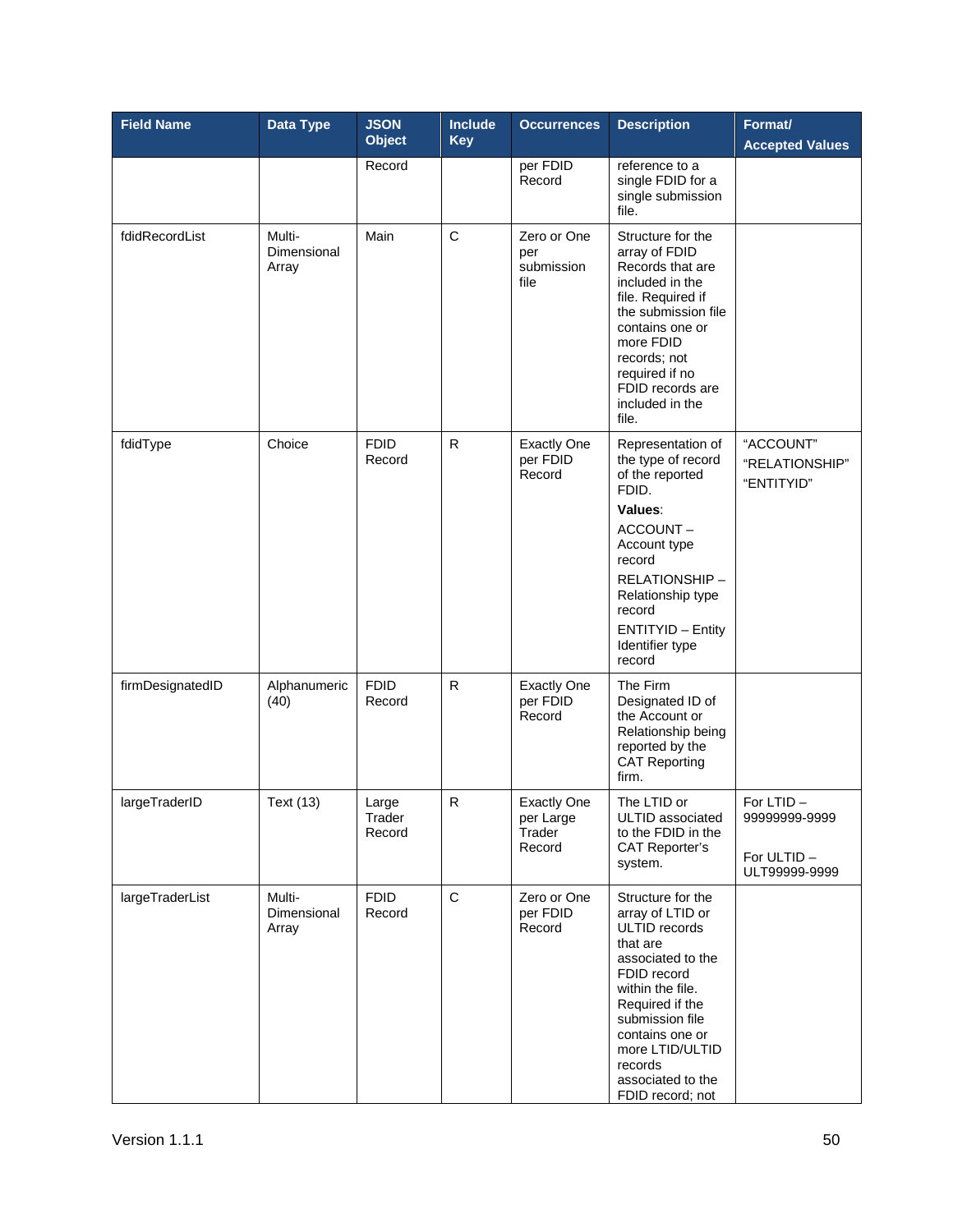| Field Name | Data Type | JSON Object | Include Key | Occurrences | Description | Format/ Accepted Values |
|---|---|---|---|---|---|---|
| | | Record | | per FDID Record | reference to a single FDID for a single submission file. | |
| fdidRecordList | Multi-Dimensional Array | Main | C | Zero or One per submission file | Structure for the array of FDID Records that are included in the file. Required if the submission file contains one or more FDID records; not required if no FDID records are included in the file. | |
| fdidType | Choice | FDID Record | R | Exactly One per FDID Record | Representation of the type of record of the reported FDID.<br>**Values**:<br>ACCOUNT – Account type record<br>RELATIONSHIP – Relationship type record<br>ENTITYID – Entity Identifier type record | "ACCOUNT"<br>"RELATIONSHIP"<br>"ENTITYID" |
| firmDesignatedID | Alphanumeric (40) | FDID Record | R | Exactly One per FDID Record | The Firm Designated ID of the Account or Relationship being reported by the CAT Reporting firm. | |
| largeTraderID | Text (13) | Large Trader Record | R | Exactly One per Large Trader Record | The LTID or ULTID associated to the FDID in the CAT Reporter's system. | For LTID – 99999999-9999<br><br>For ULTID – ULT99999-9999 |
| largeTraderList | Multi-Dimensional Array | FDID Record | C | Zero or One per FDID Record | Structure for the array of LTID or ULTID records that are associated to the FDID record within the file. Required if the submission file contains one or more LTID/ULTID records associated to the FDID record; not | |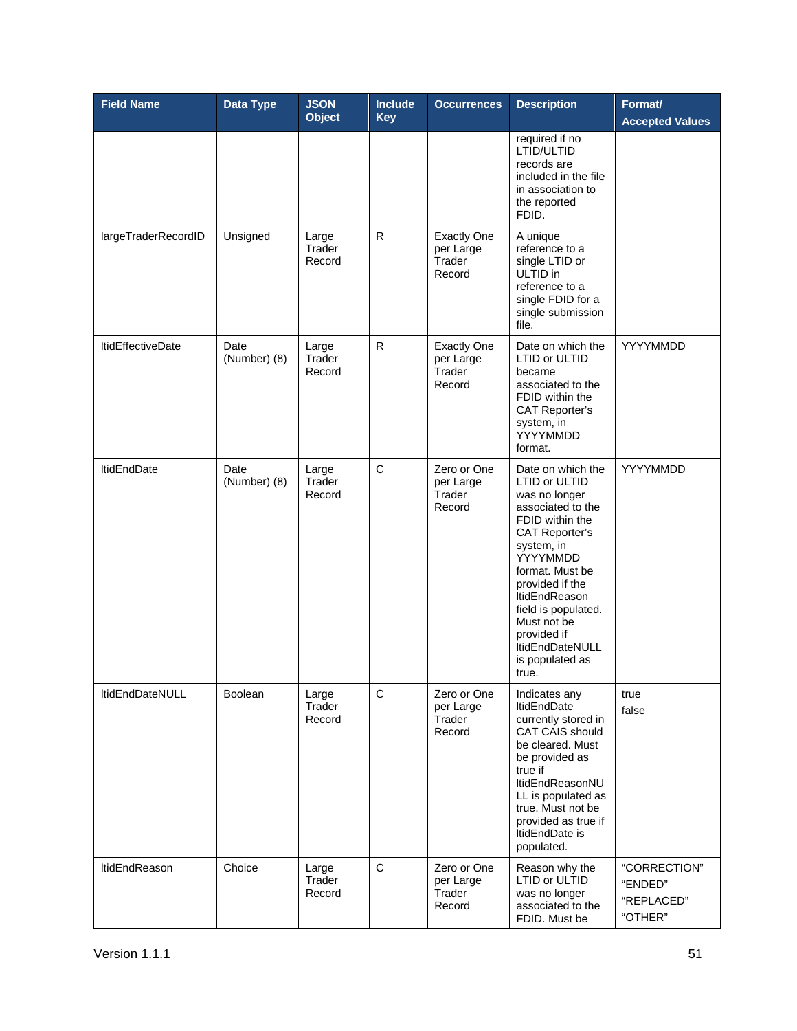| Field Name | Data Type | JSON Object | Include Key | Occurrences | Description | Format/ Accepted Values |
|---|---|---|---|---|---|---|
| | | | | | required if no LTID/ULTID records are included in the file in association to the reported FDID. | |
| largeTraderRecordID | Unsigned | Large Trader Record | R | Exactly One per Large Trader Record | A unique reference to a single LTID or ULTID in reference to a single FDID for a single submission file. | |
| ltidEffectiveDate | Date (Number) (8) | Large Trader Record | R | Exactly One per Large Trader Record | Date on which the LTID or ULTID became associated to the FDID within the CAT Reporter's system, in YYYYMMDD format. | YYYYMMDD |
| ltidEndDate | Date (Number) (8) | Large Trader Record | C | Zero or One per Large Trader Record | Date on which the LTID or ULTID was no longer associated to the FDID within the CAT Reporter's system, in YYYYMMDD format. Must be provided if the ltidEndReason field is populated. Must not be provided if ltidEndDateNULL is populated as true. | YYYYMMDD |
| ltidEndDateNULL | Boolean | Large Trader Record | C | Zero or One per Large Trader Record | Indicates any ltidEndDate currently stored in CAT CAIS should be cleared. Must be provided as true if ltidEndReasonNULL is populated as true. Must not be provided as true if ltidEndDate is populated. | true<br>false |
| ltidEndReason | Choice | Large Trader Record | C | Zero or One per Large Trader Record | Reason why the LTID or ULTID was no longer associated to the FDID. Must be | "CORRECTION"<br>"ENDED"<br>"REPLACED"<br>"OTHER" |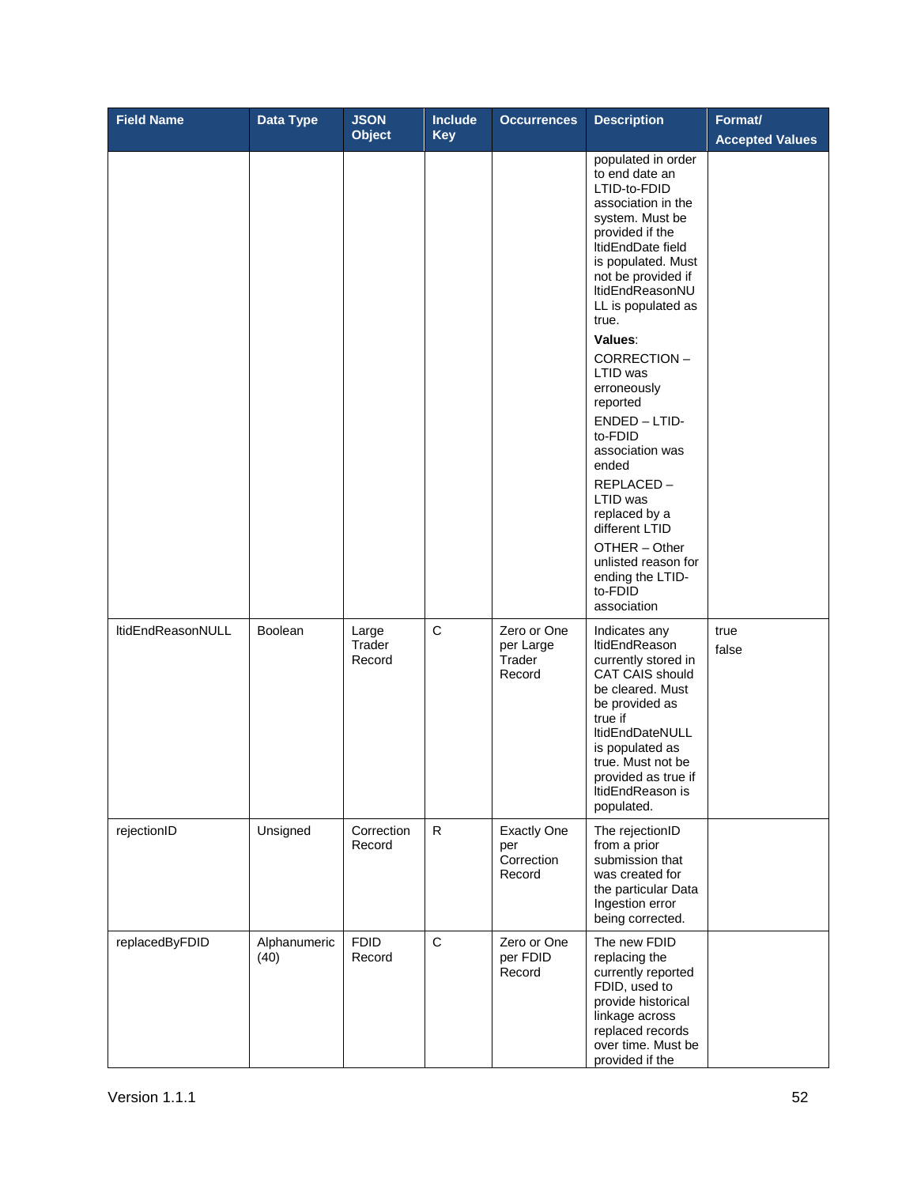| Field Name | Data Type | JSON Object | Include Key | Occurrences | Description | Format/ Accepted Values |
|---|---|---|---|---|---|---|
| | | | | | populated in order to end date an LTID-to-FDID association in the system. Must be provided if the ltidEndDate field is populated. Must not be provided if ltidEndReasonNULL is populated as true. **Values**: CORRECTION – LTID was erroneously reported ENDED – LTID-to-FDID association was ended REPLACED – LTID was replaced by a different LTID OTHER – Other unlisted reason for ending the LTID-to-FDID association | |
| ltidEndReasonNULL | Boolean | Large Trader Record | C | Zero or One per Large Trader Record | Indicates any ltidEndReason currently stored in CAT CAIS should be cleared. Must be provided as true if ltidEndDateNULL is populated as true. Must not be provided as true if ltidEndReason is populated. | true false |
| rejectionID | Unsigned | Correction Record | R | Exactly One per Correction Record | The rejectionID from a prior submission that was created for the particular Data Ingestion error being corrected. | |
| replacedByFDID | Alphanumeric (40) | FDID Record | C | Zero or One per FDID Record | The new FDID replacing the currently reported FDID, used to provide historical linkage across replaced records over time. Must be provided if the | |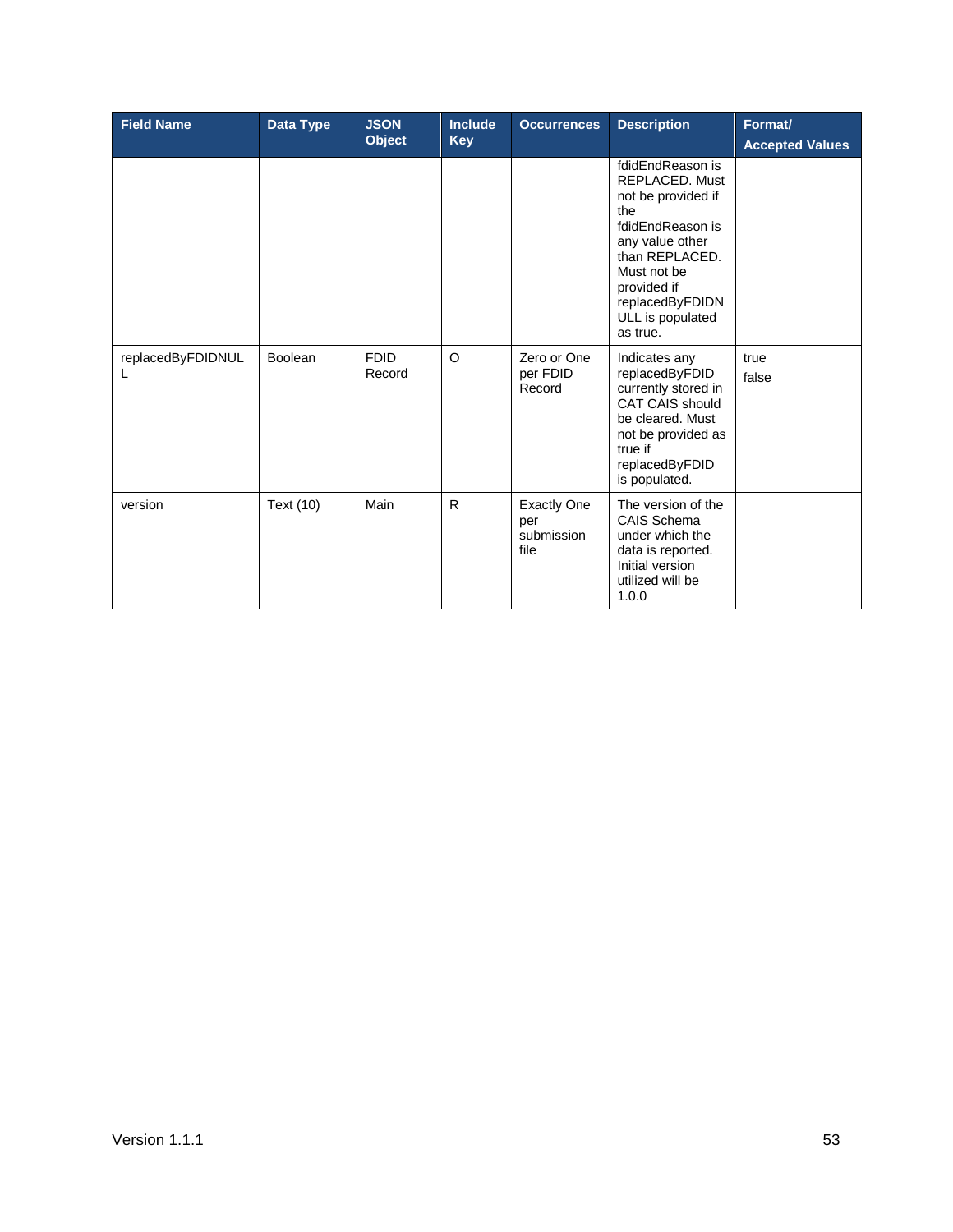| Field Name | Data Type | JSON Object | Include Key | Occurrences | Description | Format/ Accepted Values |
|---|---|---|---|---|---|---|
| | | | | | fdidEndReason is REPLACED. Must not be provided if the fdidEndReason is any value other than REPLACED. Must not be provided if replacedByFDIDNULL is populated as true. | |
| replacedByFDIDNULL | Boolean | FDID Record | O | Zero or One per FDID Record | Indicates any replacedByFDID currently stored in CAT CAIS should be cleared. Must not be provided as true if replacedByFDID is populated. | true<br>false |
| version | Text (10) | Main | R | Exactly One per submission file | The version of the CAIS Schema under which the data is reported. Initial version utilized will be 1.0.0 | |